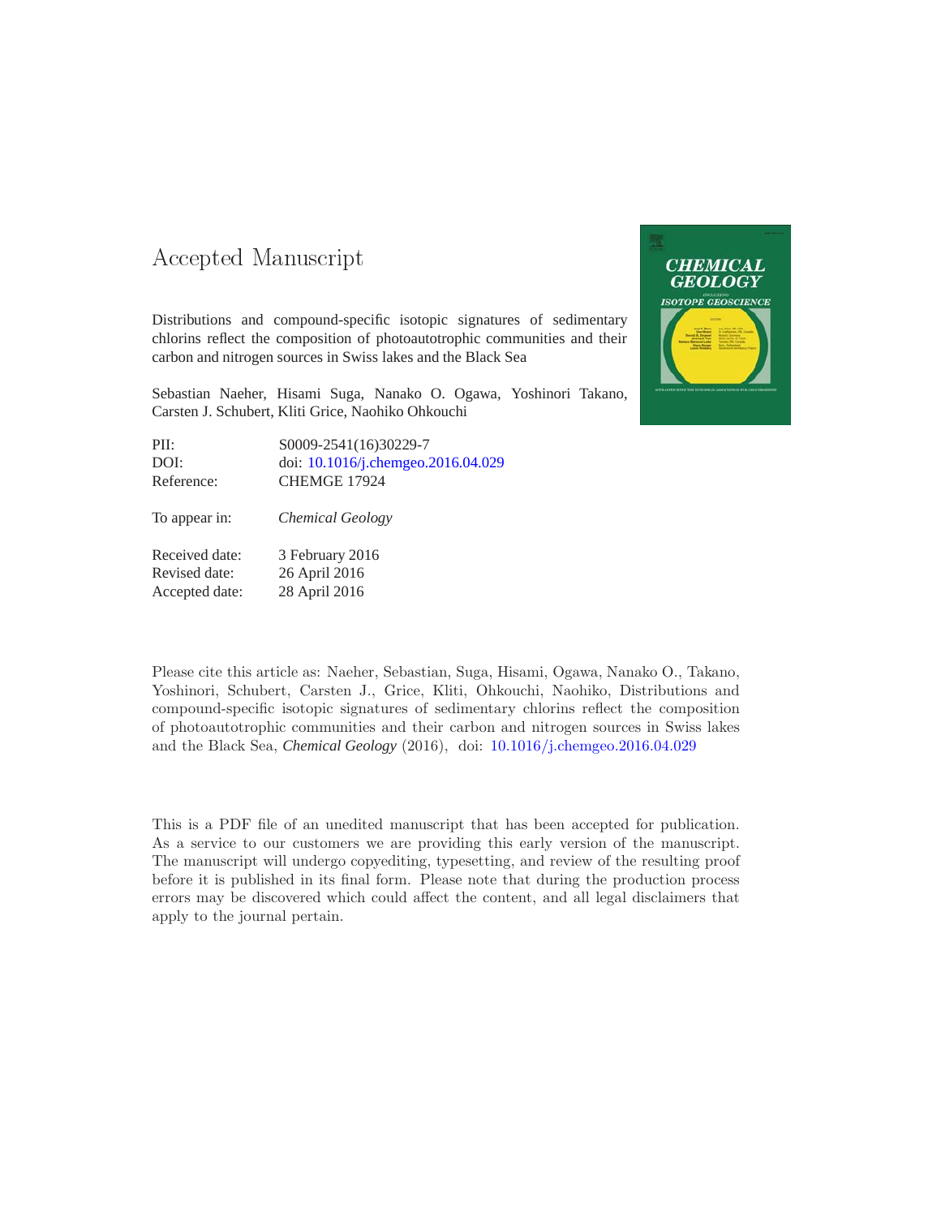# Accepted Manuscript

Distributions and compound-specific isotopic signatures of sedimentary chlorins reflect the composition of photoautotrophic communities and their carbon and nitrogen sources in Swiss lakes and the Black Sea

Sebastian Naeher, Hisami Suga, Nanako O. Ogawa, Yoshinori Takano, Carsten J. Schubert, Kliti Grice, Naohiko Ohkouchi

| | |
|---|---|
| PII: | S0009-2541(16)30229-7 |
| DOI: | doi: 10.1016/j.chemgeo.2016.04.029 |
| Reference: | CHEMGE 17924 |
| To appear in: | *Chemical Geology* |
| Received date: | 3 February 2016 |
| Revised date: | 26 April 2016 |
| Accepted date: | 28 April 2016 |

Please cite this article as: Naeher, Sebastian, Suga, Hisami, Ogawa, Nanako O., Takano, Yoshinori, Schubert, Carsten J., Grice, Kliti, Ohkouchi, Naohiko, Distributions and compound-specific isotopic signatures of sedimentary chlorins reflect the composition of photoautotrophic communities and their carbon and nitrogen sources in Swiss lakes and the Black Sea, *Chemical Geology* (2016), doi: 10.1016/j.chemgeo.2016.04.029

This is a PDF file of an unedited manuscript that has been accepted for publication. As a service to our customers we are providing this early version of the manuscript. The manuscript will undergo copyediting, typesetting, and review of the resulting proof before it is published in its final form. Please note that during the production process errors may be discovered which could affect the content, and all legal disclaimers that apply to the journal pertain.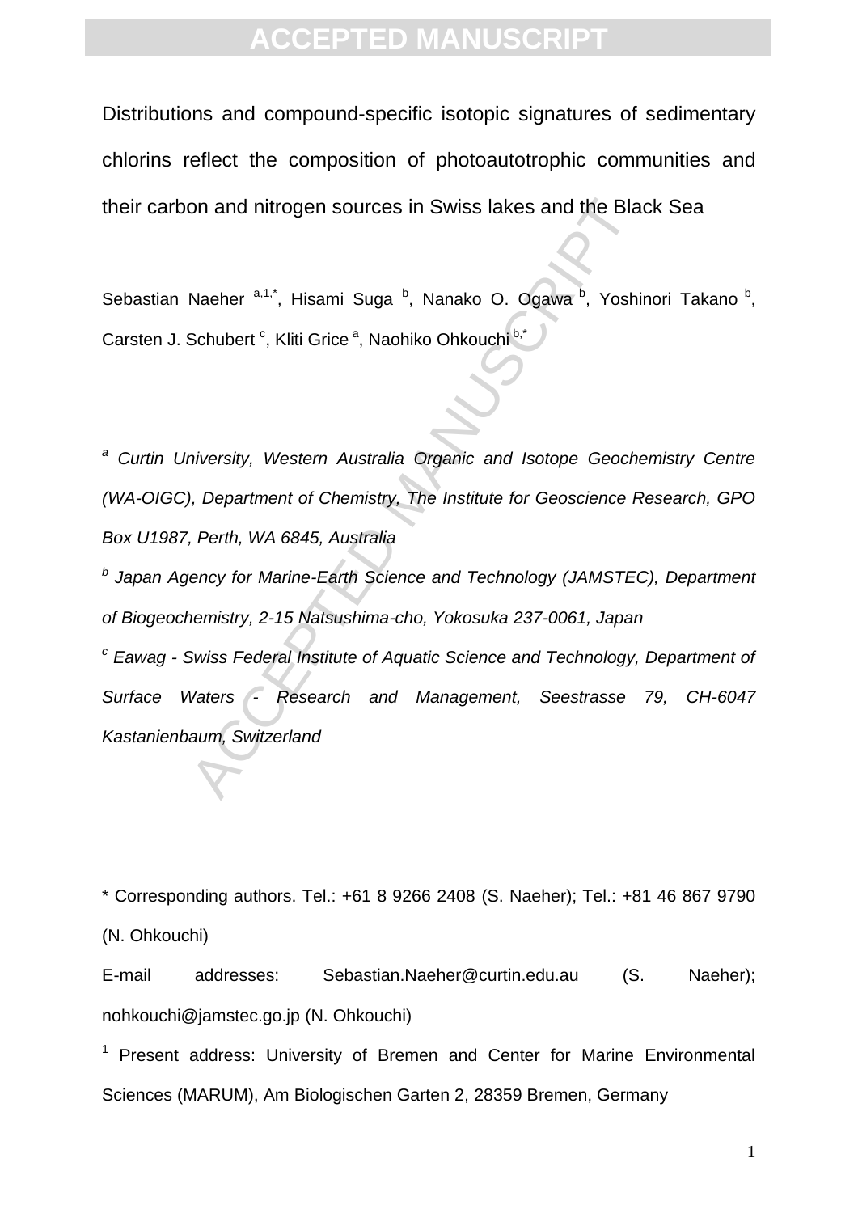# Distributions and compound-specific isotopic signatures of sedimentary chlorins reflect the composition of photoautotrophic communities and their carbon and nitrogen sources in Swiss lakes and the Black Sea

Sebastian Naeher [a,1,*], Hisami Suga [b], Nanako O. Ogawa [b], Yoshinori Takano [b], Carsten J. Schubert [c], Kliti Grice [a], Naohiko Ohkouchi [b,*]

[a] *Curtin University, Western Australia Organic and Isotope Geochemistry Centre (WA-OIGC), Department of Chemistry, The Institute for Geoscience Research, GPO Box U1987, Perth, WA 6845, Australia*

[b] *Japan Agency for Marine-Earth Science and Technology (JAMSTEC), Department of Biogeochemistry, 2-15 Natsushima-cho, Yokosuka 237-0061, Japan*

[c] *Eawag - Swiss Federal Institute of Aquatic Science and Technology, Department of Surface Waters - Research and Management, Seestrasse 79, CH-6047 Kastanienbaum, Switzerland*

\* Corresponding authors. Tel.: +61 8 9266 2408 (S. Naeher); Tel.: +81 46 867 9790 (N. Ohkouchi)

E-mail addresses: Sebastian.Naeher@curtin.edu.au (S. Naeher); nohkouchi@jamstec.go.jp (N. Ohkouchi)

[1] Present address: University of Bremen and Center for Marine Environmental Sciences (MARUM), Am Biologischen Garten 2, 28359 Bremen, Germany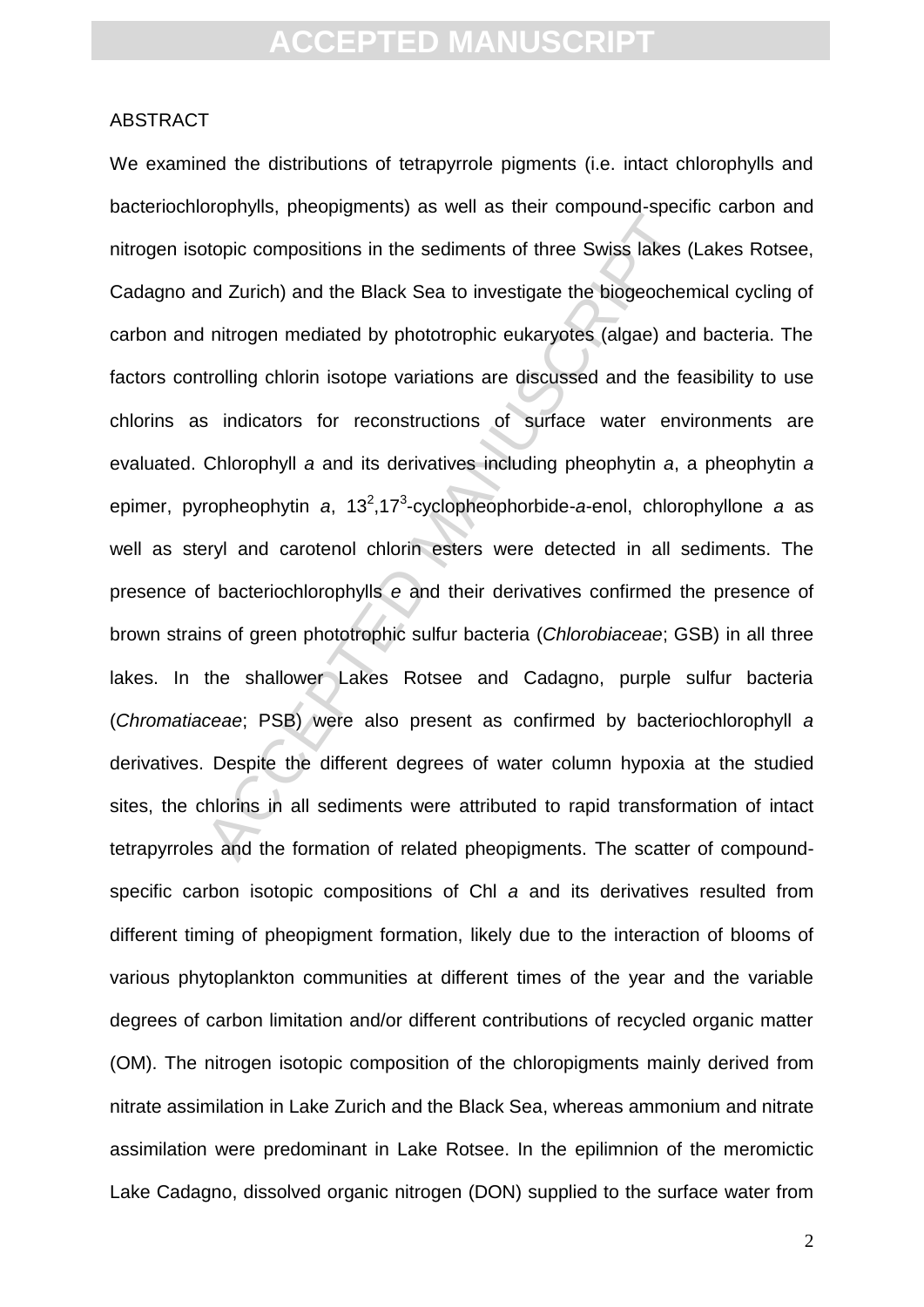ABSTRACT

We examined the distributions of tetrapyrrole pigments (i.e. intact chlorophylls and bacteriochlorophylls, pheopigments) as well as their compound-specific carbon and nitrogen isotopic compositions in the sediments of three Swiss lakes (Lakes Rotsee, Cadagno and Zurich) and the Black Sea to investigate the biogeochemical cycling of carbon and nitrogen mediated by phototrophic eukaryotes (algae) and bacteria. The factors controlling chlorin isotope variations are discussed and the feasibility to use chlorins as indicators for reconstructions of surface water environments are evaluated. Chlorophyll *a* and its derivatives including pheophytin *a*, a pheophytin *a* epimer, pyropheophytin *a*, $13^2$,$17^3$-cyclopheophorbide-*a*-enol, chlorophyllone *a* as well as steryl and carotenol chlorin esters were detected in all sediments. The presence of bacteriochlorophylls *e* and their derivatives confirmed the presence of brown strains of green phototrophic sulfur bacteria (*Chlorobiaceae*; GSB) in all three lakes. In the shallower Lakes Rotsee and Cadagno, purple sulfur bacteria (*Chromatiaceae*; PSB) were also present as confirmed by bacteriochlorophyll *a* derivatives. Despite the different degrees of water column hypoxia at the studied sites, the chlorins in all sediments were attributed to rapid transformation of intact tetrapyrroles and the formation of related pheopigments. The scatter of compound-specific carbon isotopic compositions of Chl *a* and its derivatives resulted from different timing of pheopigment formation, likely due to the interaction of blooms of various phytoplankton communities at different times of the year and the variable degrees of carbon limitation and/or different contributions of recycled organic matter (OM). The nitrogen isotopic composition of the chloropigments mainly derived from nitrate assimilation in Lake Zurich and the Black Sea, whereas ammonium and nitrate assimilation were predominant in Lake Rotsee. In the epilimnion of the meromictic Lake Cadagno, dissolved organic nitrogen (DON) supplied to the surface water from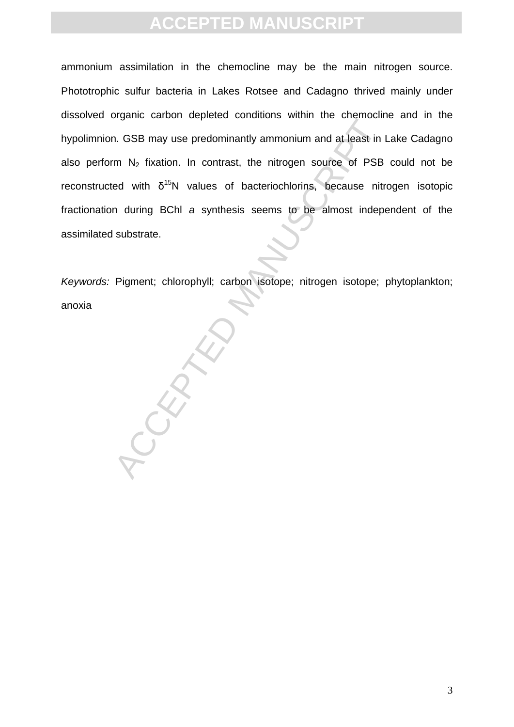ammonium assimilation in the chemocline may be the main nitrogen source. Phototrophic sulfur bacteria in Lakes Rotsee and Cadagno thrived mainly under dissolved organic carbon depleted conditions within the chemocline and in the hypolimnion. GSB may use predominantly ammonium and at least in Lake Cadagno also perform $N_2$ fixation. In contrast, the nitrogen source of PSB could not be reconstructed with $\delta^{15}N$ values of bacteriochlorins, because nitrogen isotopic fractionation during BChl *a* synthesis seems to be almost independent of the assimilated substrate.

*Keywords:* Pigment; chlorophyll; carbon isotope; nitrogen isotope; phytoplankton; anoxia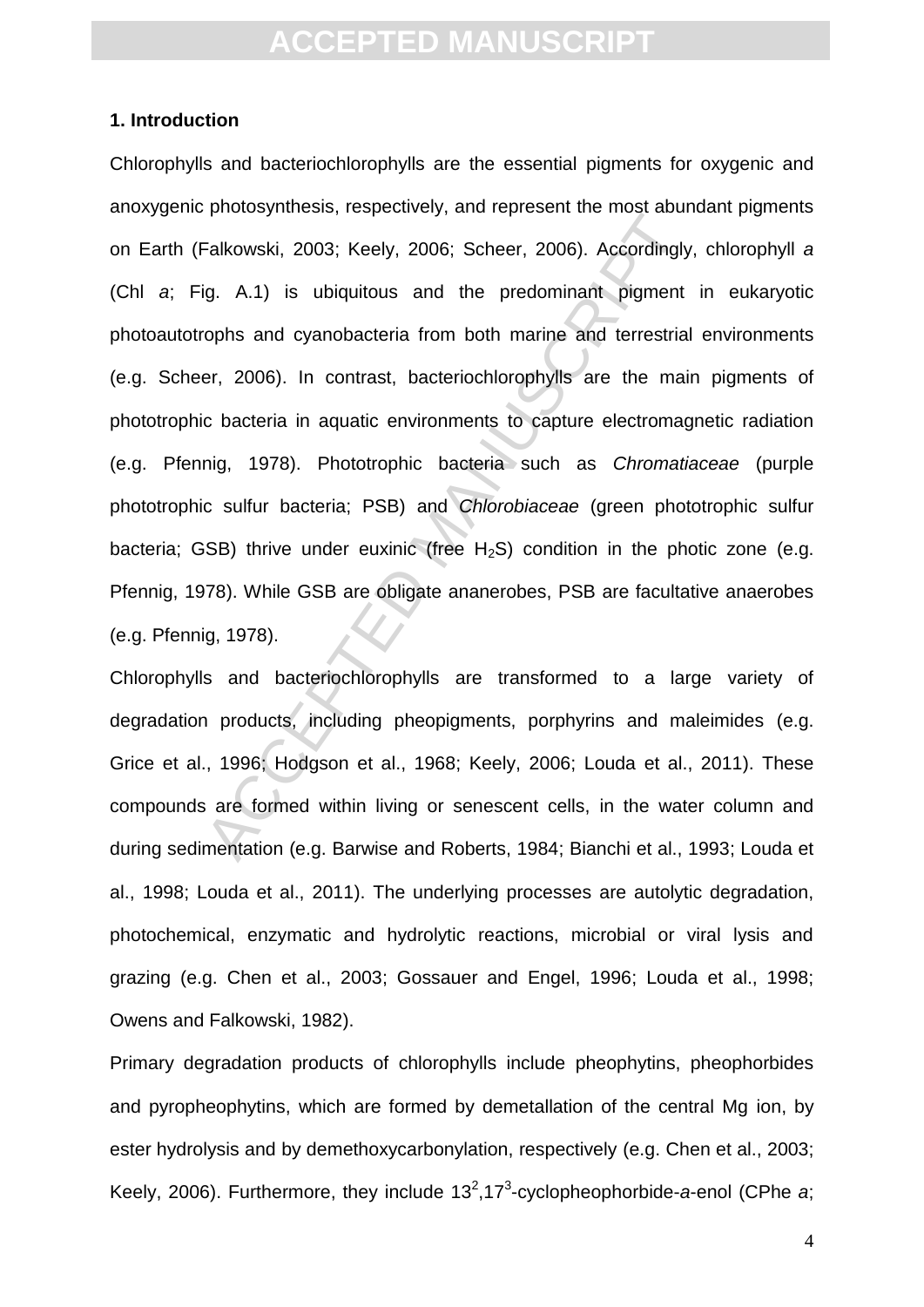## 1. Introduction

Chlorophylls and bacteriochlorophylls are the essential pigments for oxygenic and anoxygenic photosynthesis, respectively, and represent the most abundant pigments on Earth (Falkowski, 2003; Keely, 2006; Scheer, 2006). Accordingly, chlorophyll *a* (Chl *a*; Fig. A.1) is ubiquitous and the predominant pigment in eukaryotic photoautotrophs and cyanobacteria from both marine and terrestrial environments (e.g. Scheer, 2006). In contrast, bacteriochlorophylls are the main pigments of phototrophic bacteria in aquatic environments to capture electromagnetic radiation (e.g. Pfennig, 1978). Phototrophic bacteria such as *Chromatiaceae* (purple phototrophic sulfur bacteria; PSB) and *Chlorobiaceae* (green phototrophic sulfur bacteria; GSB) thrive under euxinic (free $H_2S$) condition in the photic zone (e.g. Pfennig, 1978). While GSB are obligate ananerobes, PSB are facultative anaerobes (e.g. Pfennig, 1978).

Chlorophylls and bacteriochlorophylls are transformed to a large variety of degradation products, including pheopigments, porphyrins and maleimides (e.g. Grice et al., 1996; Hodgson et al., 1968; Keely, 2006; Louda et al., 2011). These compounds are formed within living or senescent cells, in the water column and during sedimentation (e.g. Barwise and Roberts, 1984; Bianchi et al., 1993; Louda et al., 1998; Louda et al., 2011). The underlying processes are autolytic degradation, photochemical, enzymatic and hydrolytic reactions, microbial or viral lysis and grazing (e.g. Chen et al., 2003; Gossauer and Engel, 1996; Louda et al., 1998; Owens and Falkowski, 1982).

Primary degradation products of chlorophylls include pheophytins, pheophorbides and pyropheophytins, which are formed by demetallation of the central Mg ion, by ester hydrolysis and by demethoxycarbonylation, respectively (e.g. Chen et al., 2003; Keely, 2006). Furthermore, they include $13^2,17^3$-cyclopheophorbide-*a*-enol (CPhe *a*;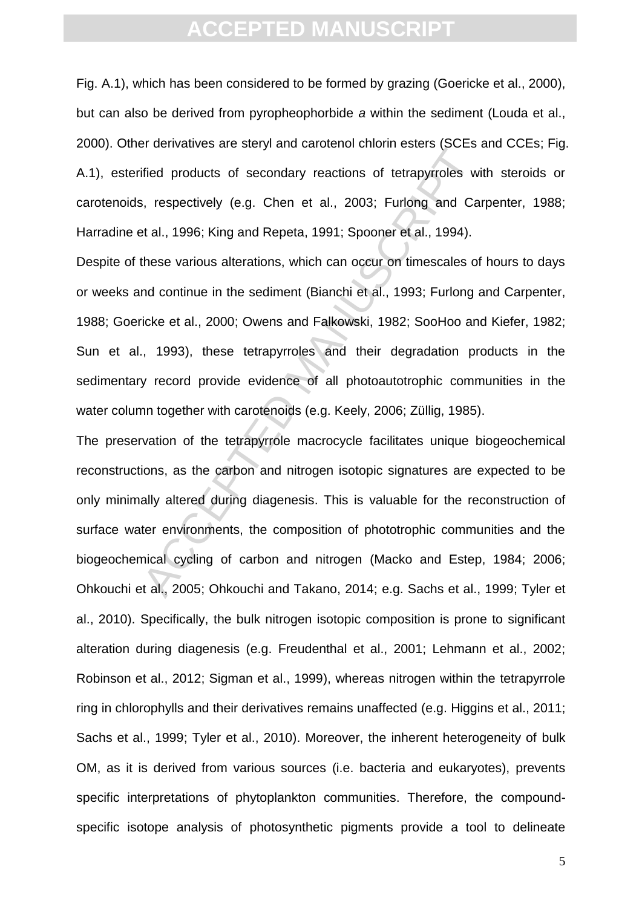Fig. A.1), which has been considered to be formed by grazing (Goericke et al., 2000), but can also be derived from pyropheophorbide *a* within the sediment (Louda et al., 2000). Other derivatives are steryl and carotenol chlorin esters (SCEs and CCEs; Fig. A.1), esterified products of secondary reactions of tetrapyrroles with steroids or carotenoids, respectively (e.g. Chen et al., 2003; Furlong and Carpenter, 1988; Harradine et al., 1996; King and Repeta, 1991; Spooner et al., 1994).

Despite of these various alterations, which can occur on timescales of hours to days or weeks and continue in the sediment (Bianchi et al., 1993; Furlong and Carpenter, 1988; Goericke et al., 2000; Owens and Falkowski, 1982; SooHoo and Kiefer, 1982; Sun et al., 1993), these tetrapyrroles and their degradation products in the sedimentary record provide evidence of all photoautotrophic communities in the water column together with carotenoids (e.g. Keely, 2006; Züllig, 1985).

The preservation of the tetrapyrrole macrocycle facilitates unique biogeochemical reconstructions, as the carbon and nitrogen isotopic signatures are expected to be only minimally altered during diagenesis. This is valuable for the reconstruction of surface water environments, the composition of phototrophic communities and the biogeochemical cycling of carbon and nitrogen (Macko and Estep, 1984; 2006; Ohkouchi et al., 2005; Ohkouchi and Takano, 2014; e.g. Sachs et al., 1999; Tyler et al., 2010). Specifically, the bulk nitrogen isotopic composition is prone to significant alteration during diagenesis (e.g. Freudenthal et al., 2001; Lehmann et al., 2002; Robinson et al., 2012; Sigman et al., 1999), whereas nitrogen within the tetrapyrrole ring in chlorophylls and their derivatives remains unaffected (e.g. Higgins et al., 2011; Sachs et al., 1999; Tyler et al., 2010). Moreover, the inherent heterogeneity of bulk OM, as it is derived from various sources (i.e. bacteria and eukaryotes), prevents specific interpretations of phytoplankton communities. Therefore, the compound-specific isotope analysis of photosynthetic pigments provide a tool to delineate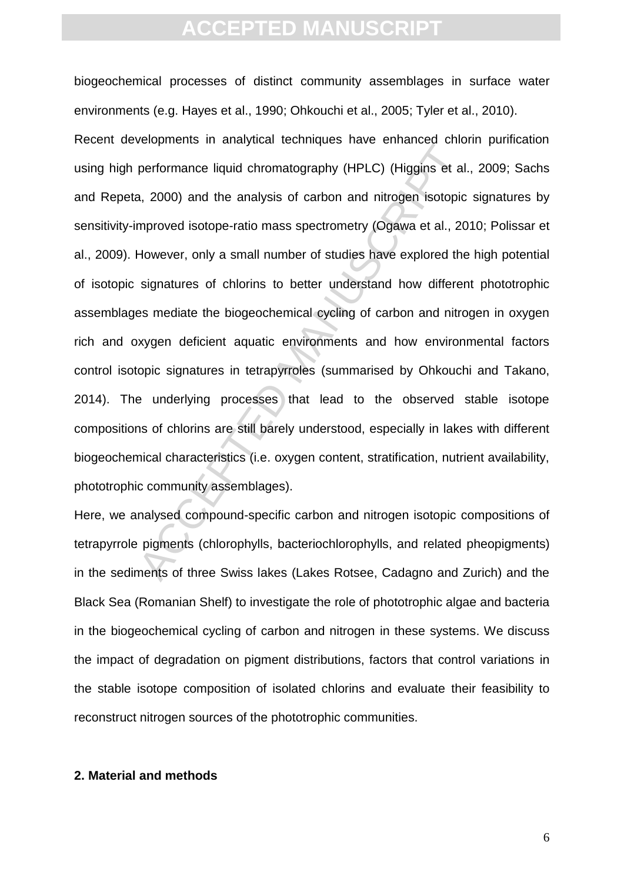biogeochemical processes of distinct community assemblages in surface water environments (e.g. Hayes et al., 1990; Ohkouchi et al., 2005; Tyler et al., 2010).

Recent developments in analytical techniques have enhanced chlorin purification using high performance liquid chromatography (HPLC) (Higgins et al., 2009; Sachs and Repeta, 2000) and the analysis of carbon and nitrogen isotopic signatures by sensitivity-improved isotope-ratio mass spectrometry (Ogawa et al., 2010; Polissar et al., 2009). However, only a small number of studies have explored the high potential of isotopic signatures of chlorins to better understand how different phototrophic assemblages mediate the biogeochemical cycling of carbon and nitrogen in oxygen rich and oxygen deficient aquatic environments and how environmental factors control isotopic signatures in tetrapyrroles (summarised by Ohkouchi and Takano, 2014). The underlying processes that lead to the observed stable isotope compositions of chlorins are still barely understood, especially in lakes with different biogeochemical characteristics (i.e. oxygen content, stratification, nutrient availability, phototrophic community assemblages).

Here, we analysed compound-specific carbon and nitrogen isotopic compositions of tetrapyrrole pigments (chlorophylls, bacteriochlorophylls, and related pheopigments) in the sediments of three Swiss lakes (Lakes Rotsee, Cadagno and Zurich) and the Black Sea (Romanian Shelf) to investigate the role of phototrophic algae and bacteria in the biogeochemical cycling of carbon and nitrogen in these systems. We discuss the impact of degradation on pigment distributions, factors that control variations in the stable isotope composition of isolated chlorins and evaluate their feasibility to reconstruct nitrogen sources of the phototrophic communities.

## 2. Material and methods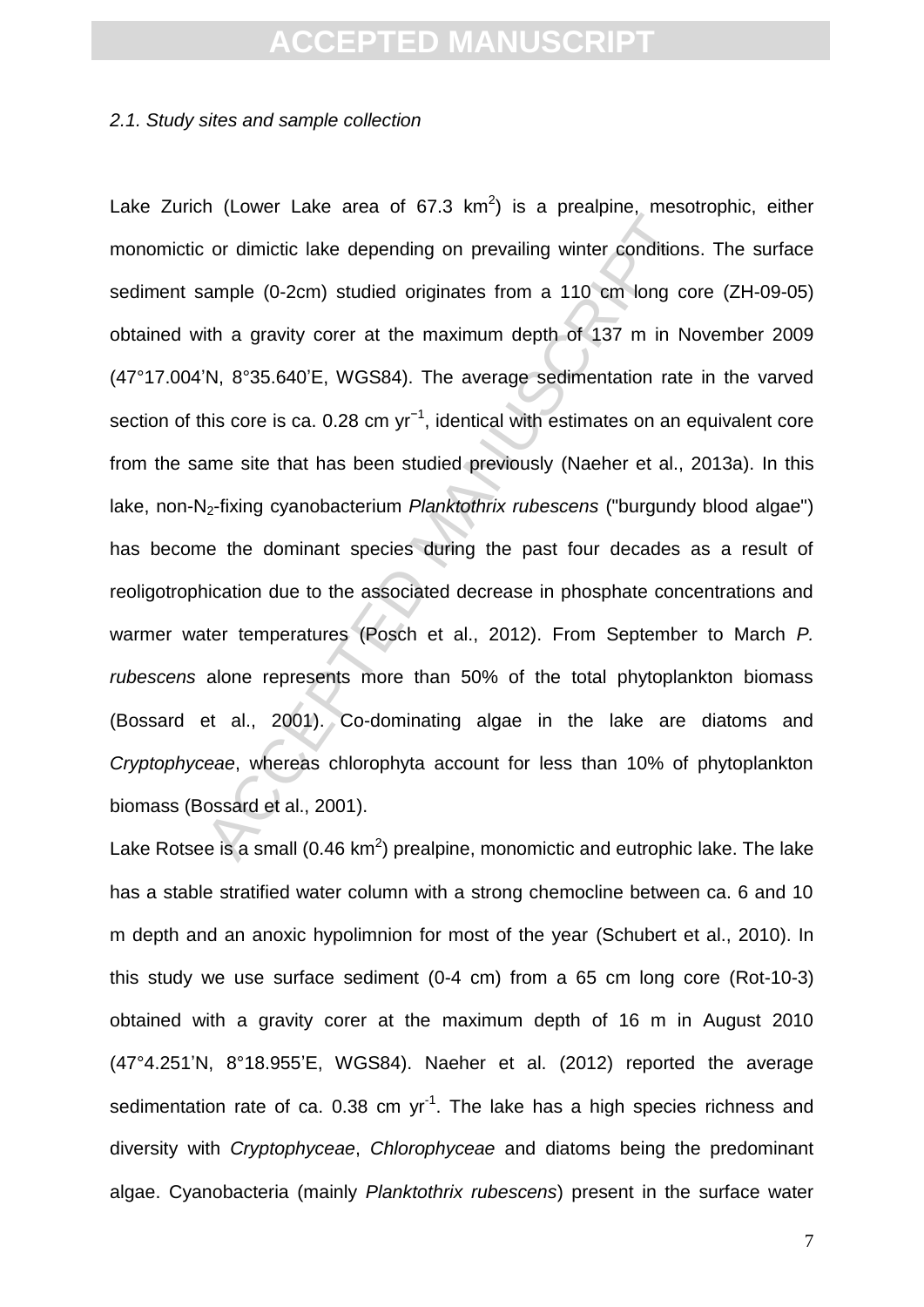*2.1. Study sites and sample collection*

Lake Zurich (Lower Lake area of 67.3 $km^2$) is a prealpine, mesotrophic, either monomictic or dimictic lake depending on prevailing winter conditions. The surface sediment sample (0-2cm) studied originates from a 110 cm long core (ZH-09-05) obtained with a gravity corer at the maximum depth of 137 m in November 2009 (47°17.004'N, 8°35.640'E, WGS84). The average sedimentation rate in the varved section of this core is ca. 0.28 cm $yr^{-1}$, identical with estimates on an equivalent core from the same site that has been studied previously (Naeher et al., 2013a). In this lake, non-$N_2$-fixing cyanobacterium *Planktothrix rubescens* ("burgundy blood algae") has become the dominant species during the past four decades as a result of reoligotrophication due to the associated decrease in phosphate concentrations and warmer water temperatures (Posch et al., 2012). From September to March *P. rubescens* alone represents more than 50% of the total phytoplankton biomass (Bossard et al., 2001). Co-dominating algae in the lake are diatoms and *Cryptophyceae*, whereas chlorophyta account for less than 10% of phytoplankton biomass (Bossard et al., 2001).

Lake Rotsee is a small (0.46 $km^2$) prealpine, monomictic and eutrophic lake. The lake has a stable stratified water column with a strong chemocline between ca. 6 and 10 m depth and an anoxic hypolimnion for most of the year (Schubert et al., 2010). In this study we use surface sediment (0-4 cm) from a 65 cm long core (Rot-10-3) obtained with a gravity corer at the maximum depth of 16 m in August 2010 (47°4.251'N, 8°18.955'E, WGS84). Naeher et al. (2012) reported the average sedimentation rate of ca. 0.38 cm $yr^{-1}$. The lake has a high species richness and diversity with *Cryptophyceae*, *Chlorophyceae* and diatoms being the predominant algae. Cyanobacteria (mainly *Planktothrix rubescens*) present in the surface water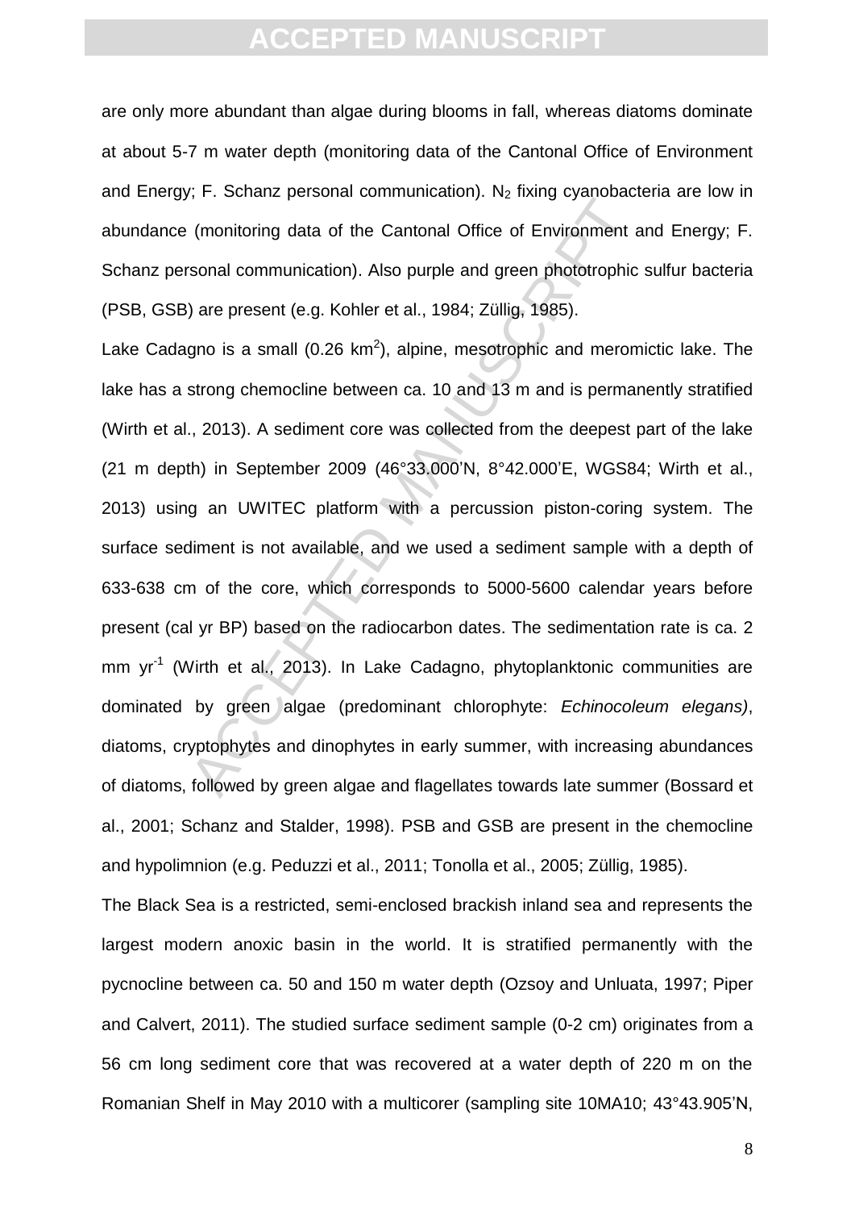are only more abundant than algae during blooms in fall, whereas diatoms dominate at about 5-7 m water depth (monitoring data of the Cantonal Office of Environment and Energy; F. Schanz personal communication). $N_2$ fixing cyanobacteria are low in abundance (monitoring data of the Cantonal Office of Environment and Energy; F. Schanz personal communication). Also purple and green phototrophic sulfur bacteria (PSB, GSB) are present (e.g. Kohler et al., 1984; Züllig, 1985).

Lake Cadagno is a small (0.26 $km^2$), alpine, mesotrophic and meromictic lake. The lake has a strong chemocline between ca. 10 and 13 m and is permanently stratified (Wirth et al., 2013). A sediment core was collected from the deepest part of the lake (21 m depth) in September 2009 (46°33.000'N, 8°42.000'E, WGS84; Wirth et al., 2013) using an UWITEC platform with a percussion piston-coring system. The surface sediment is not available, and we used a sediment sample with a depth of 633-638 cm of the core, which corresponds to 5000-5600 calendar years before present (cal yr BP) based on the radiocarbon dates. The sedimentation rate is ca. 2 mm $yr^{-1}$ (Wirth et al., 2013). In Lake Cadagno, phytoplanktonic communities are dominated by green algae (predominant chlorophyte: *Echinocoleum elegans)*, diatoms, cryptophytes and dinophytes in early summer, with increasing abundances of diatoms, followed by green algae and flagellates towards late summer (Bossard et al., 2001; Schanz and Stalder, 1998). PSB and GSB are present in the chemocline and hypolimnion (e.g. Peduzzi et al., 2011; Tonolla et al., 2005; Züllig, 1985).

The Black Sea is a restricted, semi-enclosed brackish inland sea and represents the largest modern anoxic basin in the world. It is stratified permanently with the pycnocline between ca. 50 and 150 m water depth (Ozsoy and Unluata, 1997; Piper and Calvert, 2011). The studied surface sediment sample (0-2 cm) originates from a 56 cm long sediment core that was recovered at a water depth of 220 m on the Romanian Shelf in May 2010 with a multicorer (sampling site 10MA10; 43°43.905'N,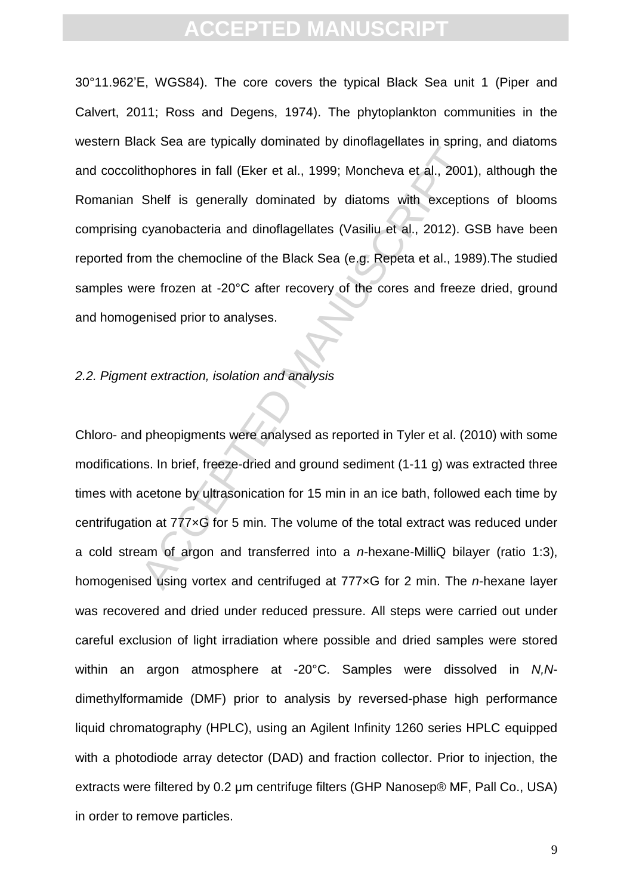30°11.962'E, WGS84). The core covers the typical Black Sea unit 1 (Piper and Calvert, 2011; Ross and Degens, 1974). The phytoplankton communities in the western Black Sea are typically dominated by dinoflagellates in spring, and diatoms and coccolithophores in fall (Eker et al., 1999; Moncheva et al., 2001), although the Romanian Shelf is generally dominated by diatoms with exceptions of blooms comprising cyanobacteria and dinoflagellates (Vasiliu et al., 2012). GSB have been reported from the chemocline of the Black Sea (e.g. Repeta et al., 1989).The studied samples were frozen at -20°C after recovery of the cores and freeze dried, ground and homogenised prior to analyses.

*2.2. Pigment extraction, isolation and analysis*

Chloro- and pheopigments were analysed as reported in Tyler et al. (2010) with some modifications. In brief, freeze-dried and ground sediment (1-11 g) was extracted three times with acetone by ultrasonication for 15 min in an ice bath, followed each time by centrifugation at 777×G for 5 min. The volume of the total extract was reduced under a cold stream of argon and transferred into a *n*-hexane-MilliQ bilayer (ratio 1:3), homogenised using vortex and centrifuged at 777×G for 2 min. The *n*-hexane layer was recovered and dried under reduced pressure. All steps were carried out under careful exclusion of light irradiation where possible and dried samples were stored within an argon atmosphere at -20°C. Samples were dissolved in *N,N*-dimethylformamide (DMF) prior to analysis by reversed-phase high performance liquid chromatography (HPLC), using an Agilent Infinity 1260 series HPLC equipped with a photodiode array detector (DAD) and fraction collector. Prior to injection, the extracts were filtered by 0.2 µm centrifuge filters (GHP Nanosep® MF, Pall Co., USA) in order to remove particles.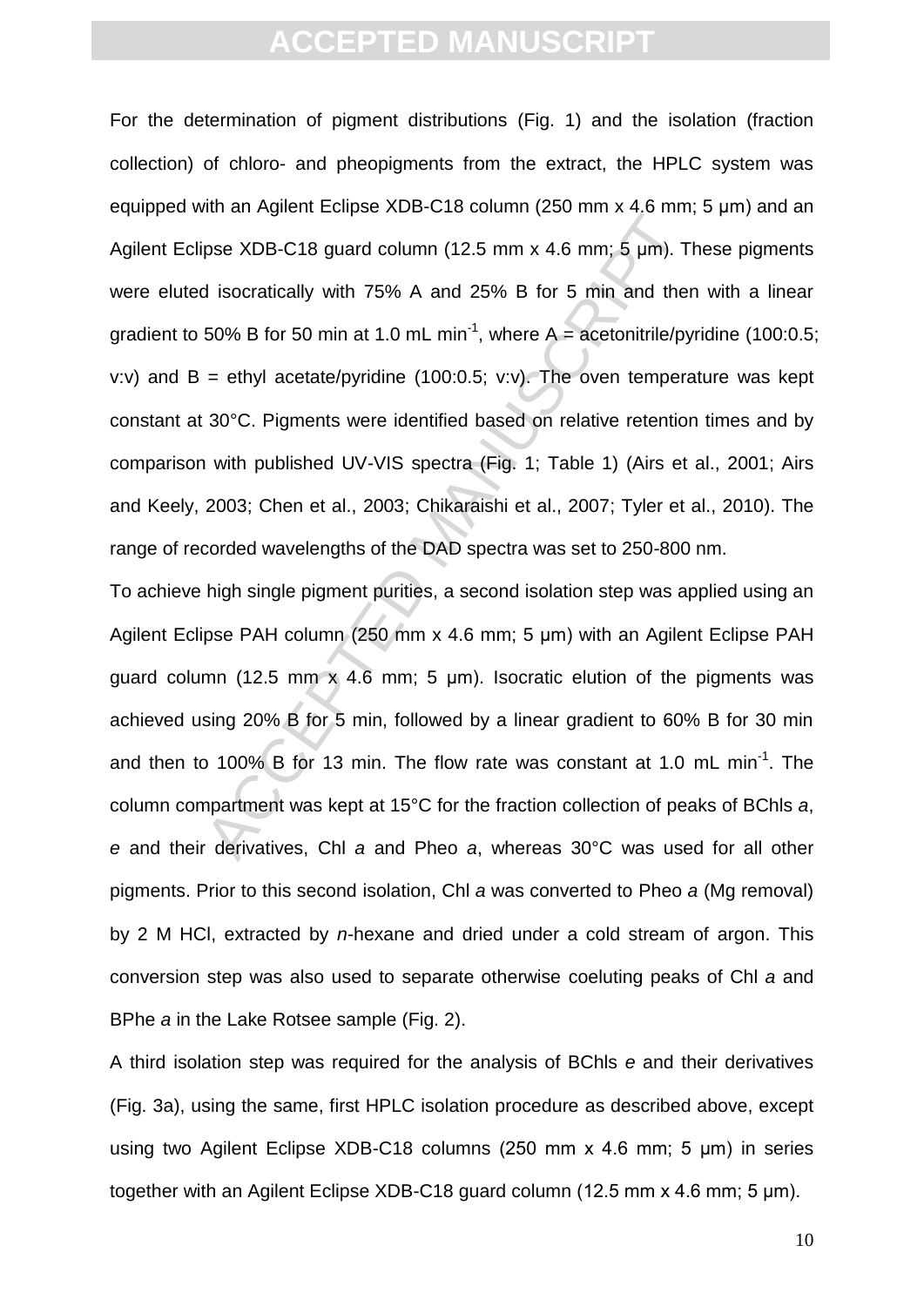For the determination of pigment distributions (Fig. 1) and the isolation (fraction collection) of chloro- and pheopigments from the extract, the HPLC system was equipped with an Agilent Eclipse XDB-C18 column (250 mm x 4.6 mm; 5 µm) and an Agilent Eclipse XDB-C18 guard column (12.5 mm x 4.6 mm; 5 µm). These pigments were eluted isocratically with 75% A and 25% B for 5 min and then with a linear gradient to 50% B for 50 min at 1.0 mL min$^{-1}$, where A = acetonitrile/pyridine (100:0.5; v:v) and B = ethyl acetate/pyridine (100:0.5; v:v). The oven temperature was kept constant at 30°C. Pigments were identified based on relative retention times and by comparison with published UV-VIS spectra (Fig. 1; Table 1) (Airs et al., 2001; Airs and Keely, 2003; Chen et al., 2003; Chikaraishi et al., 2007; Tyler et al., 2010). The range of recorded wavelengths of the DAD spectra was set to 250-800 nm.

To achieve high single pigment purities, a second isolation step was applied using an Agilent Eclipse PAH column (250 mm x 4.6 mm; 5 µm) with an Agilent Eclipse PAH guard column (12.5 mm x 4.6 mm; 5 µm). Isocratic elution of the pigments was achieved using 20% B for 5 min, followed by a linear gradient to 60% B for 30 min and then to 100% B for 13 min. The flow rate was constant at 1.0 mL min$^{-1}$. The column compartment was kept at 15°C for the fraction collection of peaks of BChls *a*, *e* and their derivatives, Chl *a* and Pheo *a*, whereas 30°C was used for all other pigments. Prior to this second isolation, Chl *a* was converted to Pheo *a* (Mg removal) by 2 M HCl, extracted by *n*-hexane and dried under a cold stream of argon. This conversion step was also used to separate otherwise coeluting peaks of Chl *a* and BPhe *a* in the Lake Rotsee sample (Fig. 2).

A third isolation step was required for the analysis of BChls *e* and their derivatives (Fig. 3a), using the same, first HPLC isolation procedure as described above, except using two Agilent Eclipse XDB-C18 columns (250 mm x 4.6 mm; 5 µm) in series together with an Agilent Eclipse XDB-C18 guard column (12.5 mm x 4.6 mm; 5 µm).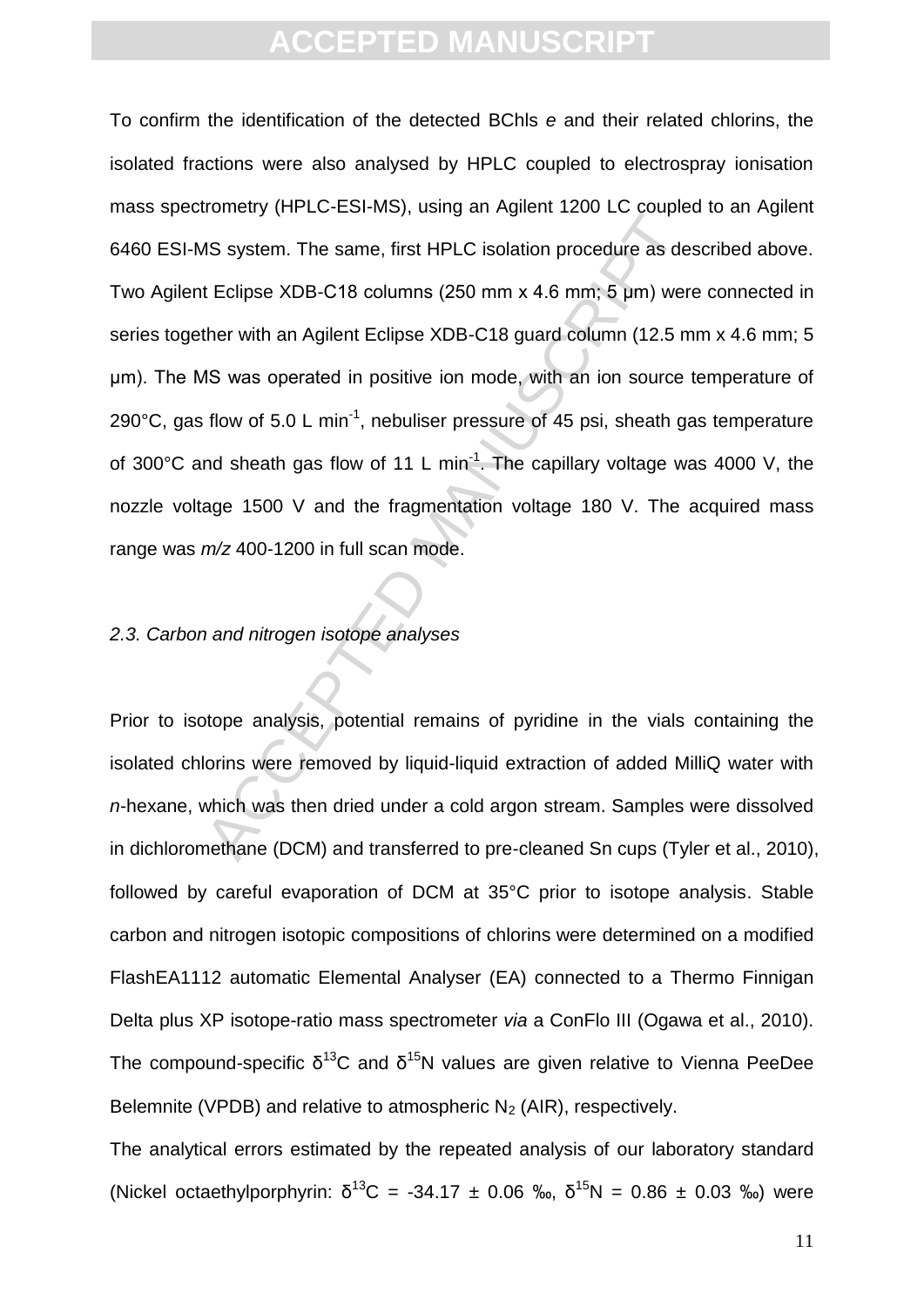To confirm the identification of the detected BChls *e* and their related chlorins, the isolated fractions were also analysed by HPLC coupled to electrospray ionisation mass spectrometry (HPLC-ESI-MS), using an Agilent 1200 LC coupled to an Agilent 6460 ESI-MS system. The same, first HPLC isolation procedure as described above. Two Agilent Eclipse XDB-C18 columns (250 mm x 4.6 mm; 5 µm) were connected in series together with an Agilent Eclipse XDB-C18 guard column (12.5 mm x 4.6 mm; 5 µm). The MS was operated in positive ion mode, with an ion source temperature of 290°C, gas flow of 5.0 L $min^{-1}$, nebuliser pressure of 45 psi, sheath gas temperature of 300°C and sheath gas flow of 11 L $min^{-1}$. The capillary voltage was 4000 V, the nozzle voltage 1500 V and the fragmentation voltage 180 V. The acquired mass range was *m/z* 400-1200 in full scan mode.

### *2.3. Carbon and nitrogen isotope analyses*

Prior to isotope analysis, potential remains of pyridine in the vials containing the isolated chlorins were removed by liquid-liquid extraction of added MilliQ water with *n*-hexane, which was then dried under a cold argon stream. Samples were dissolved in dichloromethane (DCM) and transferred to pre-cleaned Sn cups (Tyler et al., 2010), followed by careful evaporation of DCM at 35°C prior to isotope analysis. Stable carbon and nitrogen isotopic compositions of chlorins were determined on a modified FlashEA1112 automatic Elemental Analyser (EA) connected to a Thermo Finnigan Delta plus XP isotope-ratio mass spectrometer *via* a ConFlo III (Ogawa et al., 2010). The compound-specific $\delta^{13}C$ and $\delta^{15}N$ values are given relative to Vienna PeeDee Belemnite (VPDB) and relative to atmospheric $N_2$ (AIR), respectively.

The analytical errors estimated by the repeated analysis of our laboratory standard (Nickel octaethylporphyrin: $\delta^{13}C$ = -34.17 ± 0.06 ‰, $\delta^{15}N$ = 0.86 ± 0.03 ‰) were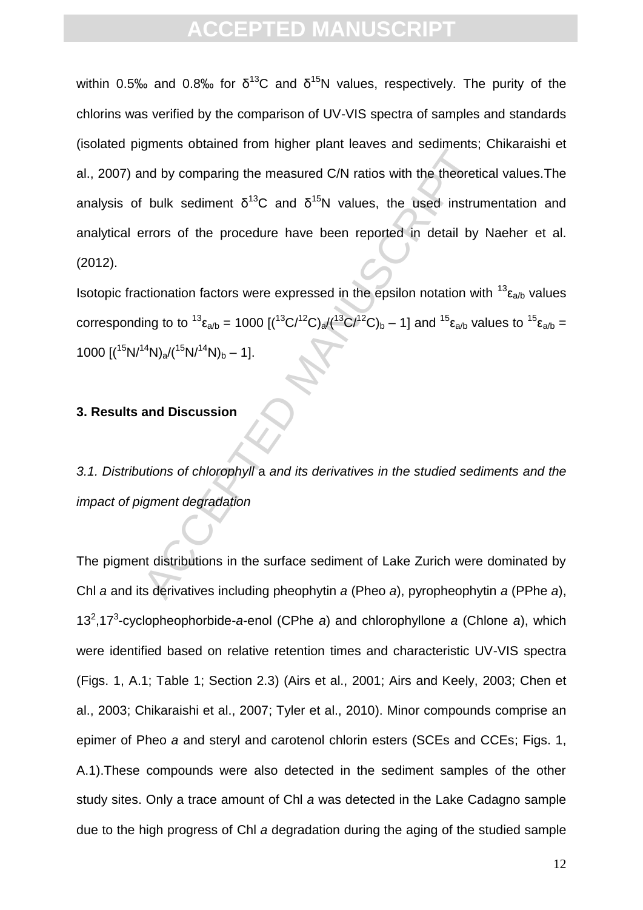within 0.5‰ and 0.8‰ for $\delta^{13}C$ and $\delta^{15}N$ values, respectively. The purity of the chlorins was verified by the comparison of UV-VIS spectra of samples and standards (isolated pigments obtained from higher plant leaves and sediments; Chikaraishi et al., 2007) and by comparing the measured C/N ratios with the theoretical values.The analysis of bulk sediment $\delta^{13}C$ and $\delta^{15}N$ values, the used instrumentation and analytical errors of the procedure have been reported in detail by Naeher et al. (2012).

Isotopic fractionation factors were expressed in the epsilon notation with $^{13}\varepsilon_{a/b}$ values corresponding to to $^{13}\varepsilon_{a/b} = 1000\ [(^{13}C/^{12}C)_a/(^{13}C/^{12}C)_b - 1]$ and $^{15}\varepsilon_{a/b}$ values to $^{15}\varepsilon_{a/b} = 1000\ [(^{15}N/^{14}N)_a/(^{15}N/^{14}N)_b - 1]$.

## 3. Results and Discussion

### *3.1. Distributions of chlorophyll* a *and its derivatives in the studied sediments and the impact of pigment degradation*

The pigment distributions in the surface sediment of Lake Zurich were dominated by Chl *a* and its derivatives including pheophytin *a* (Pheo *a*), pyropheophytin *a* (PPhe *a*), $13^2,17^3$-cyclopheophorbide-*a*-enol (CPhe *a*) and chlorophyllone *a* (Chlone *a*), which were identified based on relative retention times and characteristic UV-VIS spectra (Figs. 1, A.1; Table 1; Section 2.3) (Airs et al., 2001; Airs and Keely, 2003; Chen et al., 2003; Chikaraishi et al., 2007; Tyler et al., 2010). Minor compounds comprise an epimer of Pheo *a* and steryl and carotenol chlorin esters (SCEs and CCEs; Figs. 1, A.1).These compounds were also detected in the sediment samples of the other study sites. Only a trace amount of Chl *a* was detected in the Lake Cadagno sample due to the high progress of Chl *a* degradation during the aging of the studied sample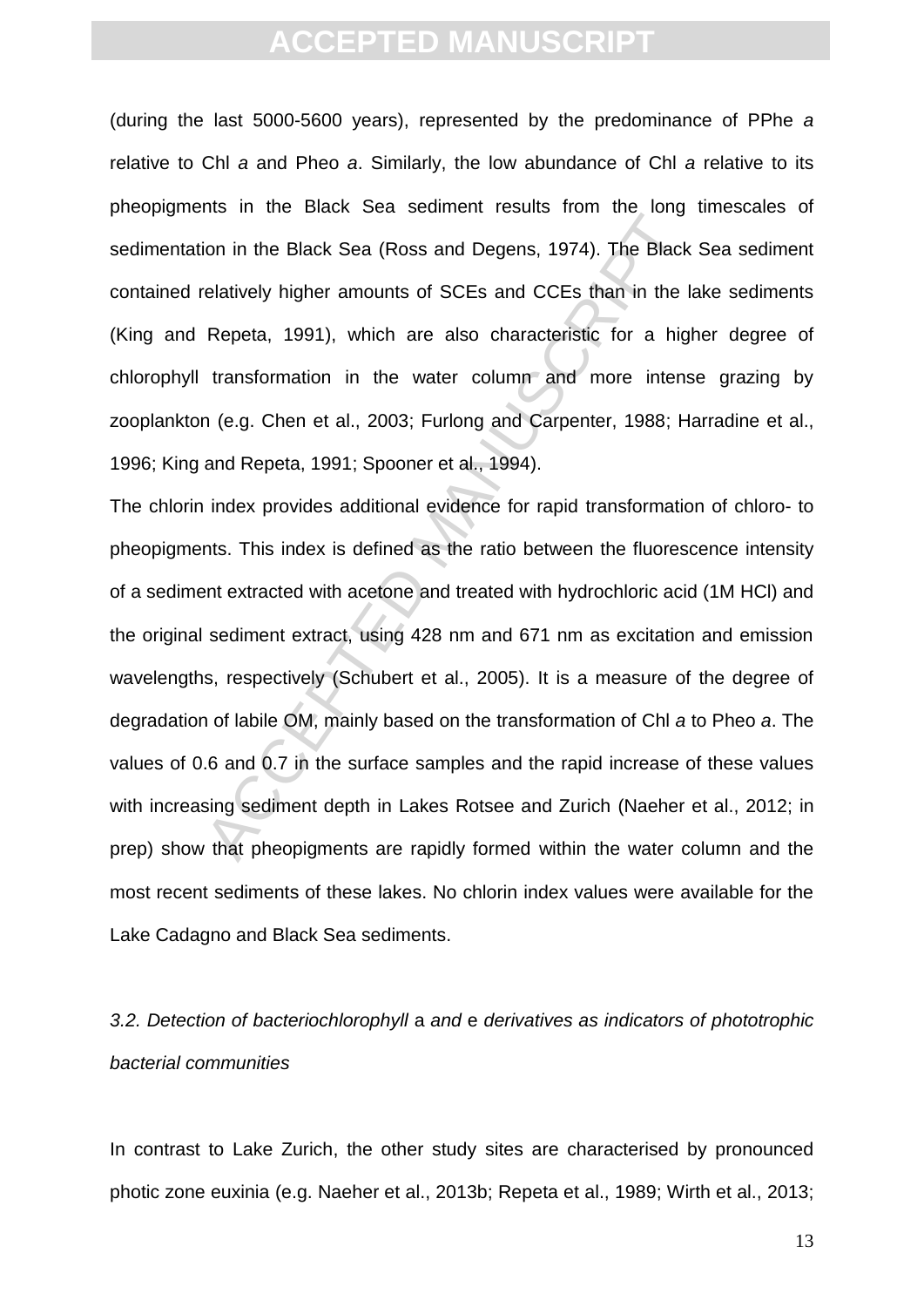(during the last 5000-5600 years), represented by the predominance of PPhe *a* relative to Chl *a* and Pheo *a*. Similarly, the low abundance of Chl *a* relative to its pheopigments in the Black Sea sediment results from the long timescales of sedimentation in the Black Sea (Ross and Degens, 1974). The Black Sea sediment contained relatively higher amounts of SCEs and CCEs than in the lake sediments (King and Repeta, 1991), which are also characteristic for a higher degree of chlorophyll transformation in the water column and more intense grazing by zooplankton (e.g. Chen et al., 2003; Furlong and Carpenter, 1988; Harradine et al., 1996; King and Repeta, 1991; Spooner et al., 1994).

The chlorin index provides additional evidence for rapid transformation of chloro- to pheopigments. This index is defined as the ratio between the fluorescence intensity of a sediment extracted with acetone and treated with hydrochloric acid (1M HCl) and the original sediment extract, using 428 nm and 671 nm as excitation and emission wavelengths, respectively (Schubert et al., 2005). It is a measure of the degree of degradation of labile OM, mainly based on the transformation of Chl *a* to Pheo *a*. The values of 0.6 and 0.7 in the surface samples and the rapid increase of these values with increasing sediment depth in Lakes Rotsee and Zurich (Naeher et al., 2012; in prep) show that pheopigments are rapidly formed within the water column and the most recent sediments of these lakes. No chlorin index values were available for the Lake Cadagno and Black Sea sediments.

### *3.2. Detection of bacteriochlorophyll* a *and* e *derivatives as indicators of phototrophic bacterial communities*

In contrast to Lake Zurich, the other study sites are characterised by pronounced photic zone euxinia (e.g. Naeher et al., 2013b; Repeta et al., 1989; Wirth et al., 2013;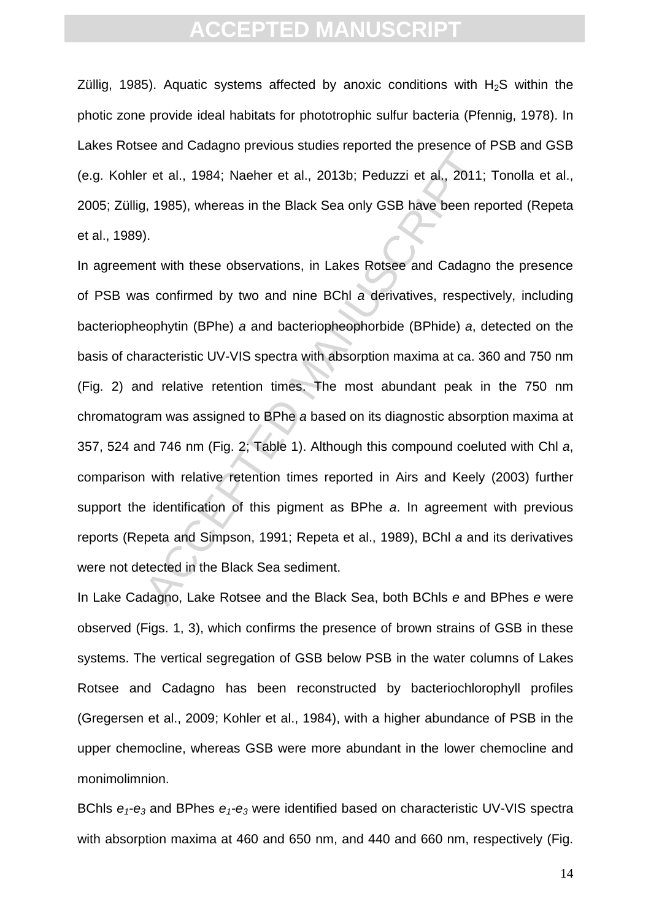Züllig, 1985). Aquatic systems affected by anoxic conditions with $H_2S$ within the photic zone provide ideal habitats for phototrophic sulfur bacteria (Pfennig, 1978). In Lakes Rotsee and Cadagno previous studies reported the presence of PSB and GSB (e.g. Kohler et al., 1984; Naeher et al., 2013b; Peduzzi et al., 2011; Tonolla et al., 2005; Züllig, 1985), whereas in the Black Sea only GSB have been reported (Repeta et al., 1989).

In agreement with these observations, in Lakes Rotsee and Cadagno the presence of PSB was confirmed by two and nine BChl *a* derivatives, respectively, including bacteriopheophytin (BPhe) *a* and bacteriopheophorbide (BPhide) *a*, detected on the basis of characteristic UV-VIS spectra with absorption maxima at ca. 360 and 750 nm (Fig. 2) and relative retention times. The most abundant peak in the 750 nm chromatogram was assigned to BPhe *a* based on its diagnostic absorption maxima at 357, 524 and 746 nm (Fig. 2; Table 1). Although this compound coeluted with Chl *a*, comparison with relative retention times reported in Airs and Keely (2003) further support the identification of this pigment as BPhe *a*. In agreement with previous reports (Repeta and Simpson, 1991; Repeta et al., 1989), BChl *a* and its derivatives were not detected in the Black Sea sediment.

In Lake Cadagno, Lake Rotsee and the Black Sea, both BChls *e* and BPhes *e* were observed (Figs. 1, 3), which confirms the presence of brown strains of GSB in these systems. The vertical segregation of GSB below PSB in the water columns of Lakes Rotsee and Cadagno has been reconstructed by bacteriochlorophyll profiles (Gregersen et al., 2009; Kohler et al., 1984), with a higher abundance of PSB in the upper chemocline, whereas GSB were more abundant in the lower chemocline and monimolimnion.

BChls $e_1$-$e_3$ and BPhes $e_1$-$e_3$ were identified based on characteristic UV-VIS spectra with absorption maxima at 460 and 650 nm, and 440 and 660 nm, respectively (Fig.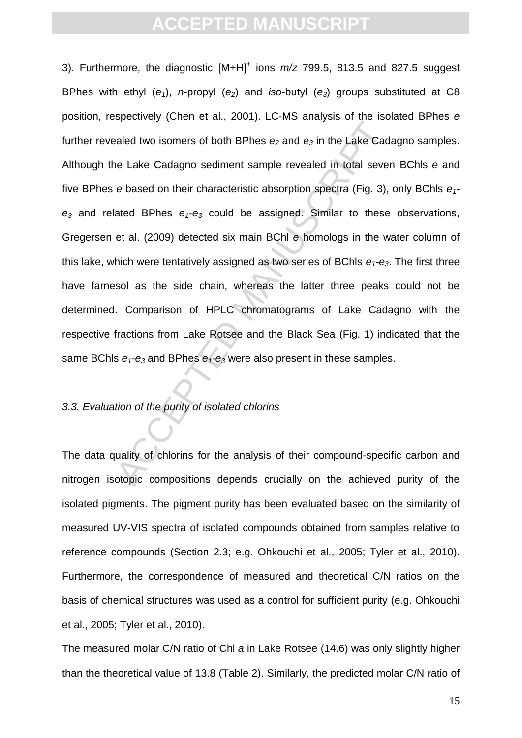3). Furthermore, the diagnostic $[M+H]^+$ ions $m/z$ 799.5, 813.5 and 827.5 suggest BPhes with ethyl ($e_1$), *n*-propyl ($e_2$) and *iso*-butyl ($e_3$) groups substituted at C8 position, respectively (Chen et al., 2001). LC-MS analysis of the isolated BPhes *e* further revealed two isomers of both BPhes $e_2$ and $e_3$ in the Lake Cadagno samples. Although the Lake Cadagno sediment sample revealed in total seven BChls *e* and five BPhes *e* based on their characteristic absorption spectra (Fig. 3), only BChls $e_1$-$e_3$ and related BPhes $e_1$-$e_3$ could be assigned. Similar to these observations, Gregersen et al. (2009) detected six main BChl *e* homologs in the water column of this lake, which were tentatively assigned as two series of BChls $e_1$-$e_3$. The first three have farnesol as the side chain, whereas the latter three peaks could not be determined. Comparison of HPLC chromatograms of Lake Cadagno with the respective fractions from Lake Rotsee and the Black Sea (Fig. 1) indicated that the same BChls $e_1$-$e_3$ and BPhes $e_1$-$e_3$ were also present in these samples.

### *3.3. Evaluation of the purity of isolated chlorins*

The data quality of chlorins for the analysis of their compound-specific carbon and nitrogen isotopic compositions depends crucially on the achieved purity of the isolated pigments. The pigment purity has been evaluated based on the similarity of measured UV-VIS spectra of isolated compounds obtained from samples relative to reference compounds (Section 2.3; e.g. Ohkouchi et al., 2005; Tyler et al., 2010). Furthermore, the correspondence of measured and theoretical C/N ratios on the basis of chemical structures was used as a control for sufficient purity (e.g. Ohkouchi et al., 2005; Tyler et al., 2010).

The measured molar C/N ratio of Chl *a* in Lake Rotsee (14.6) was only slightly higher than the theoretical value of 13.8 (Table 2). Similarly, the predicted molar C/N ratio of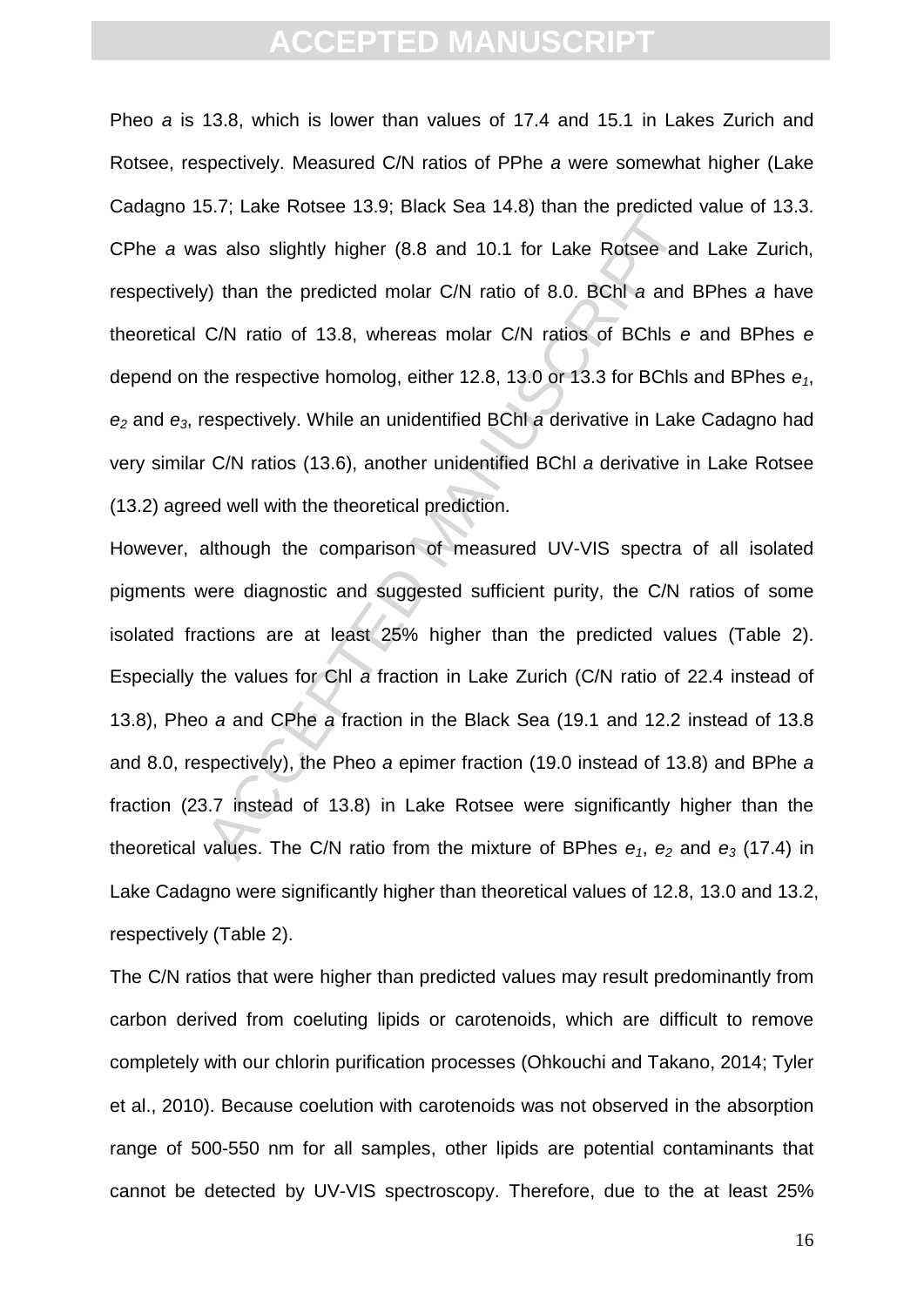Pheo *a* is 13.8, which is lower than values of 17.4 and 15.1 in Lakes Zurich and Rotsee, respectively. Measured C/N ratios of PPhe *a* were somewhat higher (Lake Cadagno 15.7; Lake Rotsee 13.9; Black Sea 14.8) than the predicted value of 13.3. CPhe *a* was also slightly higher (8.8 and 10.1 for Lake Rotsee and Lake Zurich, respectively) than the predicted molar C/N ratio of 8.0. BChl *a* and BPhes *a* have theoretical C/N ratio of 13.8, whereas molar C/N ratios of BChls *e* and BPhes *e* depend on the respective homolog, either 12.8, 13.0 or 13.3 for BChls and BPhes $e_1$, $e_2$ and $e_3$, respectively. While an unidentified BChl *a* derivative in Lake Cadagno had very similar C/N ratios (13.6), another unidentified BChl *a* derivative in Lake Rotsee (13.2) agreed well with the theoretical prediction.

However, although the comparison of measured UV-VIS spectra of all isolated pigments were diagnostic and suggested sufficient purity, the C/N ratios of some isolated fractions are at least 25% higher than the predicted values (Table 2). Especially the values for Chl *a* fraction in Lake Zurich (C/N ratio of 22.4 instead of 13.8), Pheo *a* and CPhe *a* fraction in the Black Sea (19.1 and 12.2 instead of 13.8 and 8.0, respectively), the Pheo *a* epimer fraction (19.0 instead of 13.8) and BPhe *a* fraction (23.7 instead of 13.8) in Lake Rotsee were significantly higher than the theoretical values. The C/N ratio from the mixture of BPhes $e_1$, $e_2$ and $e_3$ (17.4) in Lake Cadagno were significantly higher than theoretical values of 12.8, 13.0 and 13.2, respectively (Table 2).

The C/N ratios that were higher than predicted values may result predominantly from carbon derived from coeluting lipids or carotenoids, which are difficult to remove completely with our chlorin purification processes (Ohkouchi and Takano, 2014; Tyler et al., 2010). Because coelution with carotenoids was not observed in the absorption range of 500-550 nm for all samples, other lipids are potential contaminants that cannot be detected by UV-VIS spectroscopy. Therefore, due to the at least 25%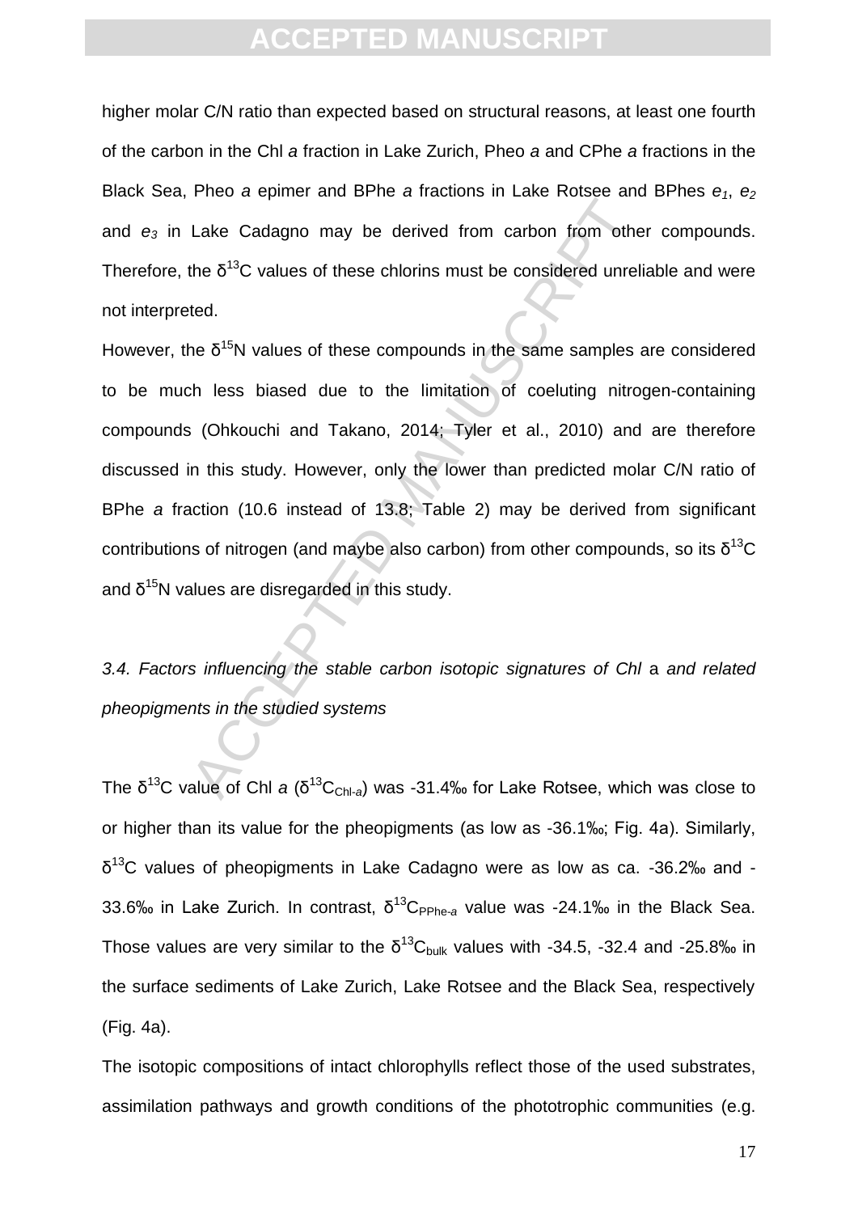higher molar C/N ratio than expected based on structural reasons, at least one fourth of the carbon in the Chl *a* fraction in Lake Zurich, Pheo *a* and CPhe *a* fractions in the Black Sea, Pheo *a* epimer and BPhe *a* fractions in Lake Rotsee and BPhes $e_1$, $e_2$ and $e_3$ in Lake Cadagno may be derived from carbon from other compounds. Therefore, the $\delta^{13}C$ values of these chlorins must be considered unreliable and were not interpreted.

However, the $\delta^{15}N$ values of these compounds in the same samples are considered to be much less biased due to the limitation of coeluting nitrogen-containing compounds (Ohkouchi and Takano, 2014; Tyler et al., 2010) and are therefore discussed in this study. However, only the lower than predicted molar C/N ratio of BPhe *a* fraction (10.6 instead of 13.8; Table 2) may be derived from significant contributions of nitrogen (and maybe also carbon) from other compounds, so its $\delta^{13}C$ and $\delta^{15}N$ values are disregarded in this study.

### *3.4. Factors influencing the stable carbon isotopic signatures of Chl* a *and related pheopigments in the studied systems*

The $\delta^{13}C$ value of Chl *a* ($\delta^{13}C_{Chl\text{-}a}$) was -31.4‰ for Lake Rotsee, which was close to or higher than its value for the pheopigments (as low as -36.1‰; Fig. 4a). Similarly, $\delta^{13}C$ values of pheopigments in Lake Cadagno were as low as ca. -36.2‰ and -33.6‰ in Lake Zurich. In contrast, $\delta^{13}C_{PPhe\text{-}a}$ value was -24.1‰ in the Black Sea. Those values are very similar to the $\delta^{13}C_{bulk}$ values with -34.5, -32.4 and -25.8‰ in the surface sediments of Lake Zurich, Lake Rotsee and the Black Sea, respectively (Fig. 4a).

The isotopic compositions of intact chlorophylls reflect those of the used substrates, assimilation pathways and growth conditions of the phototrophic communities (e.g.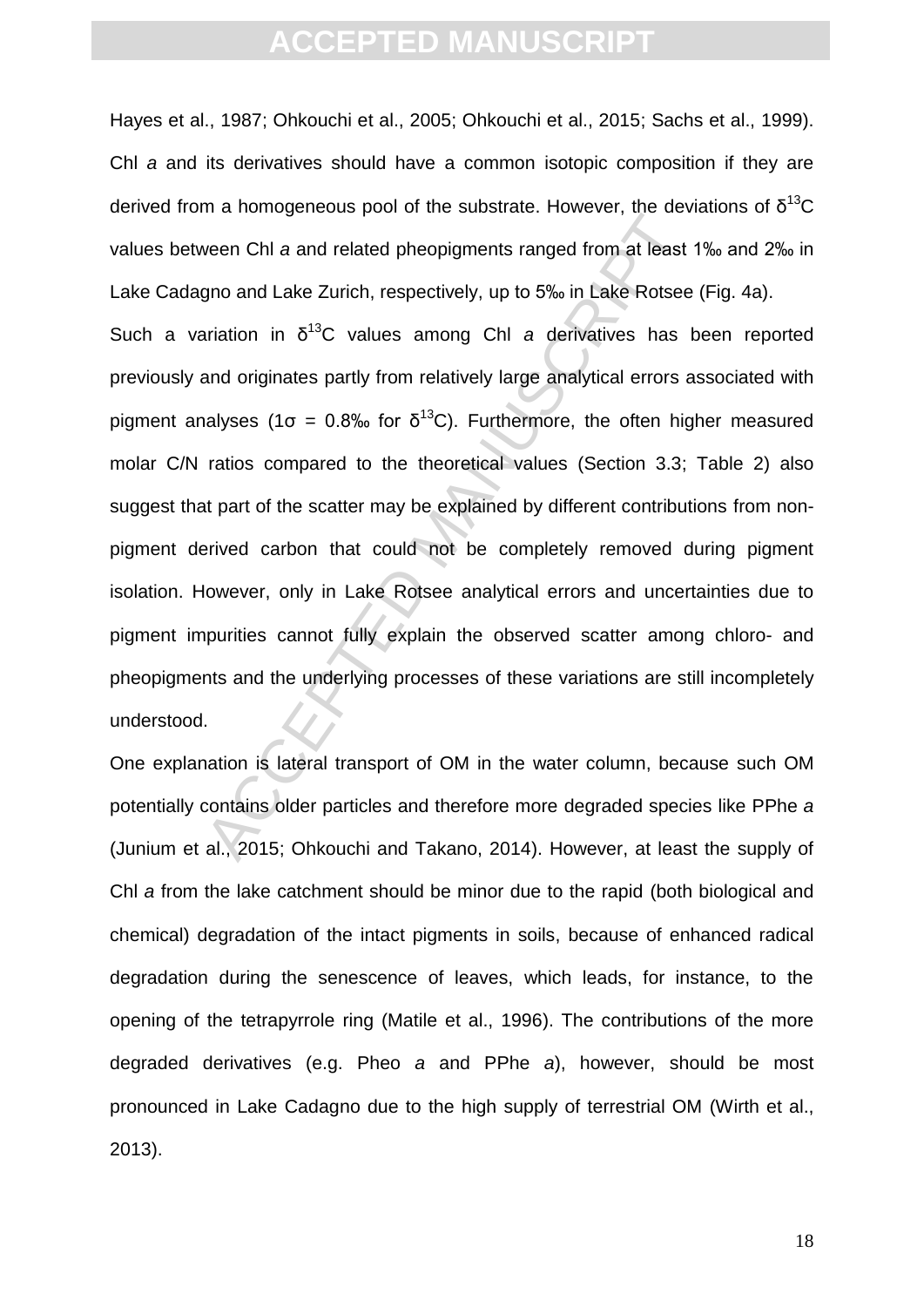Hayes et al., 1987; Ohkouchi et al., 2005; Ohkouchi et al., 2015; Sachs et al., 1999). Chl *a* and its derivatives should have a common isotopic composition if they are derived from a homogeneous pool of the substrate. However, the deviations of $\delta^{13}C$ values between Chl *a* and related pheopigments ranged from at least 1‰ and 2‰ in Lake Cadagno and Lake Zurich, respectively, up to 5‰ in Lake Rotsee (Fig. 4a).

Such a variation in $\delta^{13}C$ values among Chl *a* derivatives has been reported previously and originates partly from relatively large analytical errors associated with pigment analyses ($1\sigma$ = 0.8‰ for $\delta^{13}C$). Furthermore, the often higher measured molar C/N ratios compared to the theoretical values (Section 3.3; Table 2) also suggest that part of the scatter may be explained by different contributions from non-pigment derived carbon that could not be completely removed during pigment isolation. However, only in Lake Rotsee analytical errors and uncertainties due to pigment impurities cannot fully explain the observed scatter among chloro- and pheopigments and the underlying processes of these variations are still incompletely understood.

One explanation is lateral transport of OM in the water column, because such OM potentially contains older particles and therefore more degraded species like PPhe *a* (Junium et al., 2015; Ohkouchi and Takano, 2014). However, at least the supply of Chl *a* from the lake catchment should be minor due to the rapid (both biological and chemical) degradation of the intact pigments in soils, because of enhanced radical degradation during the senescence of leaves, which leads, for instance, to the opening of the tetrapyrrole ring (Matile et al., 1996). The contributions of the more degraded derivatives (e.g. Pheo *a* and PPhe *a*), however, should be most pronounced in Lake Cadagno due to the high supply of terrestrial OM (Wirth et al., 2013).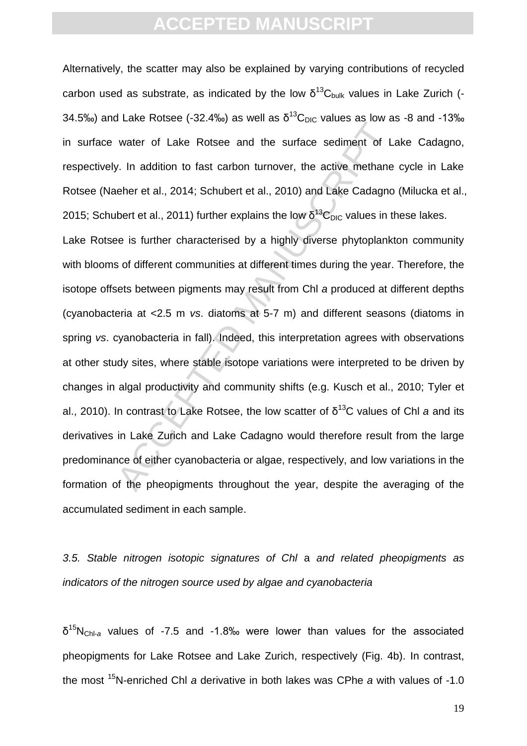Alternatively, the scatter may also be explained by varying contributions of recycled carbon used as substrate, as indicated by the low $\delta^{13}C_{bulk}$ values in Lake Zurich (-34.5‰) and Lake Rotsee (-32.4‰) as well as $\delta^{13}C_{DIC}$ values as low as -8 and -13‰ in surface water of Lake Rotsee and the surface sediment of Lake Cadagno, respectively. In addition to fast carbon turnover, the active methane cycle in Lake Rotsee (Naeher et al., 2014; Schubert et al., 2010) and Lake Cadagno (Milucka et al., 2015; Schubert et al., 2011) further explains the low $\delta^{13}C_{DIC}$ values in these lakes.

Lake Rotsee is further characterised by a highly diverse phytoplankton community with blooms of different communities at different times during the year. Therefore, the isotope offsets between pigments may result from Chl *a* produced at different depths (cyanobacteria at <2.5 m *vs*. diatoms at 5-7 m) and different seasons (diatoms in spring *vs*. cyanobacteria in fall). Indeed, this interpretation agrees with observations at other study sites, where stable isotope variations were interpreted to be driven by changes in algal productivity and community shifts (e.g. Kusch et al., 2010; Tyler et al., 2010). In contrast to Lake Rotsee, the low scatter of $\delta^{13}C$ values of Chl *a* and its derivatives in Lake Zurich and Lake Cadagno would therefore result from the large predominance of either cyanobacteria or algae, respectively, and low variations in the formation of the pheopigments throughout the year, despite the averaging of the accumulated sediment in each sample.

### *3.5. Stable nitrogen isotopic signatures of Chl* a *and related pheopigments as indicators of the nitrogen source used by algae and cyanobacteria*

$\delta^{15}N_{Chl\text{-}a}$ values of -7.5 and -1.8‰ were lower than values for the associated pheopigments for Lake Rotsee and Lake Zurich, respectively (Fig. 4b). In contrast, the most $^{15}N$-enriched Chl *a* derivative in both lakes was CPhe *a* with values of -1.0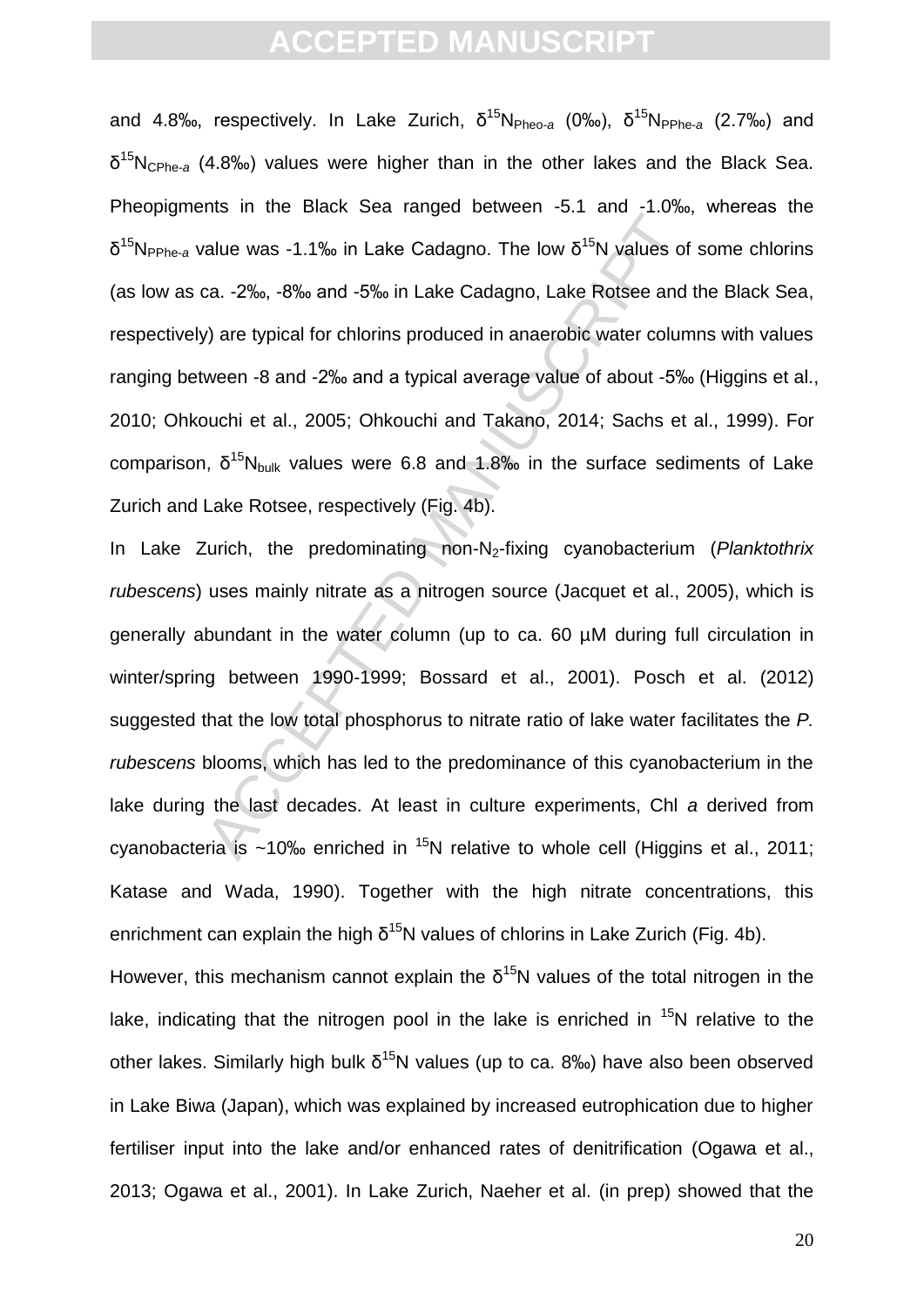and 4.8‰, respectively. In Lake Zurich, $\delta^{15}N_{Pheo\text{-}a}$ (0‰), $\delta^{15}N_{PPhe\text{-}a}$ (2.7‰) and $\delta^{15}N_{CPhe\text{-}a}$ (4.8‰) values were higher than in the other lakes and the Black Sea. Pheopigments in the Black Sea ranged between -5.1 and -1.0‰, whereas the $\delta^{15}N_{PPhe\text{-}a}$ value was -1.1‰ in Lake Cadagno. The low $\delta^{15}N$ values of some chlorins (as low as ca. -2‰, -8‰ and -5‰ in Lake Cadagno, Lake Rotsee and the Black Sea, respectively) are typical for chlorins produced in anaerobic water columns with values ranging between -8 and -2‰ and a typical average value of about -5‰ (Higgins et al., 2010; Ohkouchi et al., 2005; Ohkouchi and Takano, 2014; Sachs et al., 1999). For comparison, $\delta^{15}N_{bulk}$ values were 6.8 and 1.8‰ in the surface sediments of Lake Zurich and Lake Rotsee, respectively (Fig. 4b).

In Lake Zurich, the predominating non-$N_2$-fixing cyanobacterium (*Planktothrix rubescens*) uses mainly nitrate as a nitrogen source (Jacquet et al., 2005), which is generally abundant in the water column (up to ca. 60 µM during full circulation in winter/spring between 1990-1999; Bossard et al., 2001). Posch et al. (2012) suggested that the low total phosphorus to nitrate ratio of lake water facilitates the *P. rubescens* blooms, which has led to the predominance of this cyanobacterium in the lake during the last decades. At least in culture experiments, Chl *a* derived from cyanobacteria is ~10‰ enriched in $^{15}N$ relative to whole cell (Higgins et al., 2011; Katase and Wada, 1990). Together with the high nitrate concentrations, this enrichment can explain the high $\delta^{15}N$ values of chlorins in Lake Zurich (Fig. 4b).

However, this mechanism cannot explain the $\delta^{15}N$ values of the total nitrogen in the lake, indicating that the nitrogen pool in the lake is enriched in $^{15}N$ relative to the other lakes. Similarly high bulk $\delta^{15}N$ values (up to ca. 8‰) have also been observed in Lake Biwa (Japan), which was explained by increased eutrophication due to higher fertiliser input into the lake and/or enhanced rates of denitrification (Ogawa et al., 2013; Ogawa et al., 2001). In Lake Zurich, Naeher et al. (in prep) showed that the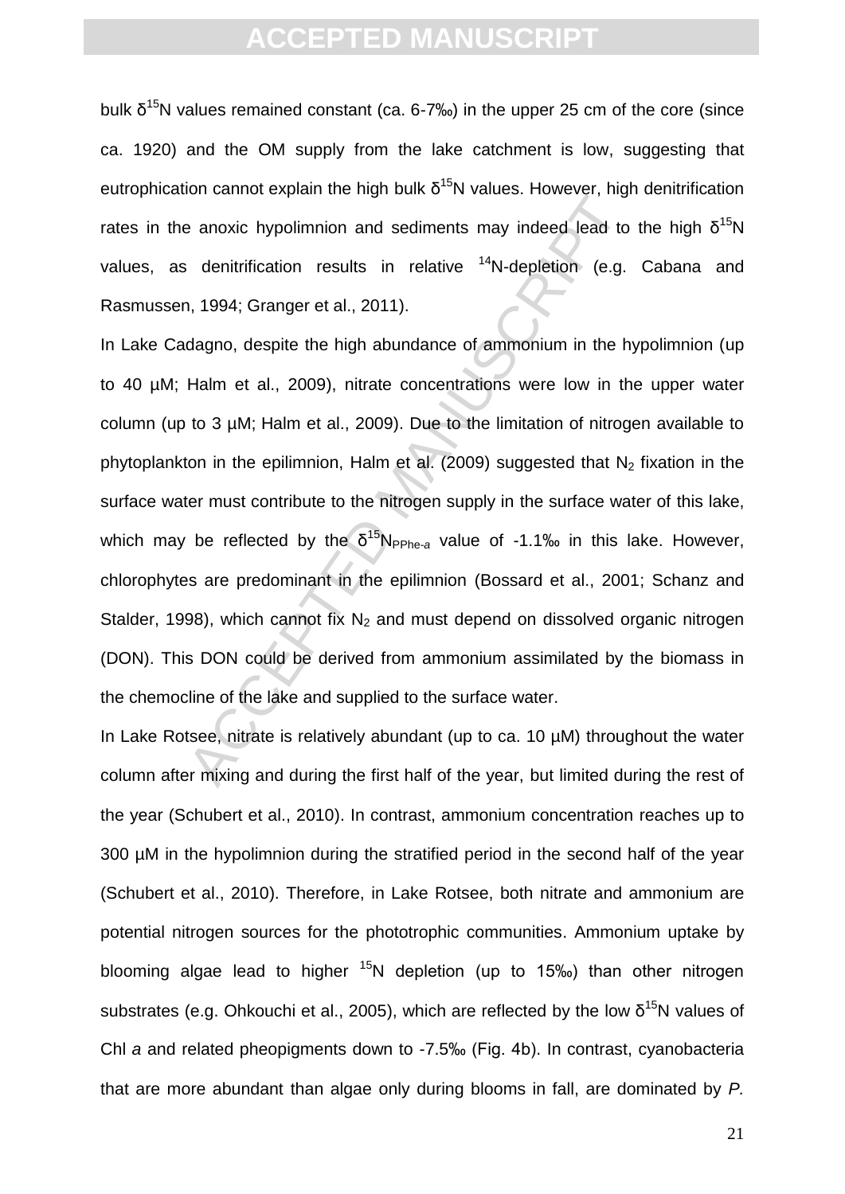bulk $\delta^{15}N$ values remained constant (ca. 6-7‰) in the upper 25 cm of the core (since ca. 1920) and the OM supply from the lake catchment is low, suggesting that eutrophication cannot explain the high bulk $\delta^{15}N$ values. However, high denitrification rates in the anoxic hypolimnion and sediments may indeed lead to the high $\delta^{15}N$ values, as denitrification results in relative $^{14}N$-depletion (e.g. Cabana and Rasmussen, 1994; Granger et al., 2011).

In Lake Cadagno, despite the high abundance of ammonium in the hypolimnion (up to 40 µM; Halm et al., 2009), nitrate concentrations were low in the upper water column (up to 3 µM; Halm et al., 2009). Due to the limitation of nitrogen available to phytoplankton in the epilimnion, Halm et al. (2009) suggested that $N_2$ fixation in the surface water must contribute to the nitrogen supply in the surface water of this lake, which may be reflected by the $\delta^{15}N_{PPhe\text{-}a}$ value of -1.1‰ in this lake. However, chlorophytes are predominant in the epilimnion (Bossard et al., 2001; Schanz and Stalder, 1998), which cannot fix $N_2$ and must depend on dissolved organic nitrogen (DON). This DON could be derived from ammonium assimilated by the biomass in the chemocline of the lake and supplied to the surface water.

In Lake Rotsee, nitrate is relatively abundant (up to ca. 10 µM) throughout the water column after mixing and during the first half of the year, but limited during the rest of the year (Schubert et al., 2010). In contrast, ammonium concentration reaches up to 300 µM in the hypolimnion during the stratified period in the second half of the year (Schubert et al., 2010). Therefore, in Lake Rotsee, both nitrate and ammonium are potential nitrogen sources for the phototrophic communities. Ammonium uptake by blooming algae lead to higher $^{15}N$ depletion (up to 15‰) than other nitrogen substrates (e.g. Ohkouchi et al., 2005), which are reflected by the low $\delta^{15}N$ values of Chl *a* and related pheopigments down to -7.5‰ (Fig. 4b). In contrast, cyanobacteria that are more abundant than algae only during blooms in fall, are dominated by *P.*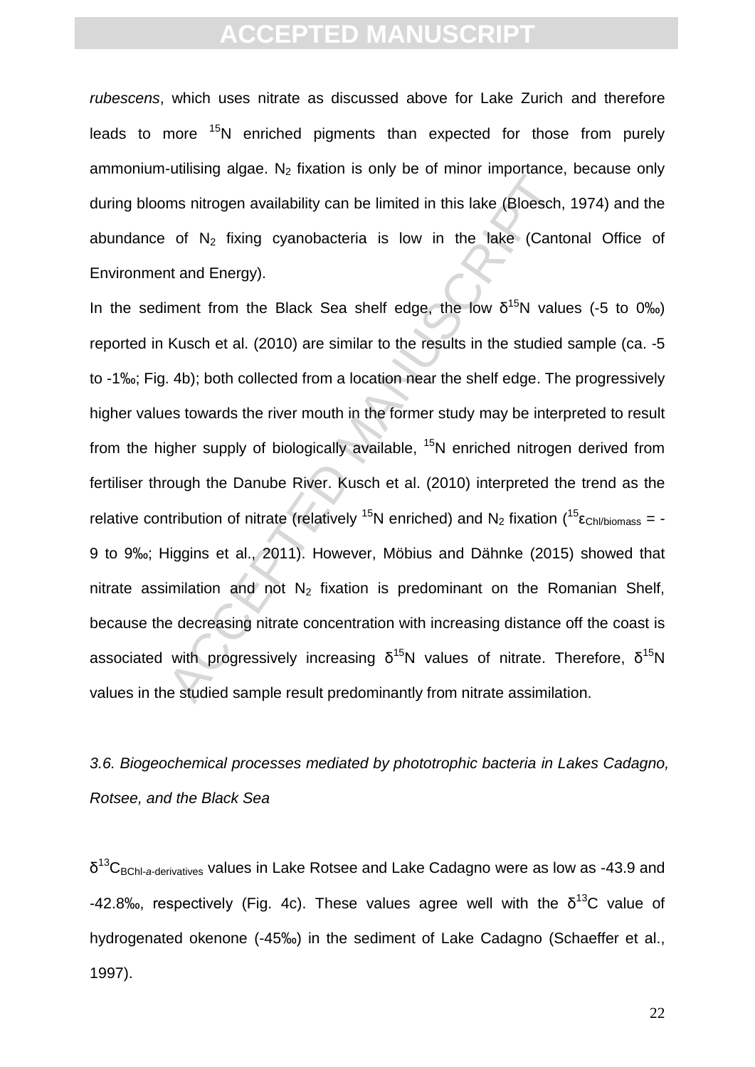*rubescens*, which uses nitrate as discussed above for Lake Zurich and therefore leads to more $^{15}N$ enriched pigments than expected for those from purely ammonium-utilising algae. $N_2$ fixation is only be of minor importance, because only during blooms nitrogen availability can be limited in this lake (Bloesch, 1974) and the abundance of $N_2$ fixing cyanobacteria is low in the lake (Cantonal Office of Environment and Energy).

In the sediment from the Black Sea shelf edge, the low $\delta^{15}N$ values (-5 to 0‰) reported in Kusch et al. (2010) are similar to the results in the studied sample (ca. -5 to -1‰; Fig. 4b); both collected from a location near the shelf edge. The progressively higher values towards the river mouth in the former study may be interpreted to result from the higher supply of biologically available, $^{15}N$ enriched nitrogen derived from fertiliser through the Danube River. Kusch et al. (2010) interpreted the trend as the relative contribution of nitrate (relatively $^{15}N$ enriched) and $N_2$ fixation ($^{15}\varepsilon_{Chl/biomass}$ = -9 to 9‰; Higgins et al., 2011). However, Möbius and Dähnke (2015) showed that nitrate assimilation and not $N_2$ fixation is predominant on the Romanian Shelf, because the decreasing nitrate concentration with increasing distance off the coast is associated with progressively increasing $\delta^{15}N$ values of nitrate. Therefore, $\delta^{15}N$ values in the studied sample result predominantly from nitrate assimilation.

*3.6. Biogeochemical processes mediated by phototrophic bacteria in Lakes Cadagno, Rotsee, and the Black Sea*

$\delta^{13}C_{BChl\text{-}a\text{-derivatives}}$ values in Lake Rotsee and Lake Cadagno were as low as -43.9 and -42.8‰, respectively (Fig. 4c). These values agree well with the $\delta^{13}C$ value of hydrogenated okenone (-45‰) in the sediment of Lake Cadagno (Schaeffer et al., 1997).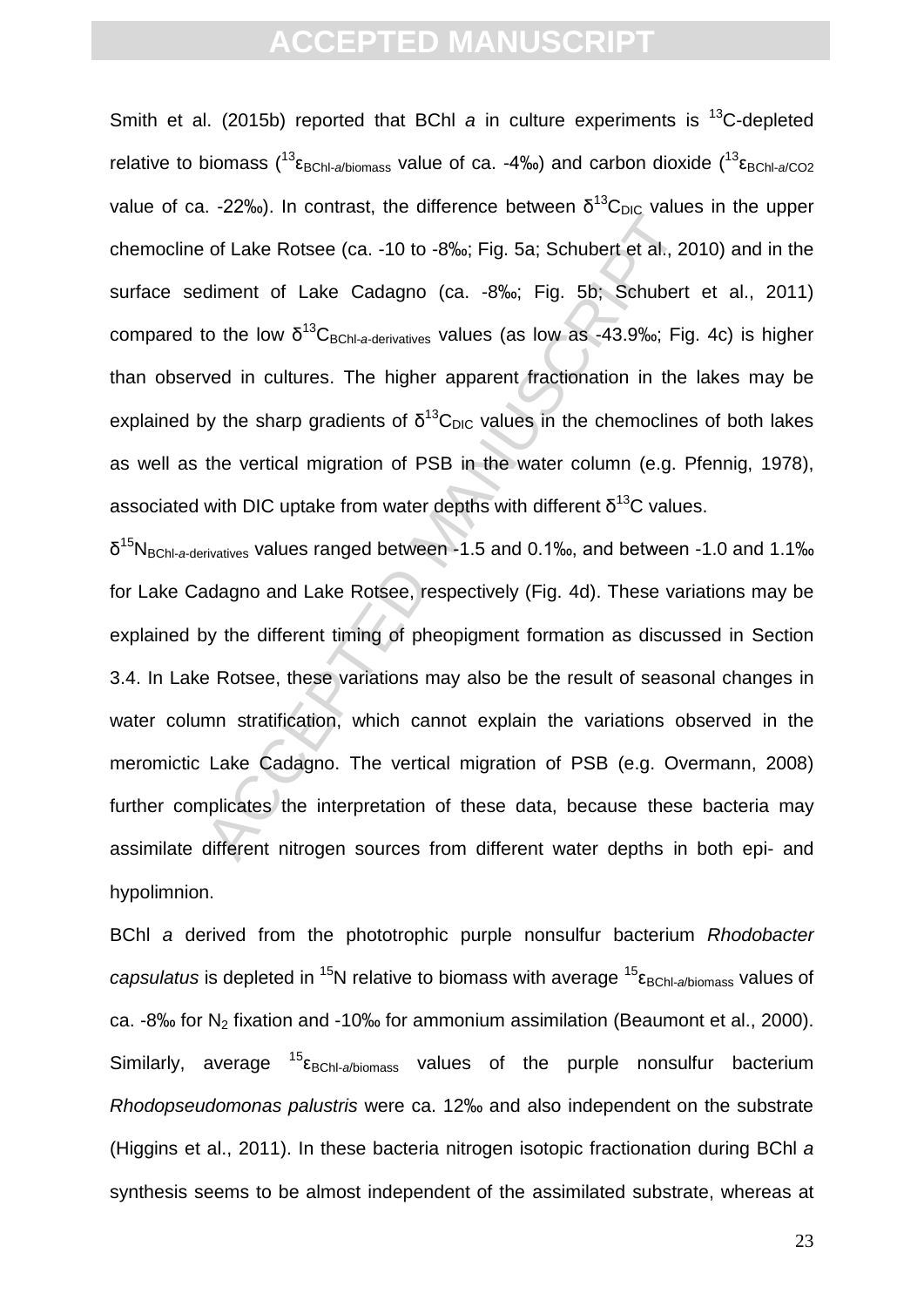Smith et al. (2015b) reported that BChl *a* in culture experiments is $^{13}C$-depleted relative to biomass ($^{13}\varepsilon_{BChl\text{-}a/biomass}$ value of ca. -4‰) and carbon dioxide ($^{13}\varepsilon_{BChl\text{-}a/CO_2}$ value of ca. -22‰). In contrast, the difference between $\delta^{13}C_{DIC}$ values in the upper chemocline of Lake Rotsee (ca. -10 to -8‰; Fig. 5a; Schubert et al., 2010) and in the surface sediment of Lake Cadagno (ca. -8‰; Fig. 5b; Schubert et al., 2011) compared to the low $\delta^{13}C_{BChl\text{-}a\text{-}derivatives}$ values (as low as -43.9‰; Fig. 4c) is higher than observed in cultures. The higher apparent fractionation in the lakes may be explained by the sharp gradients of $\delta^{13}C_{DIC}$ values in the chemoclines of both lakes as well as the vertical migration of PSB in the water column (e.g. Pfennig, 1978), associated with DIC uptake from water depths with different $\delta^{13}C$ values.

$\delta^{15}N_{BChl\text{-}a\text{-}derivatives}$ values ranged between -1.5 and 0.1‰, and between -1.0 and 1.1‰ for Lake Cadagno and Lake Rotsee, respectively (Fig. 4d). These variations may be explained by the different timing of pheopigment formation as discussed in Section 3.4. In Lake Rotsee, these variations may also be the result of seasonal changes in water column stratification, which cannot explain the variations observed in the meromictic Lake Cadagno. The vertical migration of PSB (e.g. Overmann, 2008) further complicates the interpretation of these data, because these bacteria may assimilate different nitrogen sources from different water depths in both epi- and hypolimnion.

BChl *a* derived from the phototrophic purple nonsulfur bacterium *Rhodobacter capsulatus* is depleted in $^{15}N$ relative to biomass with average $^{15}\varepsilon_{BChl\text{-}a/biomass}$ values of ca. -8‰ for $N_2$ fixation and -10‰ for ammonium assimilation (Beaumont et al., 2000). Similarly, average $^{15}\varepsilon_{BChl\text{-}a/biomass}$ values of the purple nonsulfur bacterium *Rhodopseudomonas palustris* were ca. 12‰ and also independent on the substrate (Higgins et al., 2011). In these bacteria nitrogen isotopic fractionation during BChl *a* synthesis seems to be almost independent of the assimilated substrate, whereas at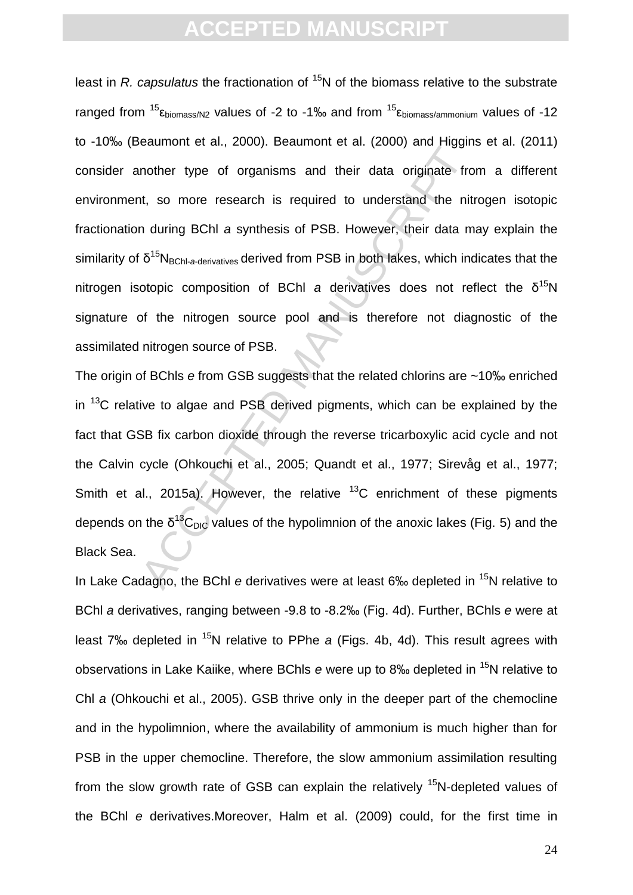least in *R. capsulatus* the fractionation of $^{15}N$ of the biomass relative to the substrate ranged from $^{15}\varepsilon_{biomass/N2}$ values of -2 to -1‰ and from $^{15}\varepsilon_{biomass/ammonium}$ values of -12 to -10‰ (Beaumont et al., 2000). Beaumont et al. (2000) and Higgins et al. (2011) consider another type of organisms and their data originate from a different environment, so more research is required to understand the nitrogen isotopic fractionation during BChl *a* synthesis of PSB. However, their data may explain the similarity of $\delta^{15}N_{BChl\text{-}a\text{-}derivatives}$ derived from PSB in both lakes, which indicates that the nitrogen isotopic composition of BChl *a* derivatives does not reflect the $\delta^{15}N$ signature of the nitrogen source pool and is therefore not diagnostic of the assimilated nitrogen source of PSB.

The origin of BChls *e* from GSB suggests that the related chlorins are ~10‰ enriched in $^{13}C$ relative to algae and PSB derived pigments, which can be explained by the fact that GSB fix carbon dioxide through the reverse tricarboxylic acid cycle and not the Calvin cycle (Ohkouchi et al., 2005; Quandt et al., 1977; Sirevåg et al., 1977; Smith et al., 2015a). However, the relative $^{13}C$ enrichment of these pigments depends on the $\delta^{13}C_{DIC}$ values of the hypolimnion of the anoxic lakes (Fig. 5) and the Black Sea.

In Lake Cadagno, the BChl *e* derivatives were at least 6‰ depleted in $^{15}N$ relative to BChl *a* derivatives, ranging between -9.8 to -8.2‰ (Fig. 4d). Further, BChls *e* were at least 7‰ depleted in $^{15}N$ relative to PPhe *a* (Figs. 4b, 4d). This result agrees with observations in Lake Kaiike, where BChls *e* were up to 8‰ depleted in $^{15}N$ relative to Chl *a* (Ohkouchi et al., 2005). GSB thrive only in the deeper part of the chemocline and in the hypolimnion, where the availability of ammonium is much higher than for PSB in the upper chemocline. Therefore, the slow ammonium assimilation resulting from the slow growth rate of GSB can explain the relatively $^{15}N$-depleted values of the BChl *e* derivatives.Moreover, Halm et al. (2009) could, for the first time in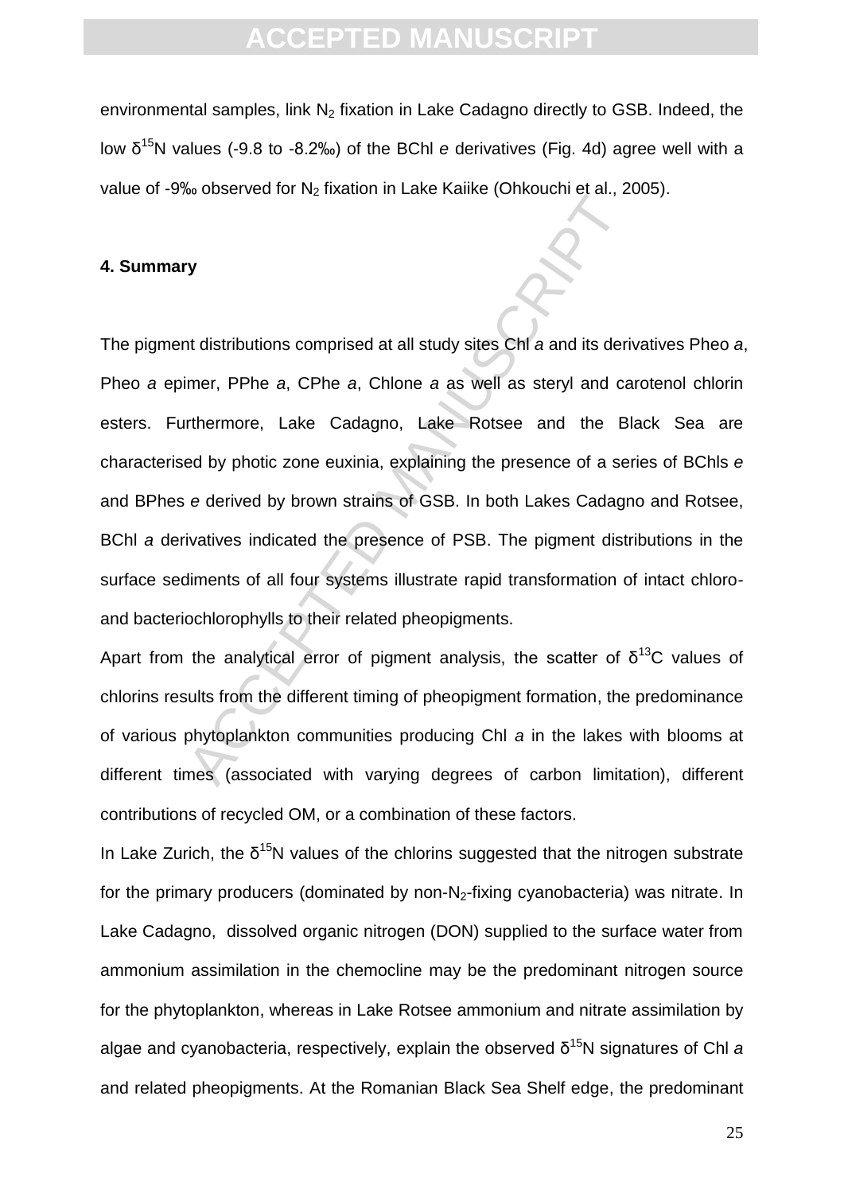environmental samples, link $N_2$ fixation in Lake Cadagno directly to GSB. Indeed, the low $\delta^{15}N$ values (-9.8 to -8.2‰) of the BChl *e* derivatives (Fig. 4d) agree well with a value of -9‰ observed for $N_2$ fixation in Lake Kaiike (Ohkouchi et al., 2005).

### 4. Summary

The pigment distributions comprised at all study sites Chl *a* and its derivatives Pheo *a*, Pheo *a* epimer, PPhe *a*, CPhe *a*, Chlone *a* as well as steryl and carotenol chlorin esters. Furthermore, Lake Cadagno, Lake Rotsee and the Black Sea are characterised by photic zone euxinia, explaining the presence of a series of BChls *e* and BPhes *e* derived by brown strains of GSB. In both Lakes Cadagno and Rotsee, BChl *a* derivatives indicated the presence of PSB. The pigment distributions in the surface sediments of all four systems illustrate rapid transformation of intact chloro- and bacteriochlorophylls to their related pheopigments.

Apart from the analytical error of pigment analysis, the scatter of $\delta^{13}C$ values of chlorins results from the different timing of pheopigment formation, the predominance of various phytoplankton communities producing Chl *a* in the lakes with blooms at different times (associated with varying degrees of carbon limitation), different contributions of recycled OM, or a combination of these factors.

In Lake Zurich, the $\delta^{15}N$ values of the chlorins suggested that the nitrogen substrate for the primary producers (dominated by non-$N_2$-fixing cyanobacteria) was nitrate. In Lake Cadagno, dissolved organic nitrogen (DON) supplied to the surface water from ammonium assimilation in the chemocline may be the predominant nitrogen source for the phytoplankton, whereas in Lake Rotsee ammonium and nitrate assimilation by algae and cyanobacteria, respectively, explain the observed $\delta^{15}N$ signatures of Chl *a* and related pheopigments. At the Romanian Black Sea Shelf edge, the predominant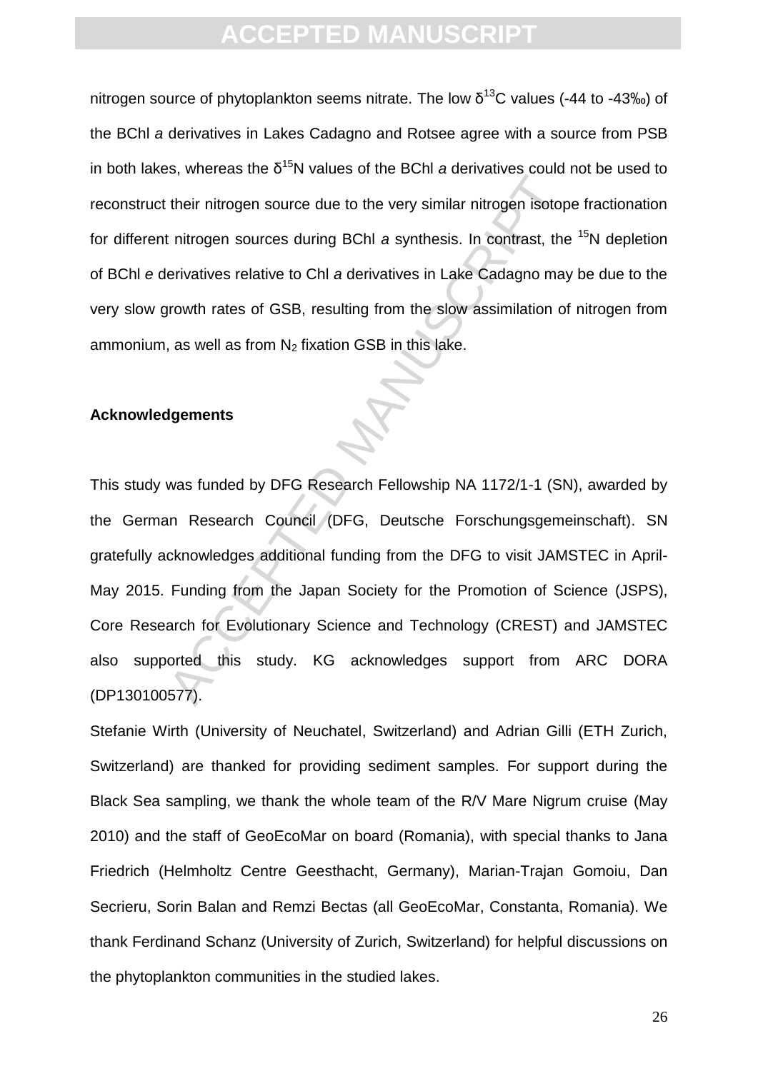nitrogen source of phytoplankton seems nitrate. The low $\delta^{13}C$ values (-44 to -43‰) of the BChl *a* derivatives in Lakes Cadagno and Rotsee agree with a source from PSB in both lakes, whereas the $\delta^{15}N$ values of the BChl *a* derivatives could not be used to reconstruct their nitrogen source due to the very similar nitrogen isotope fractionation for different nitrogen sources during BChl *a* synthesis. In contrast, the $^{15}N$ depletion of BChl *e* derivatives relative to Chl *a* derivatives in Lake Cadagno may be due to the very slow growth rates of GSB, resulting from the slow assimilation of nitrogen from ammonium, as well as from $N_2$ fixation GSB in this lake.

### Acknowledgements

This study was funded by DFG Research Fellowship NA 1172/1-1 (SN), awarded by the German Research Council (DFG, Deutsche Forschungsgemeinschaft). SN gratefully acknowledges additional funding from the DFG to visit JAMSTEC in April-May 2015. Funding from the Japan Society for the Promotion of Science (JSPS), Core Research for Evolutionary Science and Technology (CREST) and JAMSTEC also supported this study. KG acknowledges support from ARC DORA (DP130100577).

Stefanie Wirth (University of Neuchatel, Switzerland) and Adrian Gilli (ETH Zurich, Switzerland) are thanked for providing sediment samples. For support during the Black Sea sampling, we thank the whole team of the R/V Mare Nigrum cruise (May 2010) and the staff of GeoEcoMar on board (Romania), with special thanks to Jana Friedrich (Helmholtz Centre Geesthacht, Germany), Marian-Trajan Gomoiu, Dan Secrieru, Sorin Balan and Remzi Bectas (all GeoEcoMar, Constanta, Romania). We thank Ferdinand Schanz (University of Zurich, Switzerland) for helpful discussions on the phytoplankton communities in the studied lakes.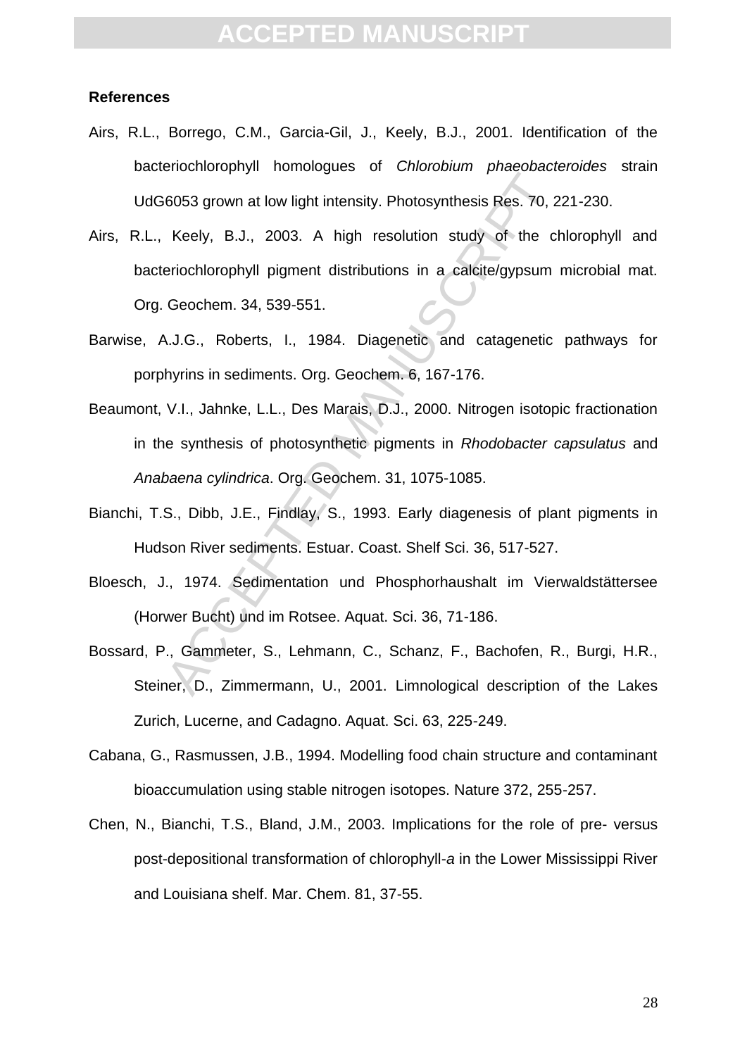**References**

Airs, R.L., Borrego, C.M., Garcia-Gil, J., Keely, B.J., 2001. Identification of the bacteriochlorophyll homologues of *Chlorobium phaeobacteroides* strain UdG6053 grown at low light intensity. Photosynthesis Res. 70, 221-230.

Airs, R.L., Keely, B.J., 2003. A high resolution study of the chlorophyll and bacteriochlorophyll pigment distributions in a calcite/gypsum microbial mat. Org. Geochem. 34, 539-551.

Barwise, A.J.G., Roberts, I., 1984. Diagenetic and catagenetic pathways for porphyrins in sediments. Org. Geochem. 6, 167-176.

Beaumont, V.I., Jahnke, L.L., Des Marais, D.J., 2000. Nitrogen isotopic fractionation in the synthesis of photosynthetic pigments in *Rhodobacter capsulatus* and *Anabaena cylindrica*. Org. Geochem. 31, 1075-1085.

Bianchi, T.S., Dibb, J.E., Findlay, S., 1993. Early diagenesis of plant pigments in Hudson River sediments. Estuar. Coast. Shelf Sci. 36, 517-527.

Bloesch, J., 1974. Sedimentation und Phosphorhaushalt im Vierwaldstättersee (Horwer Bucht) und im Rotsee. Aquat. Sci. 36, 71-186.

Bossard, P., Gammeter, S., Lehmann, C., Schanz, F., Bachofen, R., Burgi, H.R., Steiner, D., Zimmermann, U., 2001. Limnological description of the Lakes Zurich, Lucerne, and Cadagno. Aquat. Sci. 63, 225-249.

Cabana, G., Rasmussen, J.B., 1994. Modelling food chain structure and contaminant bioaccumulation using stable nitrogen isotopes. Nature 372, 255-257.

Chen, N., Bianchi, T.S., Bland, J.M., 2003. Implications for the role of pre- versus post-depositional transformation of chlorophyll-*a* in the Lower Mississippi River and Louisiana shelf. Mar. Chem. 81, 37-55.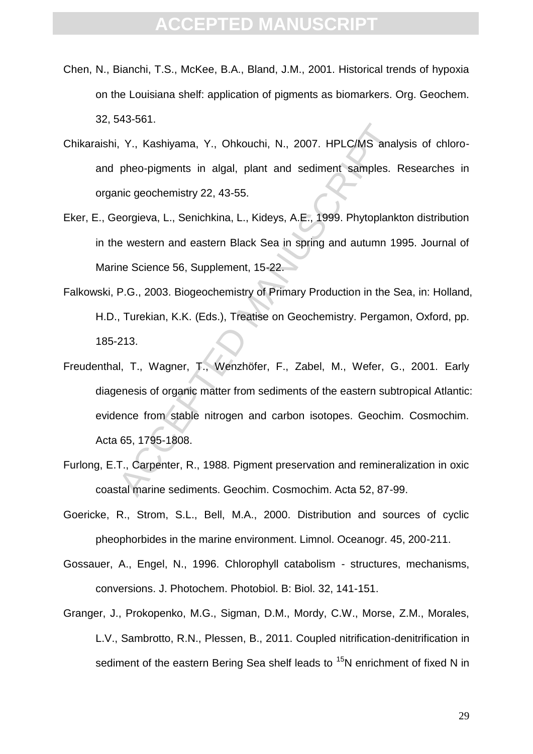Chen, N., Bianchi, T.S., McKee, B.A., Bland, J.M., 2001. Historical trends of hypoxia on the Louisiana shelf: application of pigments as biomarkers. Org. Geochem. 32, 543-561.

Chikaraishi, Y., Kashiyama, Y., Ohkouchi, N., 2007. HPLC/MS analysis of chloro- and pheo-pigments in algal, plant and sediment samples. Researches in organic geochemistry 22, 43-55.

Eker, E., Georgieva, L., Senichkina, L., Kideys, A.E., 1999. Phytoplankton distribution in the western and eastern Black Sea in spring and autumn 1995. Journal of Marine Science 56, Supplement, 15-22.

Falkowski, P.G., 2003. Biogeochemistry of Primary Production in the Sea, in: Holland, H.D., Turekian, K.K. (Eds.), Treatise on Geochemistry. Pergamon, Oxford, pp. 185-213.

Freudenthal, T., Wagner, T., Wenzhöfer, F., Zabel, M., Wefer, G., 2001. Early diagenesis of organic matter from sediments of the eastern subtropical Atlantic: evidence from stable nitrogen and carbon isotopes. Geochim. Cosmochim. Acta 65, 1795-1808.

Furlong, E.T., Carpenter, R., 1988. Pigment preservation and remineralization in oxic coastal marine sediments. Geochim. Cosmochim. Acta 52, 87-99.

Goericke, R., Strom, S.L., Bell, M.A., 2000. Distribution and sources of cyclic pheophorbides in the marine environment. Limnol. Oceanogr. 45, 200-211.

Gossauer, A., Engel, N., 1996. Chlorophyll catabolism - structures, mechanisms, conversions. J. Photochem. Photobiol. B: Biol. 32, 141-151.

Granger, J., Prokopenko, M.G., Sigman, D.M., Mordy, C.W., Morse, Z.M., Morales, L.V., Sambrotto, R.N., Plessen, B., 2011. Coupled nitrification-denitrification in sediment of the eastern Bering Sea shelf leads to $^{15}N$ enrichment of fixed N in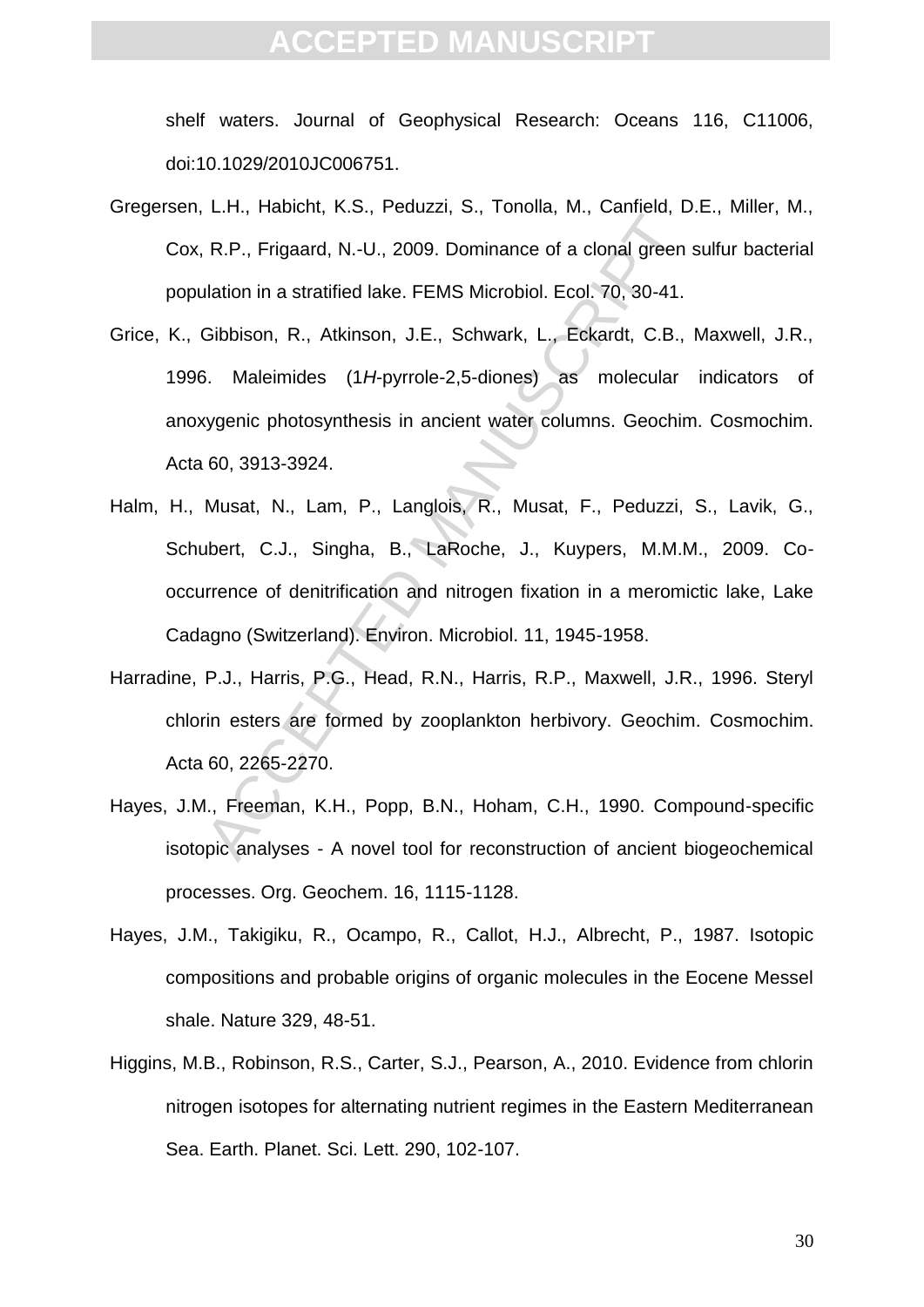shelf waters. Journal of Geophysical Research: Oceans 116, C11006, doi:10.1029/2010JC006751.

Gregersen, L.H., Habicht, K.S., Peduzzi, S., Tonolla, M., Canfield, D.E., Miller, M., Cox, R.P., Frigaard, N.-U., 2009. Dominance of a clonal green sulfur bacterial population in a stratified lake. FEMS Microbiol. Ecol. 70, 30-41.

Grice, K., Gibbison, R., Atkinson, J.E., Schwark, L., Eckardt, C.B., Maxwell, J.R., 1996. Maleimides (1*H*-pyrrole-2,5-diones) as molecular indicators of anoxygenic photosynthesis in ancient water columns. Geochim. Cosmochim. Acta 60, 3913-3924.

Halm, H., Musat, N., Lam, P., Langlois, R., Musat, F., Peduzzi, S., Lavik, G., Schubert, C.J., Singha, B., LaRoche, J., Kuypers, M.M.M., 2009. Co-occurrence of denitrification and nitrogen fixation in a meromictic lake, Lake Cadagno (Switzerland). Environ. Microbiol. 11, 1945-1958.

Harradine, P.J., Harris, P.G., Head, R.N., Harris, R.P., Maxwell, J.R., 1996. Steryl chlorin esters are formed by zooplankton herbivory. Geochim. Cosmochim. Acta 60, 2265-2270.

Hayes, J.M., Freeman, K.H., Popp, B.N., Hoham, C.H., 1990. Compound-specific isotopic analyses - A novel tool for reconstruction of ancient biogeochemical processes. Org. Geochem. 16, 1115-1128.

Hayes, J.M., Takigiku, R., Ocampo, R., Callot, H.J., Albrecht, P., 1987. Isotopic compositions and probable origins of organic molecules in the Eocene Messel shale. Nature 329, 48-51.

Higgins, M.B., Robinson, R.S., Carter, S.J., Pearson, A., 2010. Evidence from chlorin nitrogen isotopes for alternating nutrient regimes in the Eastern Mediterranean Sea. Earth. Planet. Sci. Lett. 290, 102-107.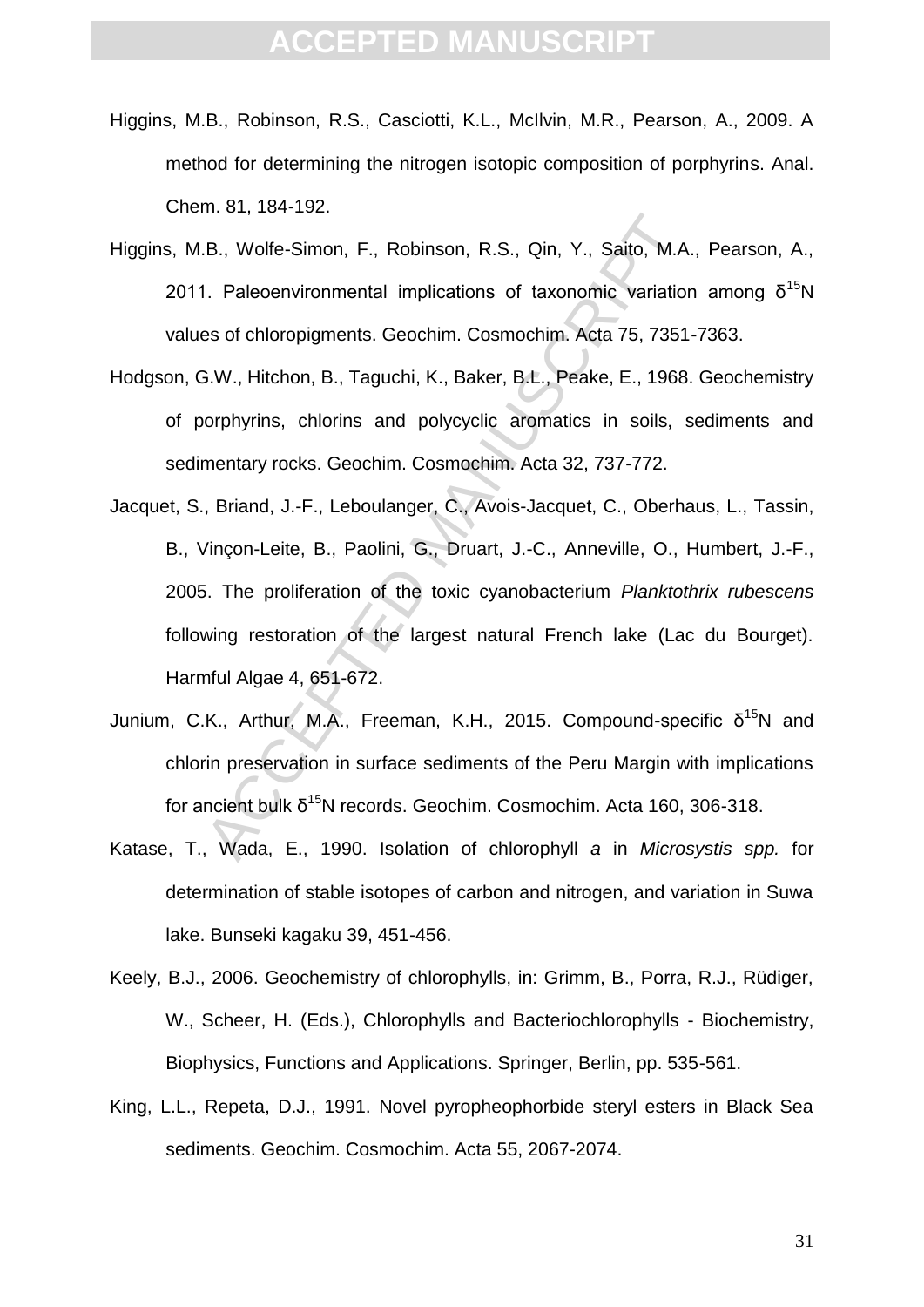Higgins, M.B., Robinson, R.S., Casciotti, K.L., McIlvin, M.R., Pearson, A., 2009. A method for determining the nitrogen isotopic composition of porphyrins. Anal. Chem. 81, 184-192.

Higgins, M.B., Wolfe-Simon, F., Robinson, R.S., Qin, Y., Saito, M.A., Pearson, A., 2011. Paleoenvironmental implications of taxonomic variation among $\delta^{15}N$ values of chloropigments. Geochim. Cosmochim. Acta 75, 7351-7363.

Hodgson, G.W., Hitchon, B., Taguchi, K., Baker, B.L., Peake, E., 1968. Geochemistry of porphyrins, chlorins and polycyclic aromatics in soils, sediments and sedimentary rocks. Geochim. Cosmochim. Acta 32, 737-772.

Jacquet, S., Briand, J.-F., Leboulanger, C., Avois-Jacquet, C., Oberhaus, L., Tassin, B., Vinçon-Leite, B., Paolini, G., Druart, J.-C., Anneville, O., Humbert, J.-F., 2005. The proliferation of the toxic cyanobacterium *Planktothrix rubescens* following restoration of the largest natural French lake (Lac du Bourget). Harmful Algae 4, 651-672.

Junium, C.K., Arthur, M.A., Freeman, K.H., 2015. Compound-specific $\delta^{15}N$ and chlorin preservation in surface sediments of the Peru Margin with implications for ancient bulk $\delta^{15}N$ records. Geochim. Cosmochim. Acta 160, 306-318.

Katase, T., Wada, E., 1990. Isolation of chlorophyll *a* in *Microsystis spp.* for determination of stable isotopes of carbon and nitrogen, and variation in Suwa lake. Bunseki kagaku 39, 451-456.

Keely, B.J., 2006. Geochemistry of chlorophylls, in: Grimm, B., Porra, R.J., Rüdiger, W., Scheer, H. (Eds.), Chlorophylls and Bacteriochlorophylls - Biochemistry, Biophysics, Functions and Applications. Springer, Berlin, pp. 535-561.

King, L.L., Repeta, D.J., 1991. Novel pyropheophorbide steryl esters in Black Sea sediments. Geochim. Cosmochim. Acta 55, 2067-2074.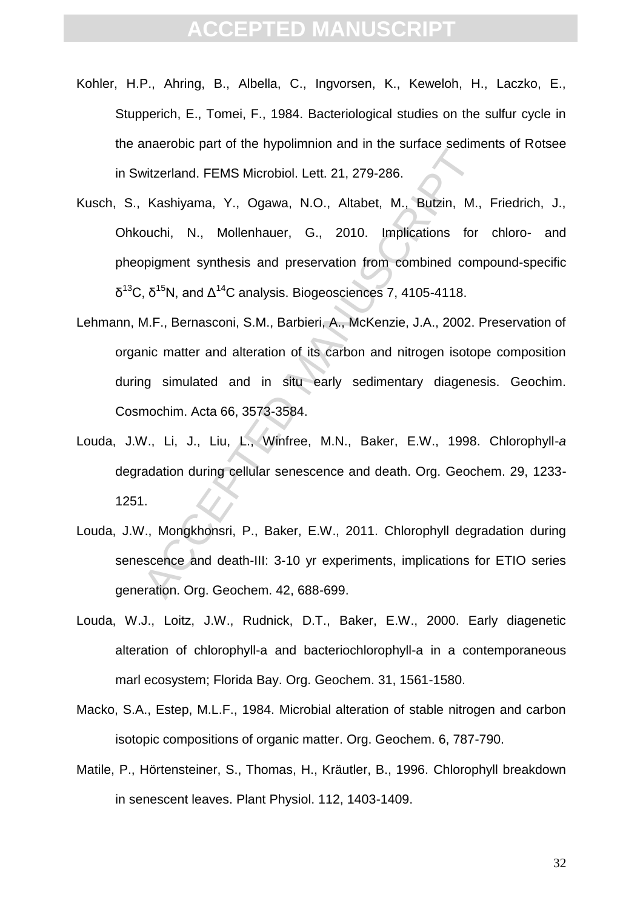Kohler, H.P., Ahring, B., Albella, C., Ingvorsen, K., Keweloh, H., Laczko, E., Stupperich, E., Tomei, F., 1984. Bacteriological studies on the sulfur cycle in the anaerobic part of the hypolimnion and in the surface sediments of Rotsee in Switzerland. FEMS Microbiol. Lett. 21, 279-286.

Kusch, S., Kashiyama, Y., Ogawa, N.O., Altabet, M., Butzin, M., Friedrich, J., Ohkouchi, N., Mollenhauer, G., 2010. Implications for chloro- and pheopigment synthesis and preservation from combined compound-specific $\delta^{13}C$, $\delta^{15}N$, and $\Delta^{14}C$ analysis. Biogeosciences 7, 4105-4118.

Lehmann, M.F., Bernasconi, S.M., Barbieri, A., McKenzie, J.A., 2002. Preservation of organic matter and alteration of its carbon and nitrogen isotope composition during simulated and in situ early sedimentary diagenesis. Geochim. Cosmochim. Acta 66, 3573-3584.

Louda, J.W., Li, J., Liu, L., Winfree, M.N., Baker, E.W., 1998. Chlorophyll-*a* degradation during cellular senescence and death. Org. Geochem. 29, 1233-1251.

Louda, J.W., Mongkhonsri, P., Baker, E.W., 2011. Chlorophyll degradation during senescence and death-III: 3-10 yr experiments, implications for ETIO series generation. Org. Geochem. 42, 688-699.

Louda, W.J., Loitz, J.W., Rudnick, D.T., Baker, E.W., 2000. Early diagenetic alteration of chlorophyll-a and bacteriochlorophyll-a in a contemporaneous marl ecosystem; Florida Bay. Org. Geochem. 31, 1561-1580.

Macko, S.A., Estep, M.L.F., 1984. Microbial alteration of stable nitrogen and carbon isotopic compositions of organic matter. Org. Geochem. 6, 787-790.

Matile, P., Hörtensteiner, S., Thomas, H., Kräutler, B., 1996. Chlorophyll breakdown in senescent leaves. Plant Physiol. 112, 1403-1409.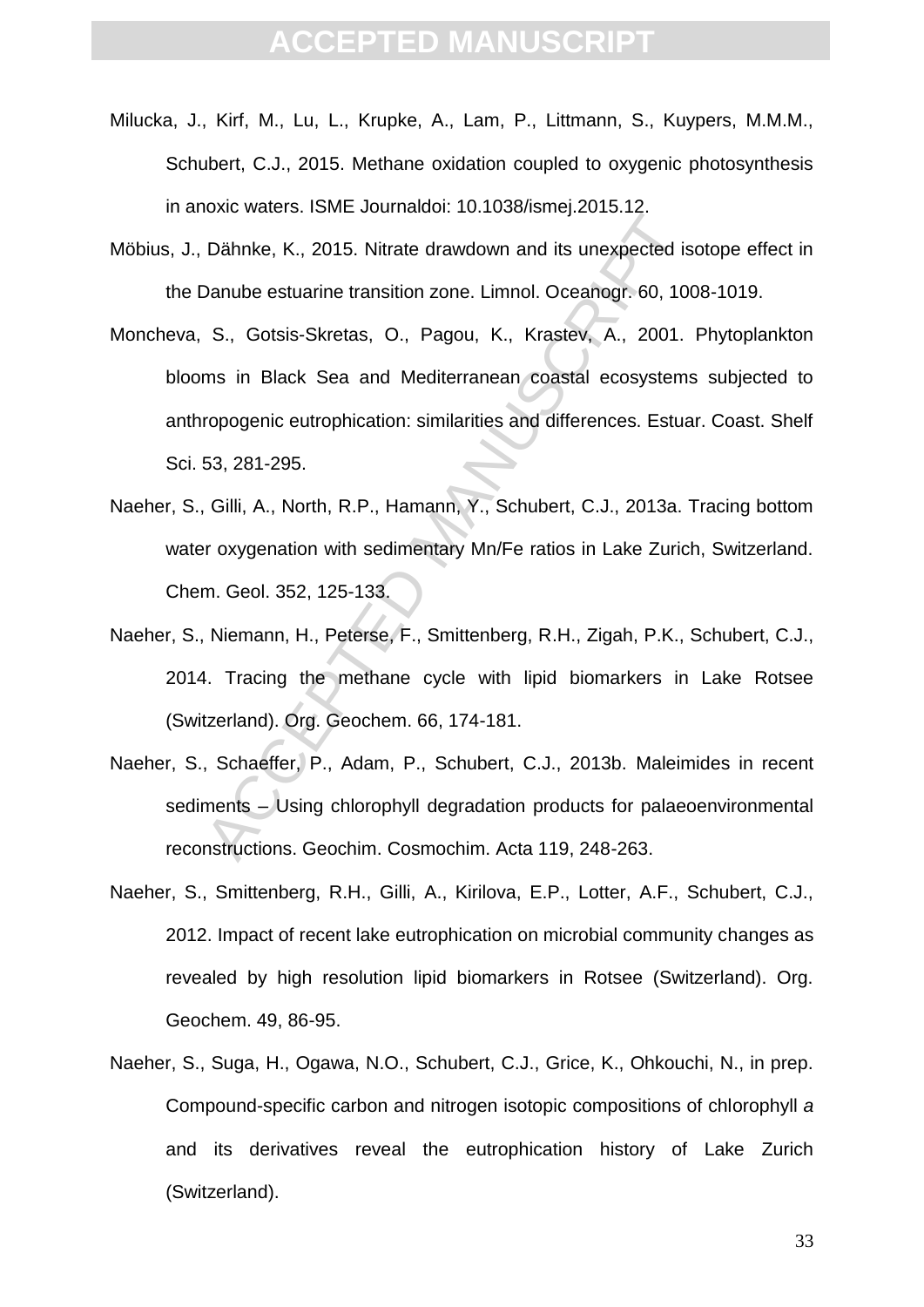Milucka, J., Kirf, M., Lu, L., Krupke, A., Lam, P., Littmann, S., Kuypers, M.M.M., Schubert, C.J., 2015. Methane oxidation coupled to oxygenic photosynthesis in anoxic waters. ISME Journaldoi: 10.1038/ismej.2015.12.

Möbius, J., Dähnke, K., 2015. Nitrate drawdown and its unexpected isotope effect in the Danube estuarine transition zone. Limnol. Oceanogr. 60, 1008-1019.

Moncheva, S., Gotsis-Skretas, O., Pagou, K., Krastev, A., 2001. Phytoplankton blooms in Black Sea and Mediterranean coastal ecosystems subjected to anthropogenic eutrophication: similarities and differences. Estuar. Coast. Shelf Sci. 53, 281-295.

Naeher, S., Gilli, A., North, R.P., Hamann, Y., Schubert, C.J., 2013a. Tracing bottom water oxygenation with sedimentary Mn/Fe ratios in Lake Zurich, Switzerland. Chem. Geol. 352, 125-133.

Naeher, S., Niemann, H., Peterse, F., Smittenberg, R.H., Zigah, P.K., Schubert, C.J., 2014. Tracing the methane cycle with lipid biomarkers in Lake Rotsee (Switzerland). Org. Geochem. 66, 174-181.

Naeher, S., Schaeffer, P., Adam, P., Schubert, C.J., 2013b. Maleimides in recent sediments – Using chlorophyll degradation products for palaeoenvironmental reconstructions. Geochim. Cosmochim. Acta 119, 248-263.

Naeher, S., Smittenberg, R.H., Gilli, A., Kirilova, E.P., Lotter, A.F., Schubert, C.J., 2012. Impact of recent lake eutrophication on microbial community changes as revealed by high resolution lipid biomarkers in Rotsee (Switzerland). Org. Geochem. 49, 86-95.

Naeher, S., Suga, H., Ogawa, N.O., Schubert, C.J., Grice, K., Ohkouchi, N., in prep. Compound-specific carbon and nitrogen isotopic compositions of chlorophyll *a* and its derivatives reveal the eutrophication history of Lake Zurich (Switzerland).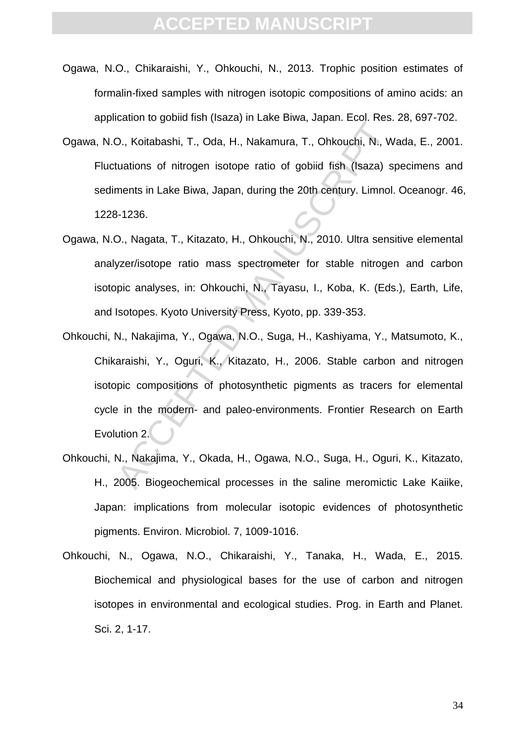Ogawa, N.O., Chikaraishi, Y., Ohkouchi, N., 2013. Trophic position estimates of formalin-fixed samples with nitrogen isotopic compositions of amino acids: an application to gobiid fish (Isaza) in Lake Biwa, Japan. Ecol. Res. 28, 697-702.

Ogawa, N.O., Koitabashi, T., Oda, H., Nakamura, T., Ohkouchi, N., Wada, E., 2001. Fluctuations of nitrogen isotope ratio of gobiid fish (Isaza) specimens and sediments in Lake Biwa, Japan, during the 20th century. Limnol. Oceanogr. 46, 1228-1236.

Ogawa, N.O., Nagata, T., Kitazato, H., Ohkouchi, N., 2010. Ultra sensitive elemental analyzer/isotope ratio mass spectrometer for stable nitrogen and carbon isotopic analyses, in: Ohkouchi, N., Tayasu, I., Koba, K. (Eds.), Earth, Life, and Isotopes. Kyoto University Press, Kyoto, pp. 339-353.

Ohkouchi, N., Nakajima, Y., Ogawa, N.O., Suga, H., Kashiyama, Y., Matsumoto, K., Chikaraishi, Y., Oguri, K., Kitazato, H., 2006. Stable carbon and nitrogen isotopic compositions of photosynthetic pigments as tracers for elemental cycle in the modern- and paleo-environments. Frontier Research on Earth Evolution 2.

Ohkouchi, N., Nakajima, Y., Okada, H., Ogawa, N.O., Suga, H., Oguri, K., Kitazato, H., 2005. Biogeochemical processes in the saline meromictic Lake Kaiike, Japan: implications from molecular isotopic evidences of photosynthetic pigments. Environ. Microbiol. 7, 1009-1016.

Ohkouchi, N., Ogawa, N.O., Chikaraishi, Y., Tanaka, H., Wada, E., 2015. Biochemical and physiological bases for the use of carbon and nitrogen isotopes in environmental and ecological studies. Prog. in Earth and Planet. Sci. 2, 1-17.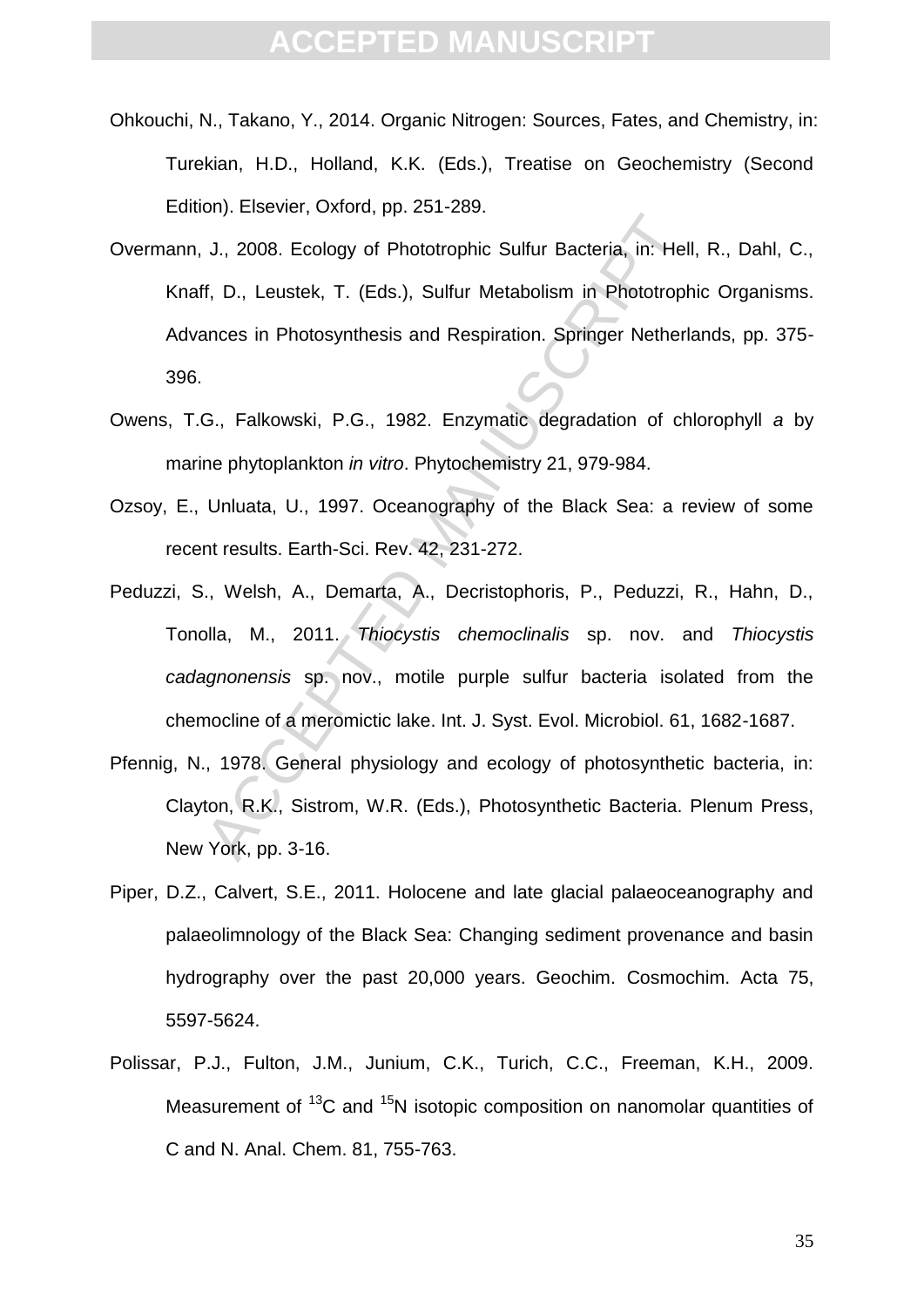Ohkouchi, N., Takano, Y., 2014. Organic Nitrogen: Sources, Fates, and Chemistry, in: Turekian, H.D., Holland, K.K. (Eds.), Treatise on Geochemistry (Second Edition). Elsevier, Oxford, pp. 251-289.

Overmann, J., 2008. Ecology of Phototrophic Sulfur Bacteria, in: Hell, R., Dahl, C., Knaff, D., Leustek, T. (Eds.), Sulfur Metabolism in Phototrophic Organisms. Advances in Photosynthesis and Respiration. Springer Netherlands, pp. 375-396.

Owens, T.G., Falkowski, P.G., 1982. Enzymatic degradation of chlorophyll *a* by marine phytoplankton *in vitro*. Phytochemistry 21, 979-984.

Ozsoy, E., Unluata, U., 1997. Oceanography of the Black Sea: a review of some recent results. Earth-Sci. Rev. 42, 231-272.

Peduzzi, S., Welsh, A., Demarta, A., Decristophoris, P., Peduzzi, R., Hahn, D., Tonolla, M., 2011. *Thiocystis chemoclinalis* sp. nov. and *Thiocystis cadagnonensis* sp. nov., motile purple sulfur bacteria isolated from the chemocline of a meromictic lake. Int. J. Syst. Evol. Microbiol. 61, 1682-1687.

Pfennig, N., 1978. General physiology and ecology of photosynthetic bacteria, in: Clayton, R.K., Sistrom, W.R. (Eds.), Photosynthetic Bacteria. Plenum Press, New York, pp. 3-16.

Piper, D.Z., Calvert, S.E., 2011. Holocene and late glacial palaeoceanography and palaeolimnology of the Black Sea: Changing sediment provenance and basin hydrography over the past 20,000 years. Geochim. Cosmochim. Acta 75, 5597-5624.

Polissar, P.J., Fulton, J.M., Junium, C.K., Turich, C.C., Freeman, K.H., 2009. Measurement of $^{13}C$ and $^{15}N$ isotopic composition on nanomolar quantities of C and N. Anal. Chem. 81, 755-763.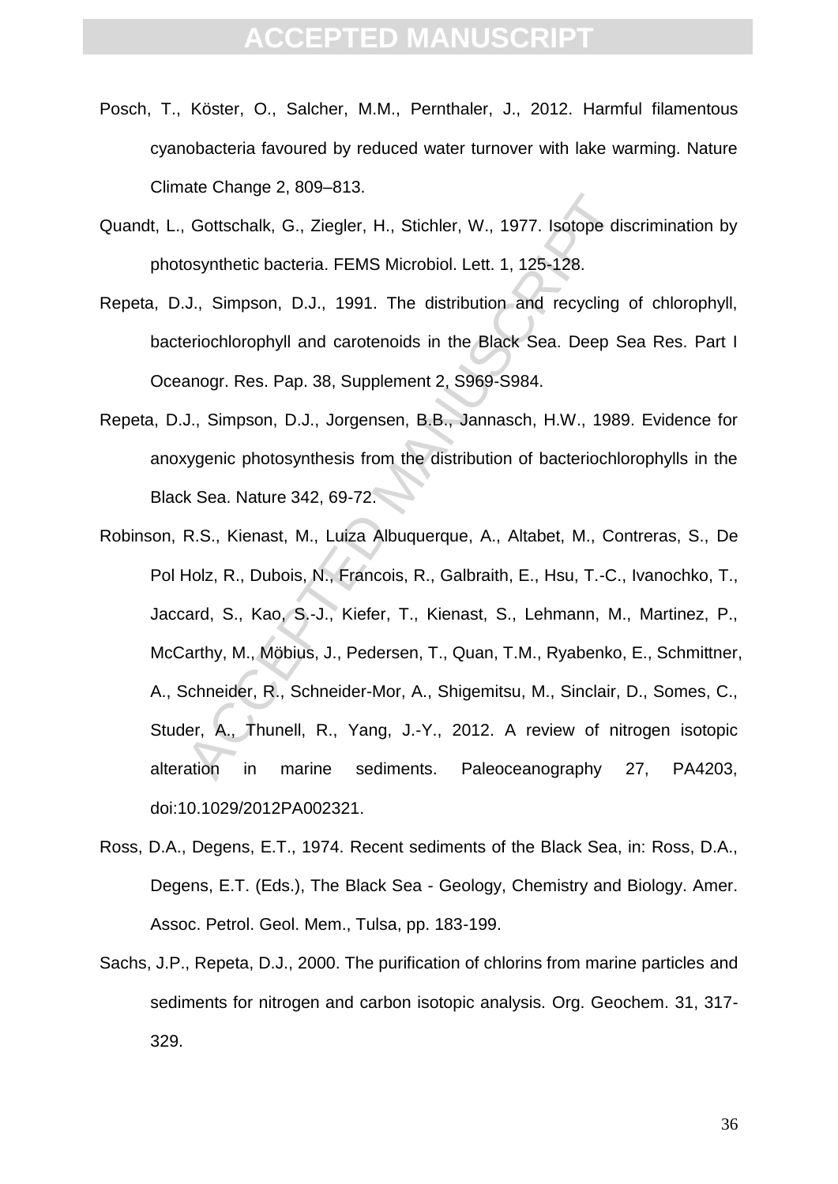Posch, T., Köster, O., Salcher, M.M., Pernthaler, J., 2012. Harmful filamentous cyanobacteria favoured by reduced water turnover with lake warming. Nature Climate Change 2, 809–813.

Quandt, L., Gottschalk, G., Ziegler, H., Stichler, W., 1977. Isotope discrimination by photosynthetic bacteria. FEMS Microbiol. Lett. 1, 125-128.

Repeta, D.J., Simpson, D.J., 1991. The distribution and recycling of chlorophyll, bacteriochlorophyll and carotenoids in the Black Sea. Deep Sea Res. Part I Oceanogr. Res. Pap. 38, Supplement 2, S969-S984.

Repeta, D.J., Simpson, D.J., Jorgensen, B.B., Jannasch, H.W., 1989. Evidence for anoxygenic photosynthesis from the distribution of bacteriochlorophylls in the Black Sea. Nature 342, 69-72.

Robinson, R.S., Kienast, M., Luiza Albuquerque, A., Altabet, M., Contreras, S., De Pol Holz, R., Dubois, N., Francois, R., Galbraith, E., Hsu, T.-C., Ivanochko, T., Jaccard, S., Kao, S.-J., Kiefer, T., Kienast, S., Lehmann, M., Martinez, P., McCarthy, M., Möbius, J., Pedersen, T., Quan, T.M., Ryabenko, E., Schmittner, A., Schneider, R., Schneider-Mor, A., Shigemitsu, M., Sinclair, D., Somes, C., Studer, A., Thunell, R., Yang, J.-Y., 2012. A review of nitrogen isotopic alteration in marine sediments. Paleoceanography 27, PA4203, doi:10.1029/2012PA002321.

Ross, D.A., Degens, E.T., 1974. Recent sediments of the Black Sea, in: Ross, D.A., Degens, E.T. (Eds.), The Black Sea - Geology, Chemistry and Biology. Amer. Assoc. Petrol. Geol. Mem., Tulsa, pp. 183-199.

Sachs, J.P., Repeta, D.J., 2000. The purification of chlorins from marine particles and sediments for nitrogen and carbon isotopic analysis. Org. Geochem. 31, 317-329.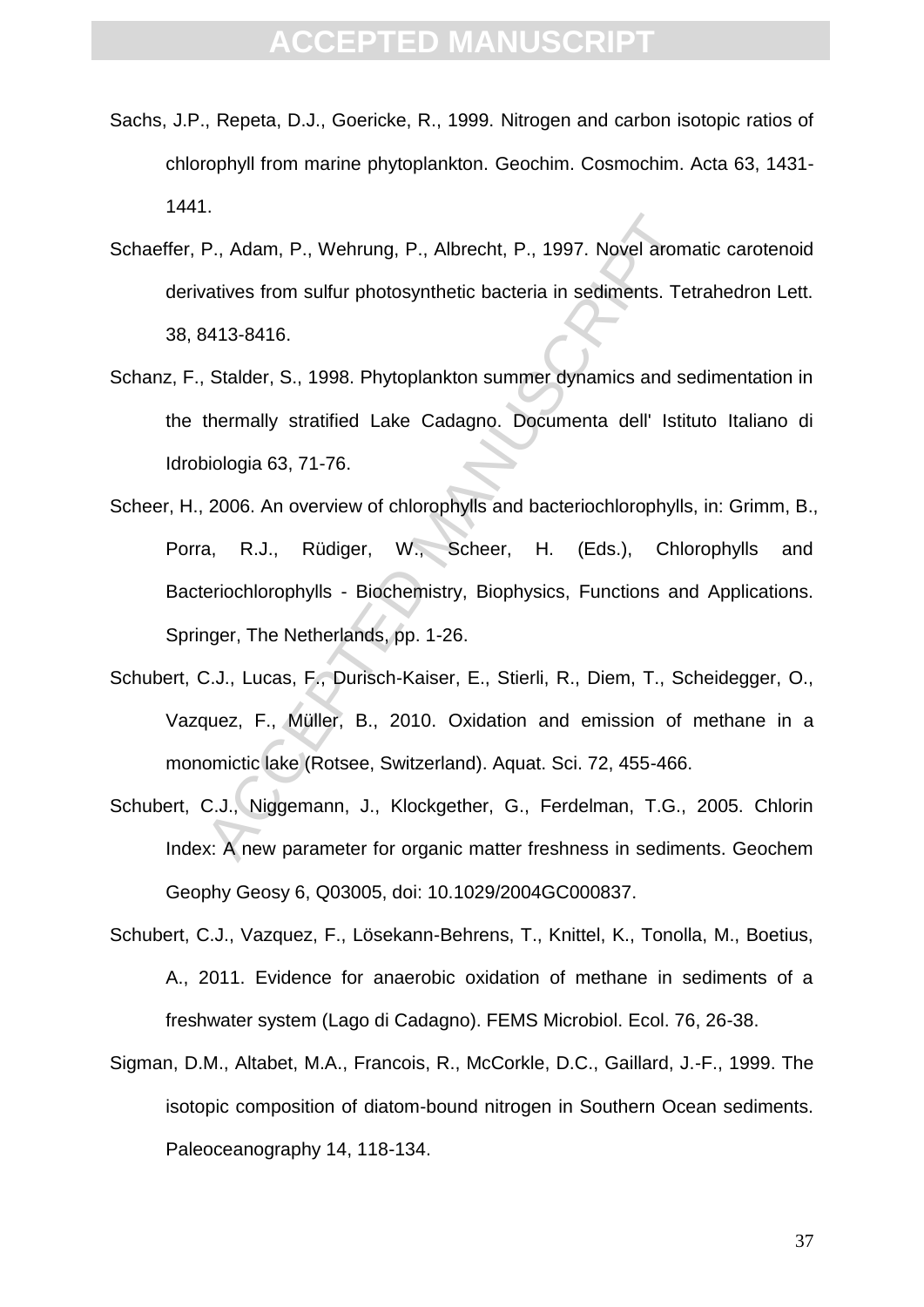Sachs, J.P., Repeta, D.J., Goericke, R., 1999. Nitrogen and carbon isotopic ratios of chlorophyll from marine phytoplankton. Geochim. Cosmochim. Acta 63, 1431-1441.

Schaeffer, P., Adam, P., Wehrung, P., Albrecht, P., 1997. Novel aromatic carotenoid derivatives from sulfur photosynthetic bacteria in sediments. Tetrahedron Lett. 38, 8413-8416.

Schanz, F., Stalder, S., 1998. Phytoplankton summer dynamics and sedimentation in the thermally stratified Lake Cadagno. Documenta dell' Istituto Italiano di Idrobiologia 63, 71-76.

Scheer, H., 2006. An overview of chlorophylls and bacteriochlorophylls, in: Grimm, B., Porra, R.J., Rüdiger, W., Scheer, H. (Eds.), Chlorophylls and Bacteriochlorophylls - Biochemistry, Biophysics, Functions and Applications. Springer, The Netherlands, pp. 1-26.

Schubert, C.J., Lucas, F., Durisch-Kaiser, E., Stierli, R., Diem, T., Scheidegger, O., Vazquez, F., Müller, B., 2010. Oxidation and emission of methane in a monomictic lake (Rotsee, Switzerland). Aquat. Sci. 72, 455-466.

Schubert, C.J., Niggemann, J., Klockgether, G., Ferdelman, T.G., 2005. Chlorin Index: A new parameter for organic matter freshness in sediments. Geochem Geophy Geosy 6, Q03005, doi: 10.1029/2004GC000837.

Schubert, C.J., Vazquez, F., Lösekann-Behrens, T., Knittel, K., Tonolla, M., Boetius, A., 2011. Evidence for anaerobic oxidation of methane in sediments of a freshwater system (Lago di Cadagno). FEMS Microbiol. Ecol. 76, 26-38.

Sigman, D.M., Altabet, M.A., Francois, R., McCorkle, D.C., Gaillard, J.-F., 1999. The isotopic composition of diatom-bound nitrogen in Southern Ocean sediments. Paleoceanography 14, 118-134.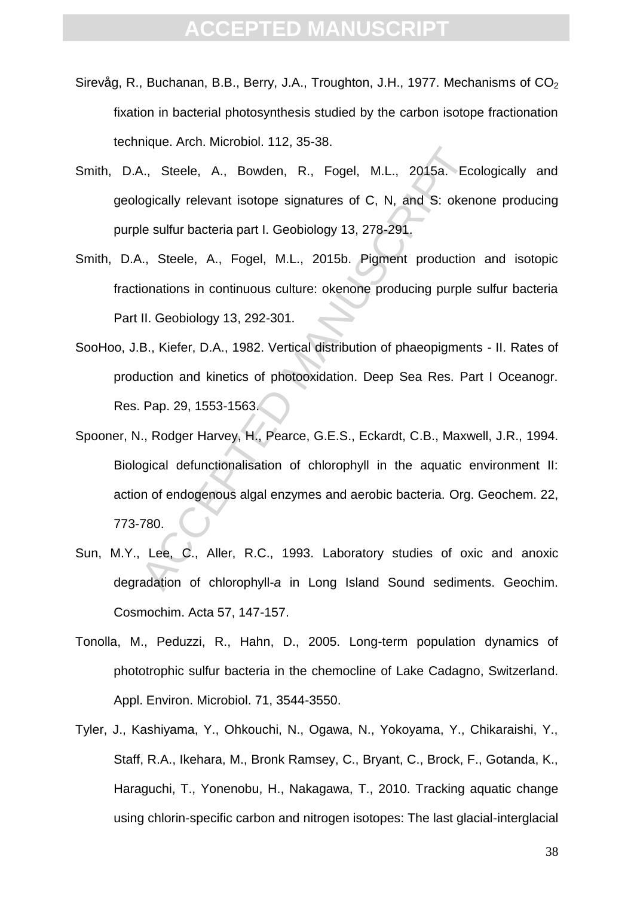Sirevåg, R., Buchanan, B.B., Berry, J.A., Troughton, J.H., 1977. Mechanisms of $CO_2$ fixation in bacterial photosynthesis studied by the carbon isotope fractionation technique. Arch. Microbiol. 112, 35-38.

Smith, D.A., Steele, A., Bowden, R., Fogel, M.L., 2015a. Ecologically and geologically relevant isotope signatures of C, N, and S: okenone producing purple sulfur bacteria part I. Geobiology 13, 278-291.

Smith, D.A., Steele, A., Fogel, M.L., 2015b. Pigment production and isotopic fractionations in continuous culture: okenone producing purple sulfur bacteria Part II. Geobiology 13, 292-301.

SooHoo, J.B., Kiefer, D.A., 1982. Vertical distribution of phaeopigments - II. Rates of production and kinetics of photooxidation. Deep Sea Res. Part I Oceanogr. Res. Pap. 29, 1553-1563.

Spooner, N., Rodger Harvey, H., Pearce, G.E.S., Eckardt, C.B., Maxwell, J.R., 1994. Biological defunctionalisation of chlorophyll in the aquatic environment II: action of endogenous algal enzymes and aerobic bacteria. Org. Geochem. 22, 773-780.

Sun, M.Y., Lee, C., Aller, R.C., 1993. Laboratory studies of oxic and anoxic degradation of chlorophyll-*a* in Long Island Sound sediments. Geochim. Cosmochim. Acta 57, 147-157.

Tonolla, M., Peduzzi, R., Hahn, D., 2005. Long-term population dynamics of phototrophic sulfur bacteria in the chemocline of Lake Cadagno, Switzerland. Appl. Environ. Microbiol. 71, 3544-3550.

Tyler, J., Kashiyama, Y., Ohkouchi, N., Ogawa, N., Yokoyama, Y., Chikaraishi, Y., Staff, R.A., Ikehara, M., Bronk Ramsey, C., Bryant, C., Brock, F., Gotanda, K., Haraguchi, T., Yonenobu, H., Nakagawa, T., 2010. Tracking aquatic change using chlorin-specific carbon and nitrogen isotopes: The last glacial-interglacial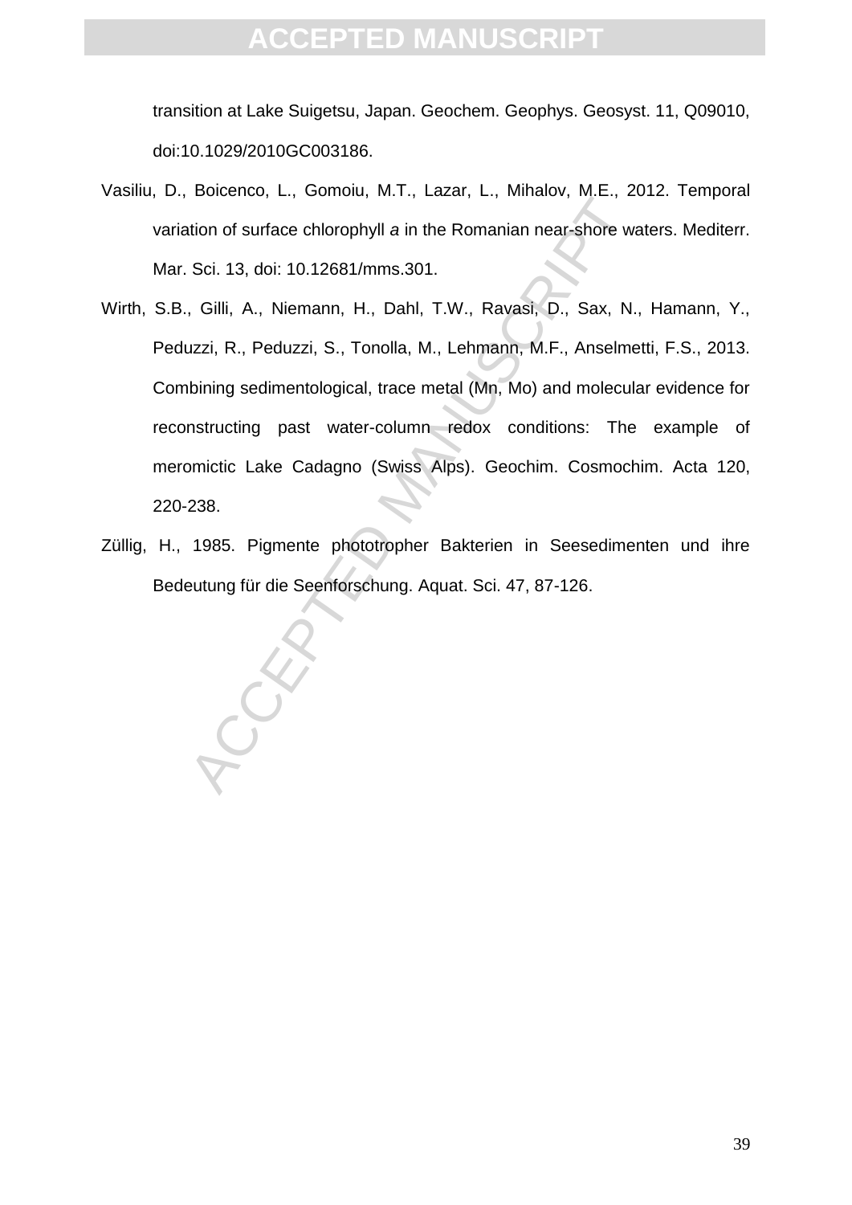transition at Lake Suigetsu, Japan. Geochem. Geophys. Geosyst. 11, Q09010, doi:10.1029/2010GC003186.

Vasiliu, D., Boicenco, L., Gomoiu, M.T., Lazar, L., Mihalov, M.E., 2012. Temporal variation of surface chlorophyll *a* in the Romanian near-shore waters. Mediterr. Mar. Sci. 13, doi: 10.12681/mms.301.

Wirth, S.B., Gilli, A., Niemann, H., Dahl, T.W., Ravasi, D., Sax, N., Hamann, Y., Peduzzi, R., Peduzzi, S., Tonolla, M., Lehmann, M.F., Anselmetti, F.S., 2013. Combining sedimentological, trace metal (Mn, Mo) and molecular evidence for reconstructing past water-column redox conditions: The example of meromictic Lake Cadagno (Swiss Alps). Geochim. Cosmochim. Acta 120, 220-238.

Züllig, H., 1985. Pigmente phototropher Bakterien in Seesedimenten und ihre Bedeutung für die Seenforschung. Aquat. Sci. 47, 87-126.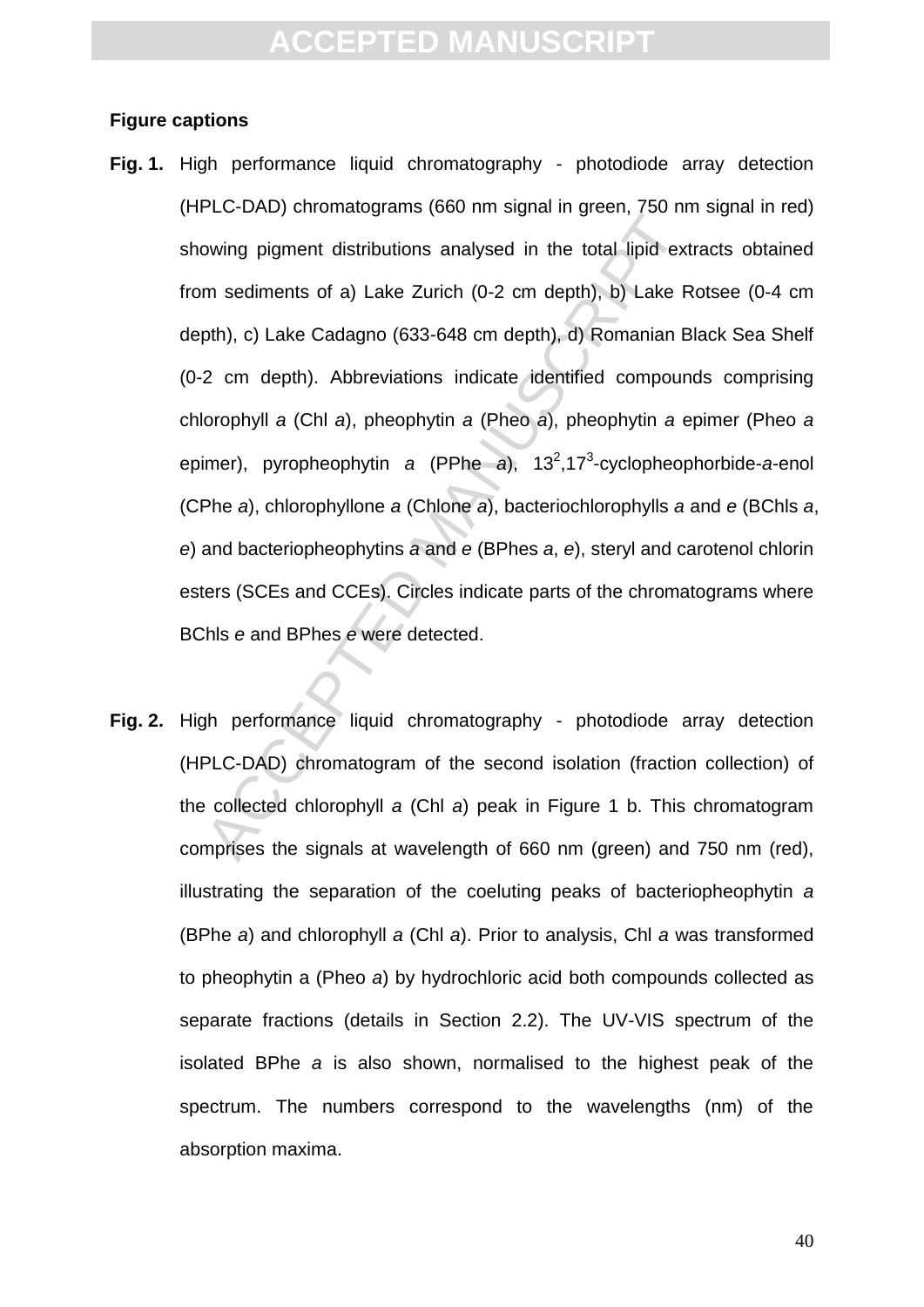**Figure captions**

**Fig. 1.** High performance liquid chromatography - photodiode array detection (HPLC-DAD) chromatograms (660 nm signal in green, 750 nm signal in red) showing pigment distributions analysed in the total lipid extracts obtained from sediments of a) Lake Zurich (0-2 cm depth), b) Lake Rotsee (0-4 cm depth), c) Lake Cadagno (633-648 cm depth), d) Romanian Black Sea Shelf (0-2 cm depth). Abbreviations indicate identified compounds comprising chlorophyll *a* (Chl *a*), pheophytin *a* (Pheo *a*), pheophytin *a* epimer (Pheo *a* epimer), pyropheophytin *a* (PPhe *a*), $13^2$,$17^3$-cyclopheophorbide-*a*-enol (CPhe *a*), chlorophyllone *a* (Chlone *a*), bacteriochlorophylls *a* and *e* (BChls *a*, *e*) and bacteriopheophytins *a* and *e* (BPhes *a*, *e*), steryl and carotenol chlorin esters (SCEs and CCEs). Circles indicate parts of the chromatograms where BChls *e* and BPhes *e* were detected.

**Fig. 2.** High performance liquid chromatography - photodiode array detection (HPLC-DAD) chromatogram of the second isolation (fraction collection) of the collected chlorophyll *a* (Chl *a*) peak in Figure 1 b. This chromatogram comprises the signals at wavelength of 660 nm (green) and 750 nm (red), illustrating the separation of the coeluting peaks of bacteriopheophytin *a* (BPhe *a*) and chlorophyll *a* (Chl *a*). Prior to analysis, Chl *a* was transformed to pheophytin a (Pheo *a*) by hydrochloric acid both compounds collected as separate fractions (details in Section 2.2). The UV-VIS spectrum of the isolated BPhe *a* is also shown, normalised to the highest peak of the spectrum. The numbers correspond to the wavelengths (nm) of the absorption maxima.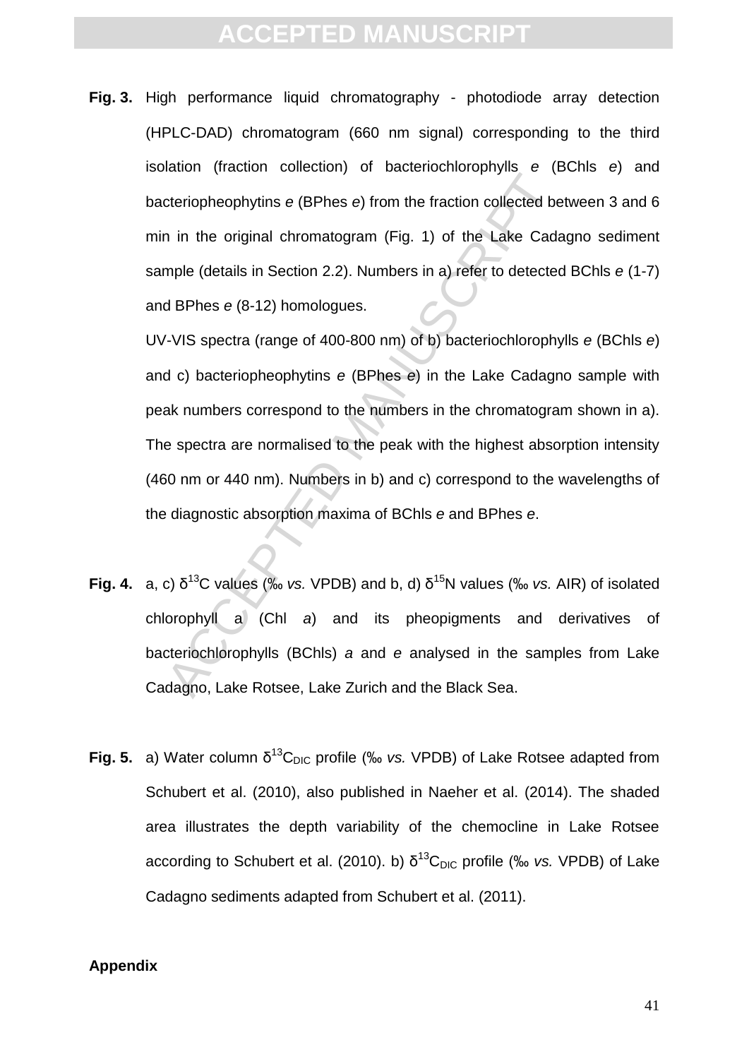**Fig. 3.** High performance liquid chromatography - photodiode array detection (HPLC-DAD) chromatogram (660 nm signal) corresponding to the third isolation (fraction collection) of bacteriochlorophylls *e* (BChls *e*) and bacteriopheophytins *e* (BPhes *e*) from the fraction collected between 3 and 6 min in the original chromatogram (Fig. 1) of the Lake Cadagno sediment sample (details in Section 2.2). Numbers in a) refer to detected BChls *e* (1-7) and BPhes *e* (8-12) homologues.

UV-VIS spectra (range of 400-800 nm) of b) bacteriochlorophylls *e* (BChls *e*) and c) bacteriopheophytins *e* (BPhes *e*) in the Lake Cadagno sample with peak numbers correspond to the numbers in the chromatogram shown in a). The spectra are normalised to the peak with the highest absorption intensity (460 nm or 440 nm). Numbers in b) and c) correspond to the wavelengths of the diagnostic absorption maxima of BChls *e* and BPhes *e*.

**Fig. 4.** a, c) $\delta^{13}C$ values (‰ *vs.* VPDB) and b, d) $\delta^{15}N$ values (‰ *vs.* AIR) of isolated chlorophyll a (Chl *a*) and its pheopigments and derivatives of bacteriochlorophylls (BChls) *a* and *e* analysed in the samples from Lake Cadagno, Lake Rotsee, Lake Zurich and the Black Sea.

**Fig. 5.** a) Water column $\delta^{13}C_{DIC}$ profile (‰ *vs.* VPDB) of Lake Rotsee adapted from Schubert et al. (2010), also published in Naeher et al. (2014). The shaded area illustrates the depth variability of the chemocline in Lake Rotsee according to Schubert et al. (2010). b) $\delta^{13}C_{DIC}$ profile (‰ *vs.* VPDB) of Lake Cadagno sediments adapted from Schubert et al. (2011).

**Appendix**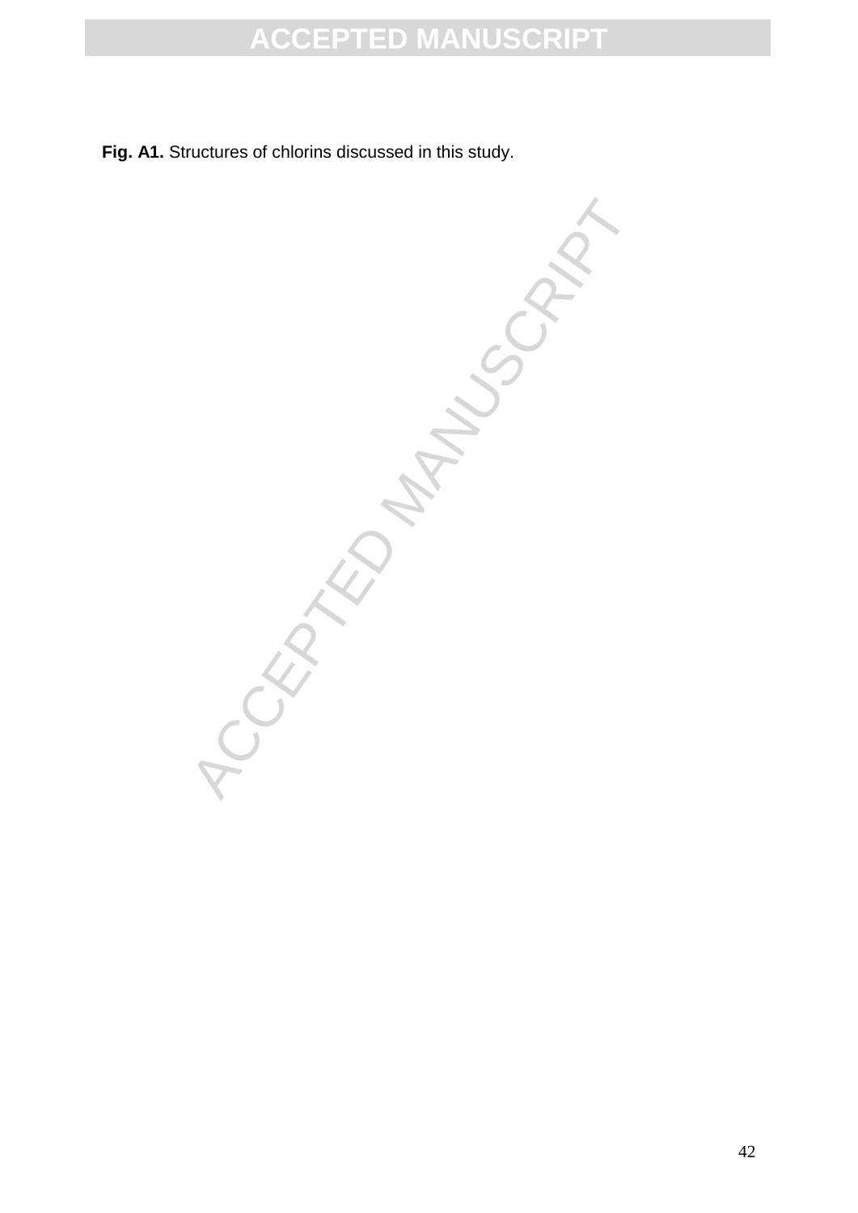**Fig. A1.** Structures of chlorins discussed in this study.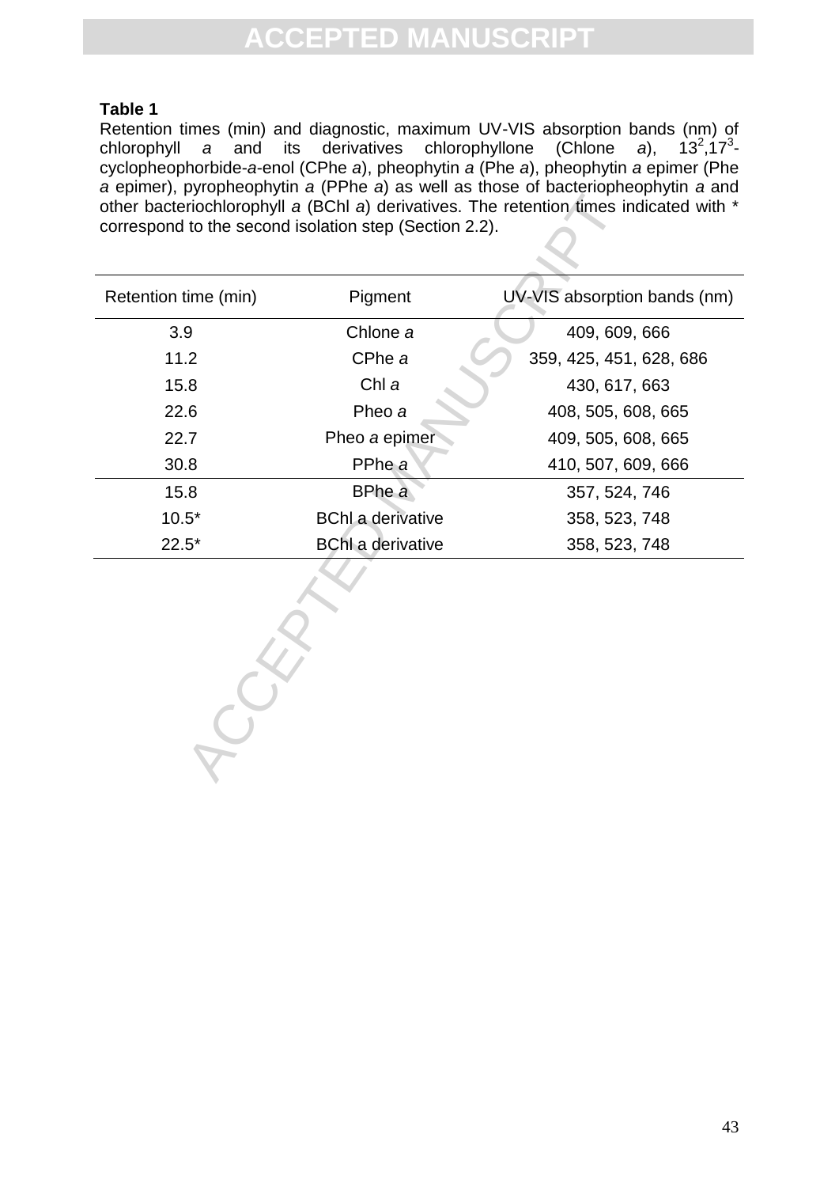**Table 1**

Retention times (min) and diagnostic, maximum UV-VIS absorption bands (nm) of chlorophyll *a* and its derivatives chlorophyllone (Chlone *a*), $13^2$,$17^3$-cyclopheophorbide-*a*-enol (CPhe *a*), pheophytin *a* (Phe *a*), pheophytin *a* epimer (Phe *a* epimer), pyropheophytin *a* (PPhe *a*) as well as those of bacteriopheophytin *a* and other bacteriochlorophyll *a* (BChl *a*) derivatives. The retention times indicated with * correspond to the second isolation step (Section 2.2).

| Retention time (min) | Pigment | UV-VIS absorption bands (nm) |
|---|---|---|
| 3.9 | Chlone *a* | 409, 609, 666 |
| 11.2 | CPhe *a* | 359, 425, 451, 628, 686 |
| 15.8 | Chl *a* | 430, 617, 663 |
| 22.6 | Pheo *a* | 408, 505, 608, 665 |
| 22.7 | Pheo *a* epimer | 409, 505, 608, 665 |
| 30.8 | PPhe *a* | 410, 507, 609, 666 |
| 15.8 | BPhe *a* | 357, 524, 746 |
| 10.5* | BChl a derivative | 358, 523, 748 |
| 22.5* | BChl a derivative | 358, 523, 748 |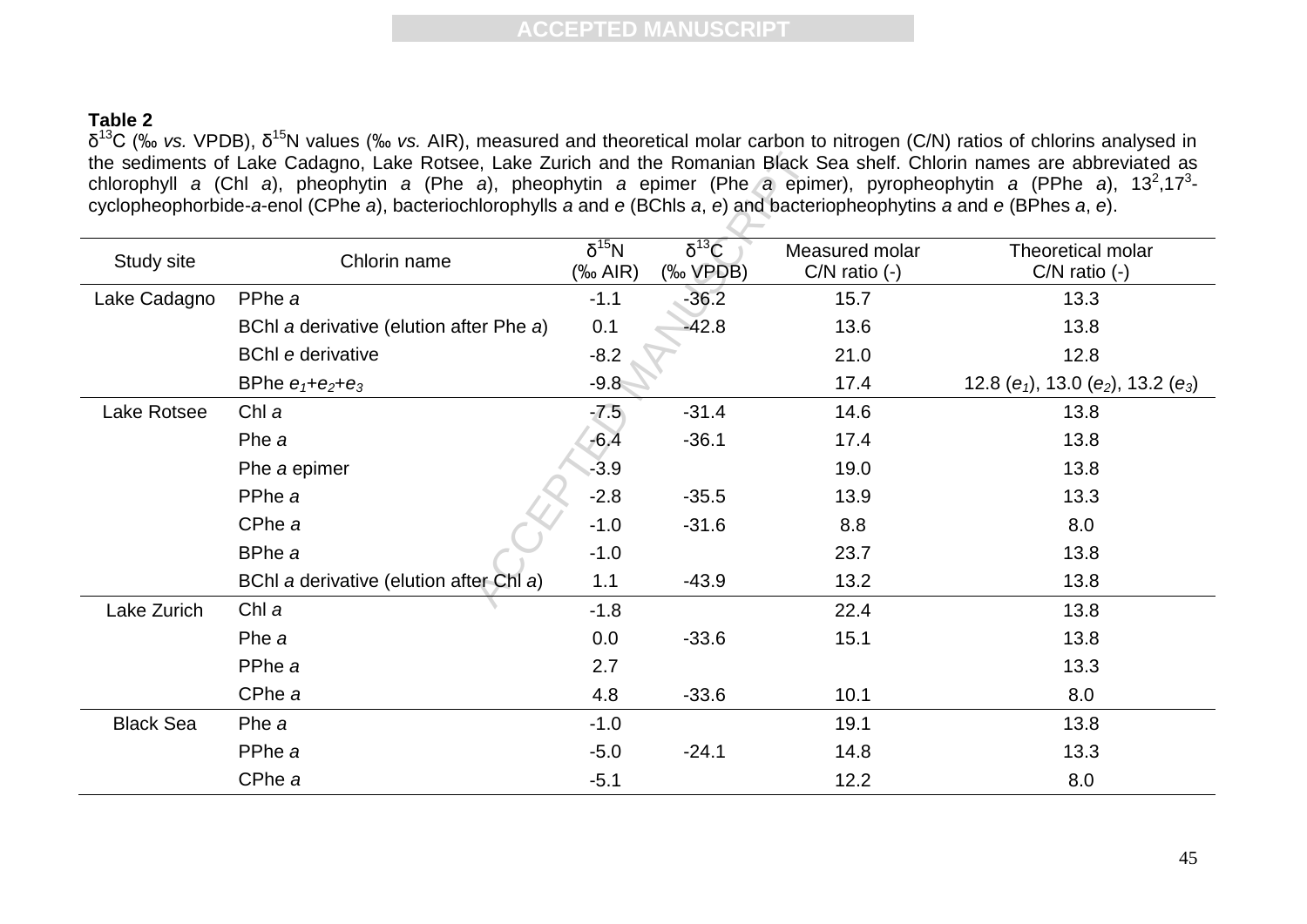**Table 2**

$\delta^{13}C$ (‰ *vs.* VPDB), $\delta^{15}N$ values (‰ *vs.* AIR), measured and theoretical molar carbon to nitrogen (C/N) ratios of chlorins analysed in the sediments of Lake Cadagno, Lake Rotsee, Lake Zurich and the Romanian Black Sea shelf. Chlorin names are abbreviated as chlorophyll *a* (Chl *a*), pheophytin *a* (Phe *a*), pheophytin *a* epimer (Phe *a* epimer), pyropheophytin *a* (PPhe *a*), $13^2,17^3$-cyclopheophorbide-*a*-enol (CPhe *a*), bacteriochlorophylls *a* and *e* (BChls *a*, *e*) and bacteriopheophytins *a* and *e* (BPhes *a*, *e*).

| Study site | Chlorin name | $\delta^{15}N$ (‰ AIR) | $\delta^{13}C$ (‰ VPDB) | Measured molar C/N ratio (-) | Theoretical molar C/N ratio (-) |
|---|---|---|---|---|---|
| Lake Cadagno | PPhe *a* | -1.1 | -36.2 | 15.7 | 13.3 |
| | BChl *a* derivative (elution after Phe *a*) | 0.1 | -42.8 | 13.6 | 13.8 |
| | BChl *e* derivative | -8.2 | | 21.0 | 12.8 |
| | BPhe $e_1$+$e_2$+$e_3$ | -9.8 | | 17.4 | 12.8 ($e_1$), 13.0 ($e_2$), 13.2 ($e_3$) |
| Lake Rotsee | Chl *a* | -7.5 | -31.4 | 14.6 | 13.8 |
| | Phe *a* | -6.4 | -36.1 | 17.4 | 13.8 |
| | Phe *a* epimer | -3.9 | | 19.0 | 13.8 |
| | PPhe *a* | -2.8 | -35.5 | 13.9 | 13.3 |
| | CPhe *a* | -1.0 | -31.6 | 8.8 | 8.0 |
| | BPhe *a* | -1.0 | | 23.7 | 13.8 |
| | BChl *a* derivative (elution after Chl *a*) | 1.1 | -43.9 | 13.2 | 13.8 |
| Lake Zurich | Chl *a* | -1.8 | | 22.4 | 13.8 |
| | Phe *a* | 0.0 | -33.6 | 15.1 | 13.8 |
| | PPhe *a* | 2.7 | | | 13.3 |
| | CPhe *a* | 4.8 | -33.6 | 10.1 | 8.0 |
| Black Sea | Phe *a* | -1.0 | | 19.1 | 13.8 |
| | PPhe *a* | -5.0 | -24.1 | 14.8 | 13.3 |
| | CPhe *a* | -5.1 | | 12.2 | 8.0 |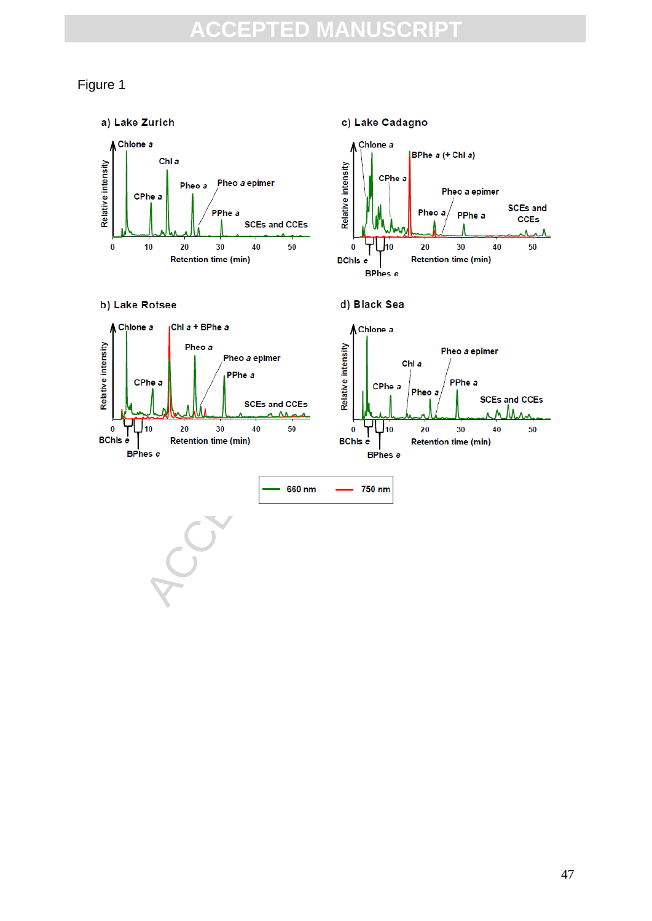Figure 1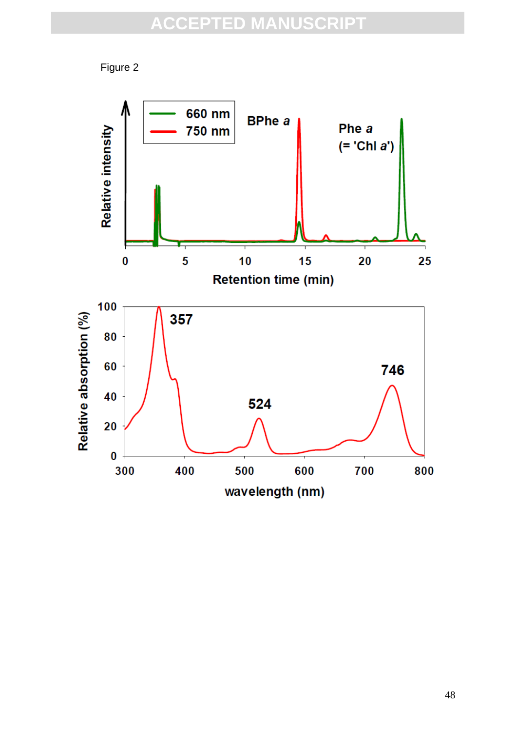Figure 2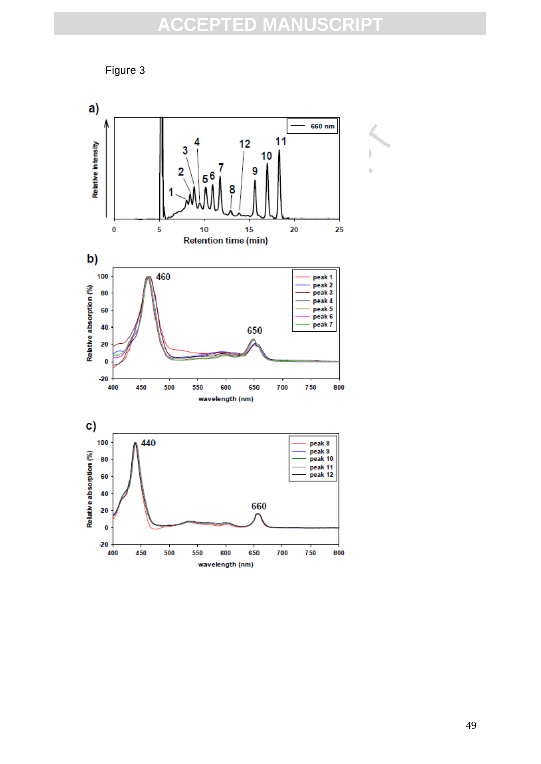Figure 3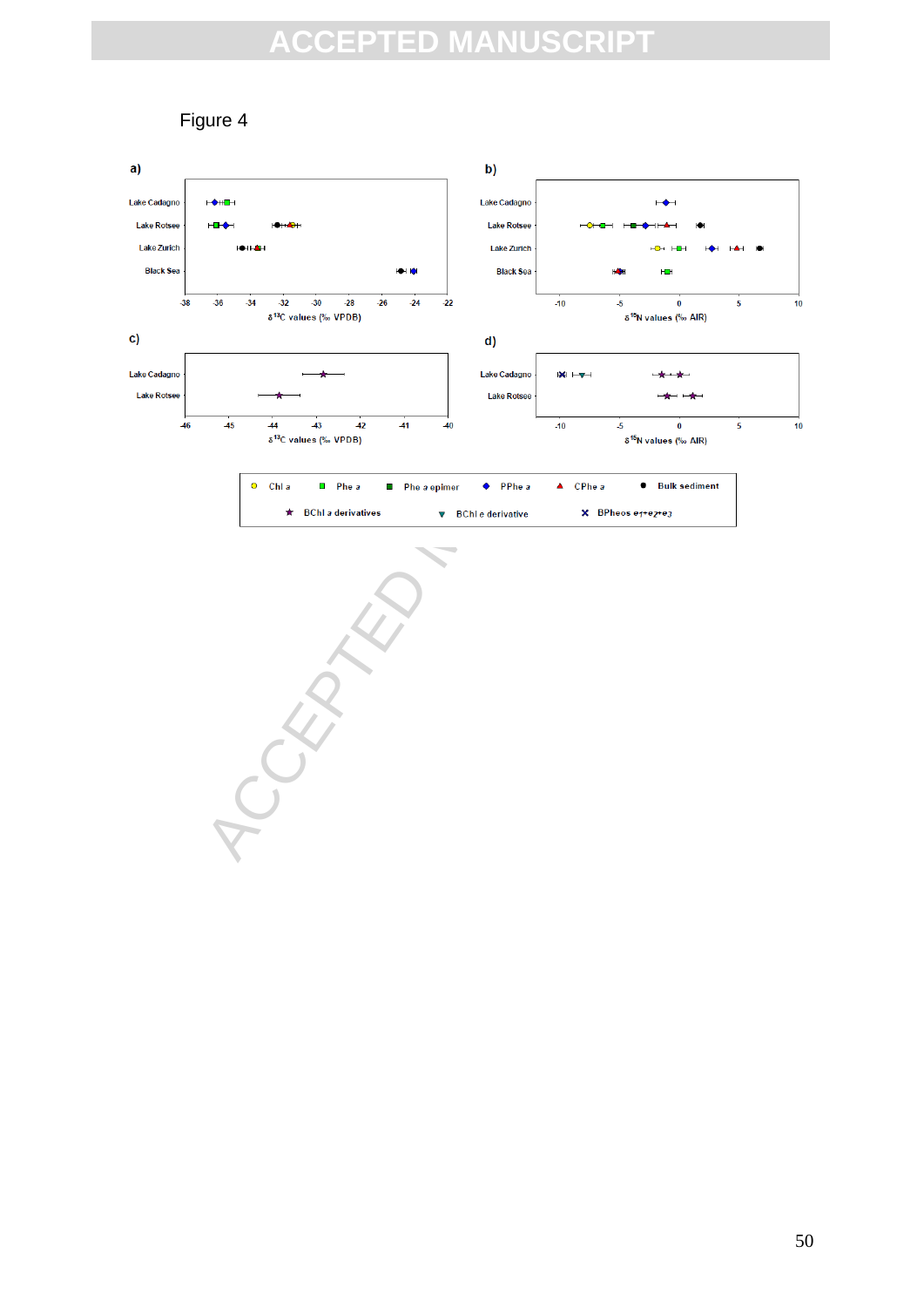Figure 4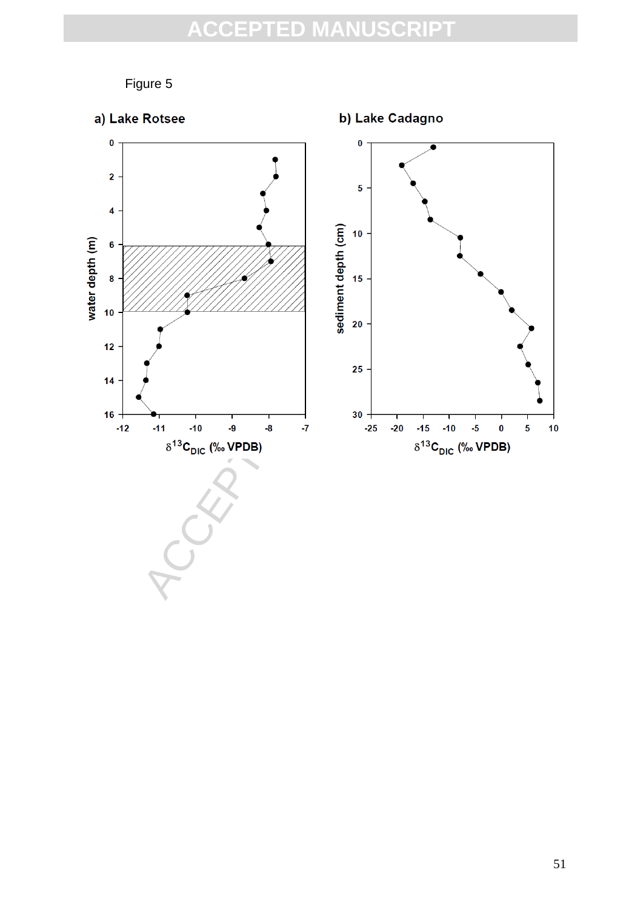Figure 5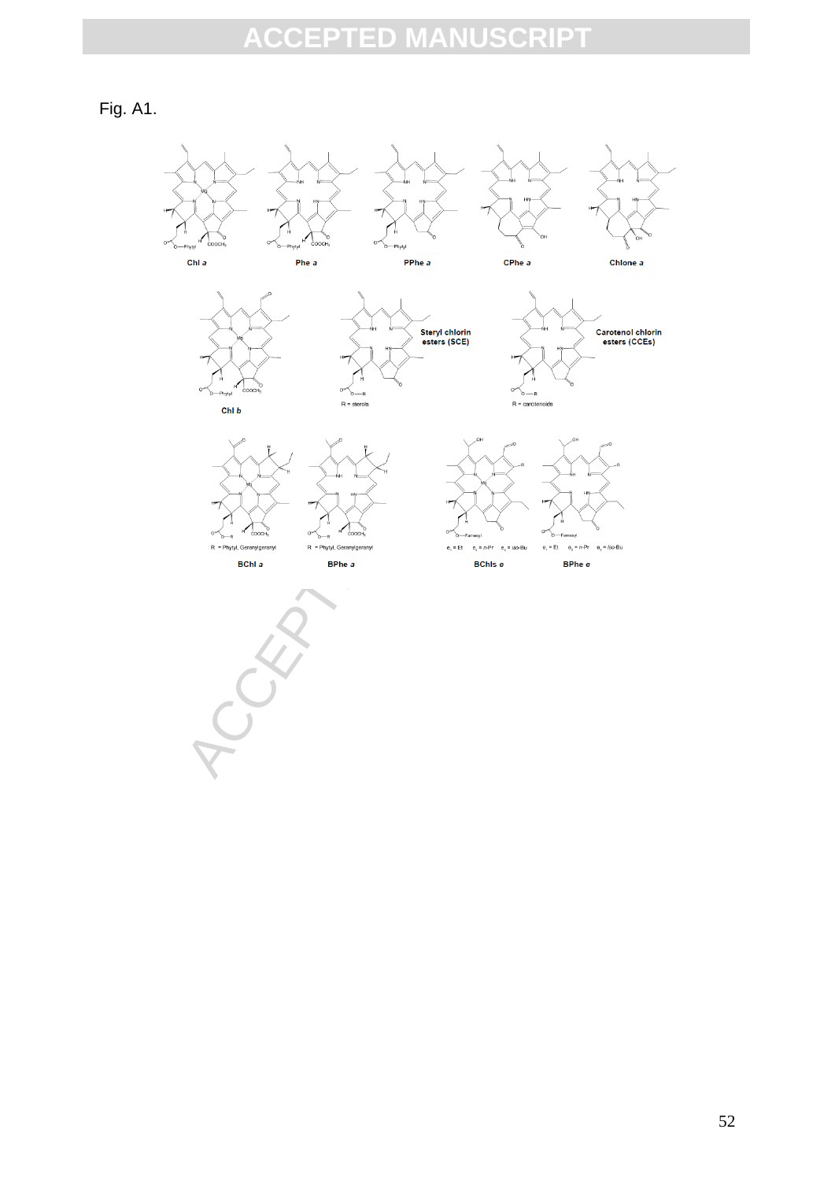Fig. A1.

Chl *a*

Phe *a*

PPhe *a*

CPhe *a*

Chlone *a*

Chl *b*

Steryl chlorin esters (SCE)

R = sterols

Carotenol chlorin esters (CCEs)

R = carotenoids

R = Phytyl, Geranylgeranyl

BChl *a*

R = Phytyl, Geranylgeranyl

BPhe *a*

$e_1$ = Et $e_2$ = *n*-Pr $e_3$ = *iso*-Bu

BChls *e*

$e_1$ = Et $e_2$ = *n*-Pr $e_3$ = *iso*-Bu

BPhe *e*